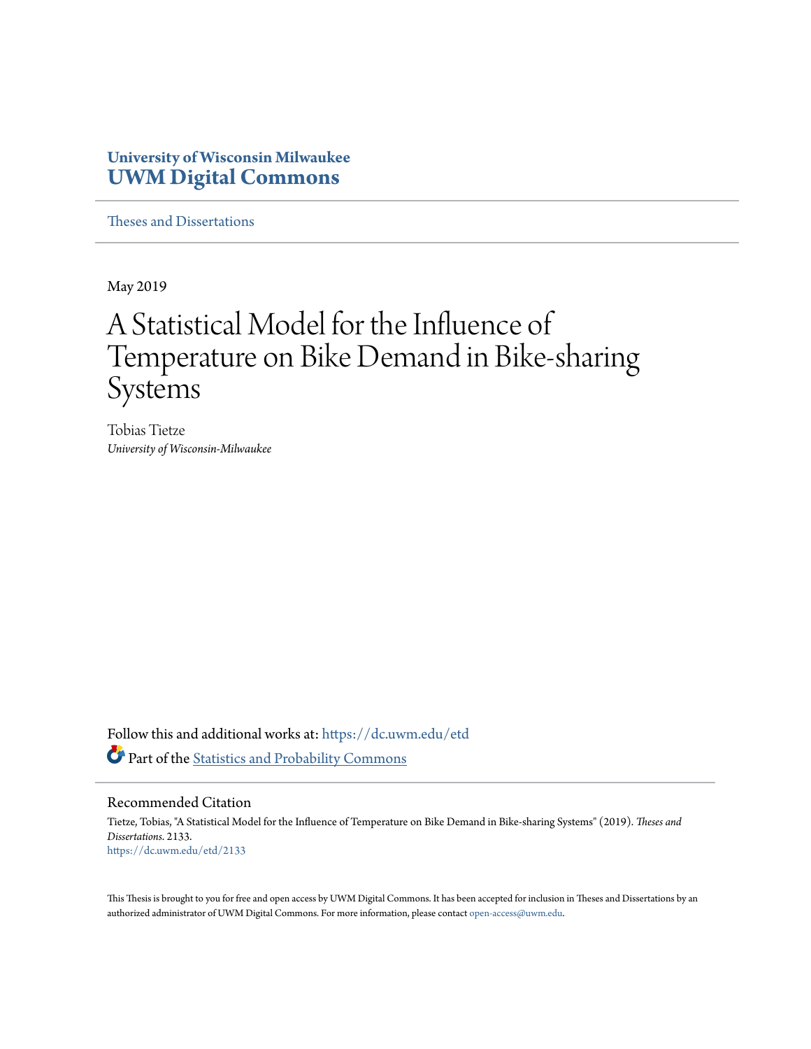**University of Wisconsin Milwaukee**
**UWM Digital Commons**

Theses and Dissertations

May 2019

# A Statistical Model for the Influence of Temperature on Bike Demand in Bike-sharing Systems

Tobias Tietze
*University of Wisconsin-Milwaukee*

Follow this and additional works at: https://dc.uwm.edu/etd

Part of the Statistics and Probability Commons

## Recommended Citation

Tietze, Tobias, "A Statistical Model for the Influence of Temperature on Bike Demand in Bike-sharing Systems" (2019). *Theses and Dissertations*. 2133.
https://dc.uwm.edu/etd/2133

This Thesis is brought to you for free and open access by UWM Digital Commons. It has been accepted for inclusion in Theses and Dissertations by an authorized administrator of UWM Digital Commons. For more information, please contact open-access@uwm.edu.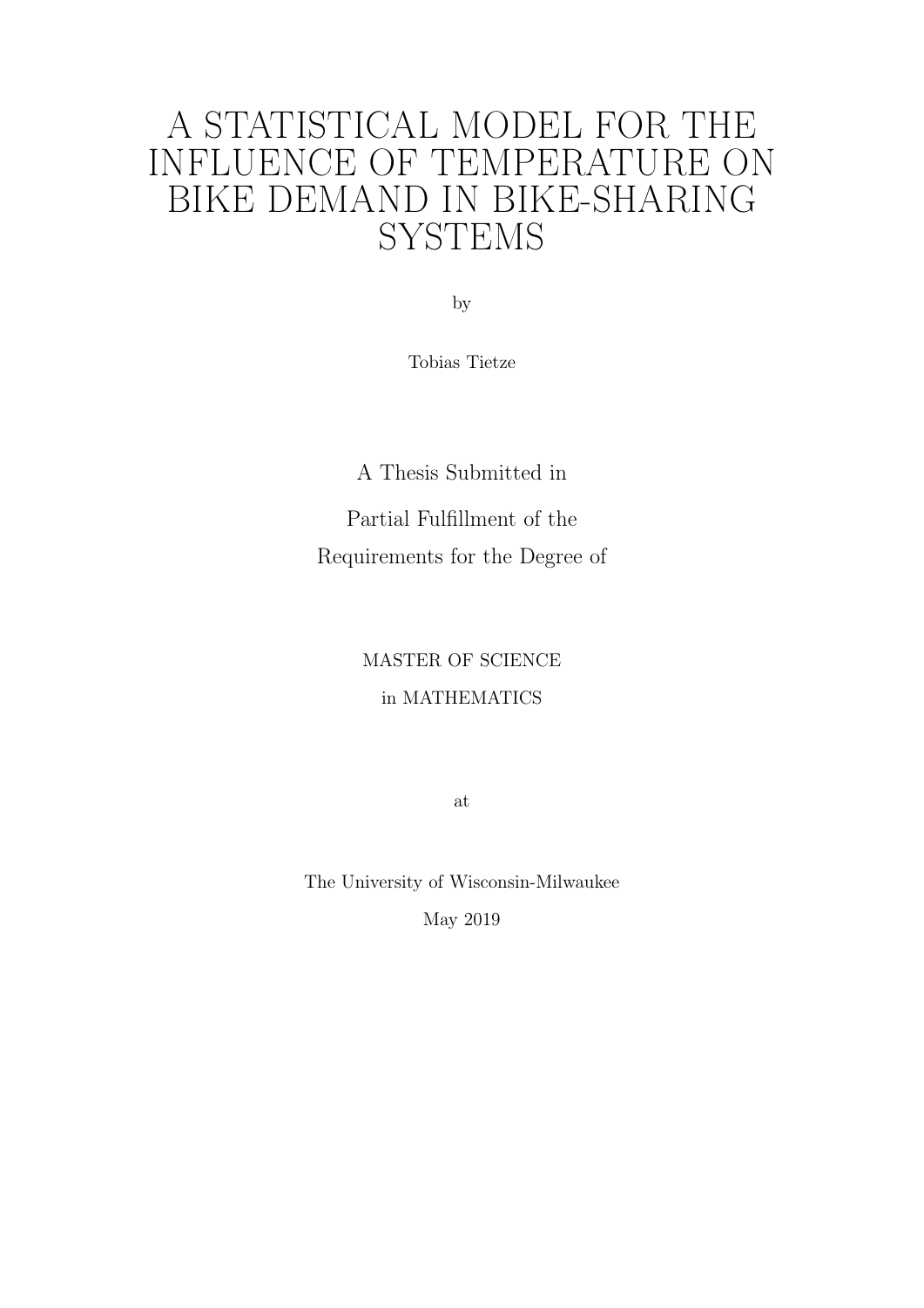# A STATISTICAL MODEL FOR THE INFLUENCE OF TEMPERATURE ON BIKE DEMAND IN BIKE-SHARING SYSTEMS

by

Tobias Tietze

A Thesis Submitted in

Partial Fulfillment of the

Requirements for the Degree of

MASTER OF SCIENCE

in MATHEMATICS

at

The University of Wisconsin-Milwaukee

May 2019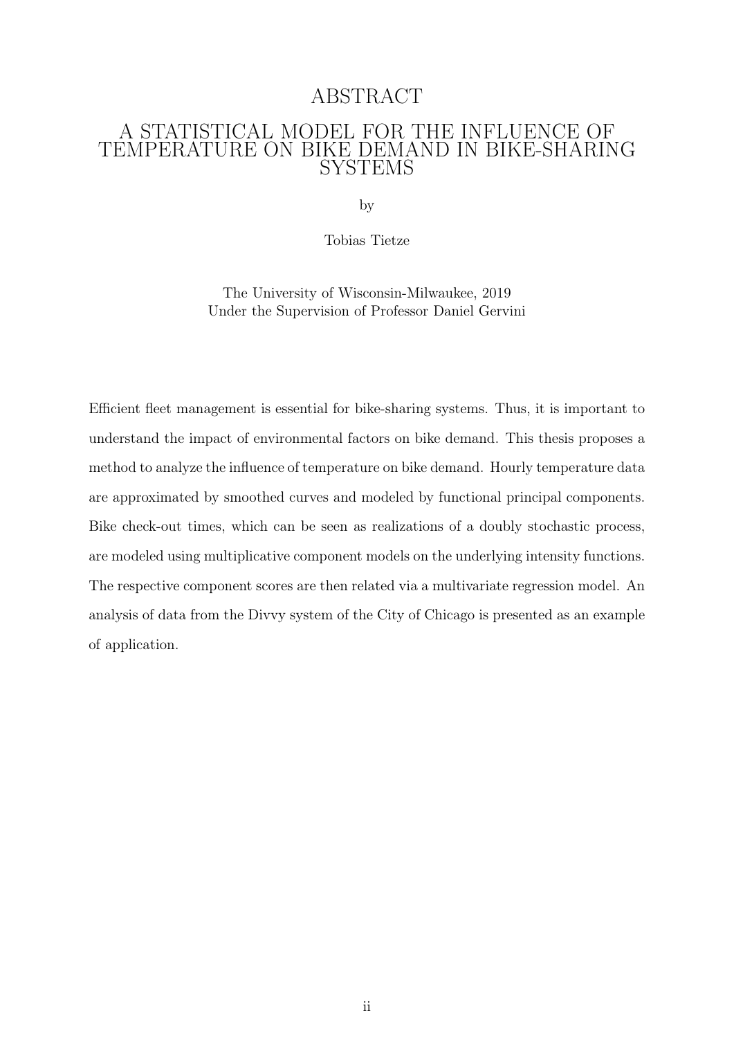# ABSTRACT

## A STATISTICAL MODEL FOR THE INFLUENCE OF TEMPERATURE ON BIKE DEMAND IN BIKE-SHARING SYSTEMS

by

Tobias Tietze

The University of Wisconsin-Milwaukee, 2019
Under the Supervision of Professor Daniel Gervini

Efficient fleet management is essential for bike-sharing systems. Thus, it is important to understand the impact of environmental factors on bike demand. This thesis proposes a method to analyze the influence of temperature on bike demand. Hourly temperature data are approximated by smoothed curves and modeled by functional principal components. Bike check-out times, which can be seen as realizations of a doubly stochastic process, are modeled using multiplicative component models on the underlying intensity functions. The respective component scores are then related via a multivariate regression model. An analysis of data from the Divvy system of the City of Chicago is presented as an example of application.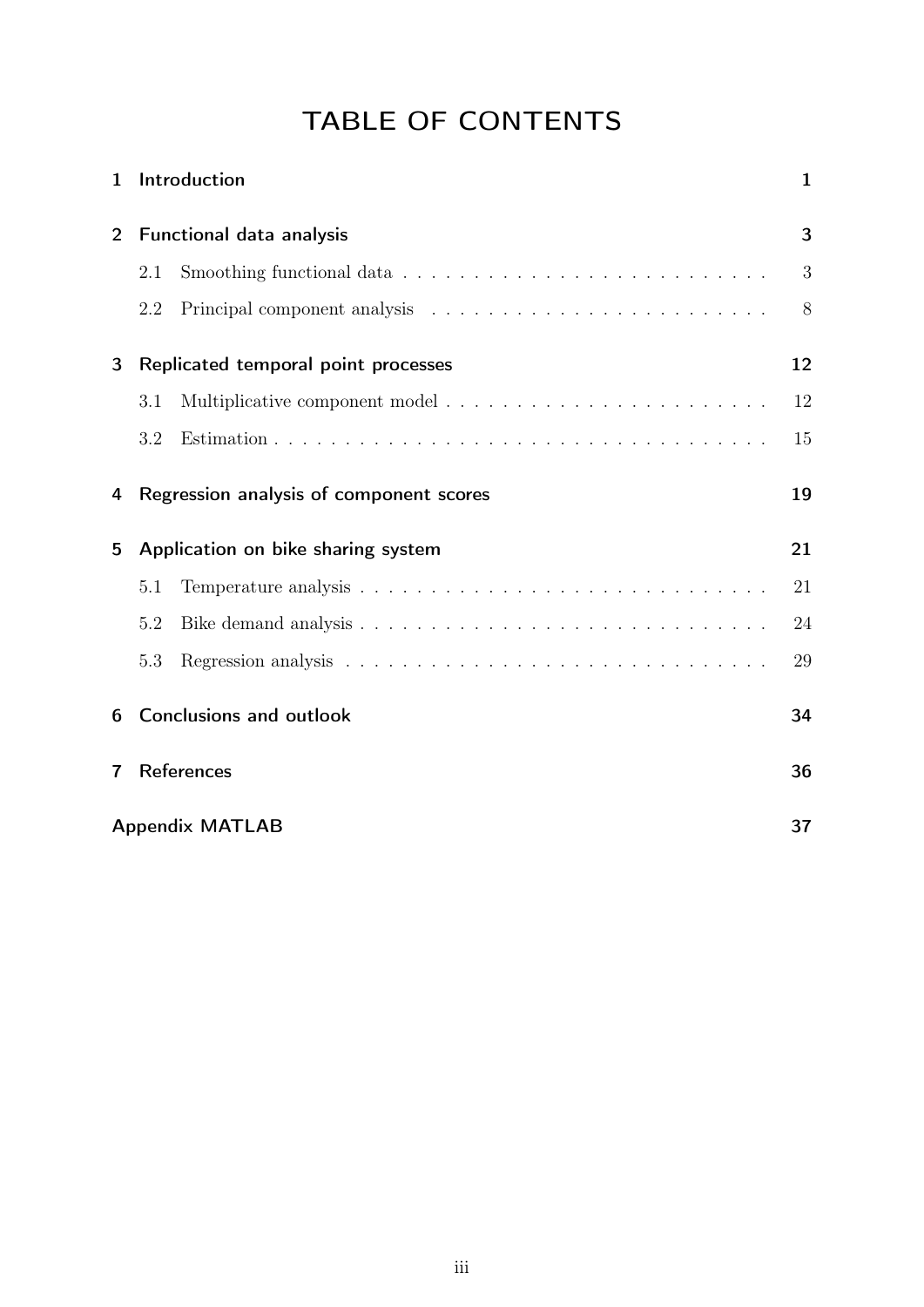# TABLE OF CONTENTS

1 Introduction 1

2 Functional data analysis 3

- 2.1 Smoothing functional data 3
- 2.2 Principal component analysis 8

3 Replicated temporal point processes 12

- 3.1 Multiplicative component model 12
- 3.2 Estimation 15

4 Regression analysis of component scores 19

5 Application on bike sharing system 21

- 5.1 Temperature analysis 21
- 5.2 Bike demand analysis 24
- 5.3 Regression analysis 29

6 Conclusions and outlook 34

7 References 36

Appendix MATLAB 37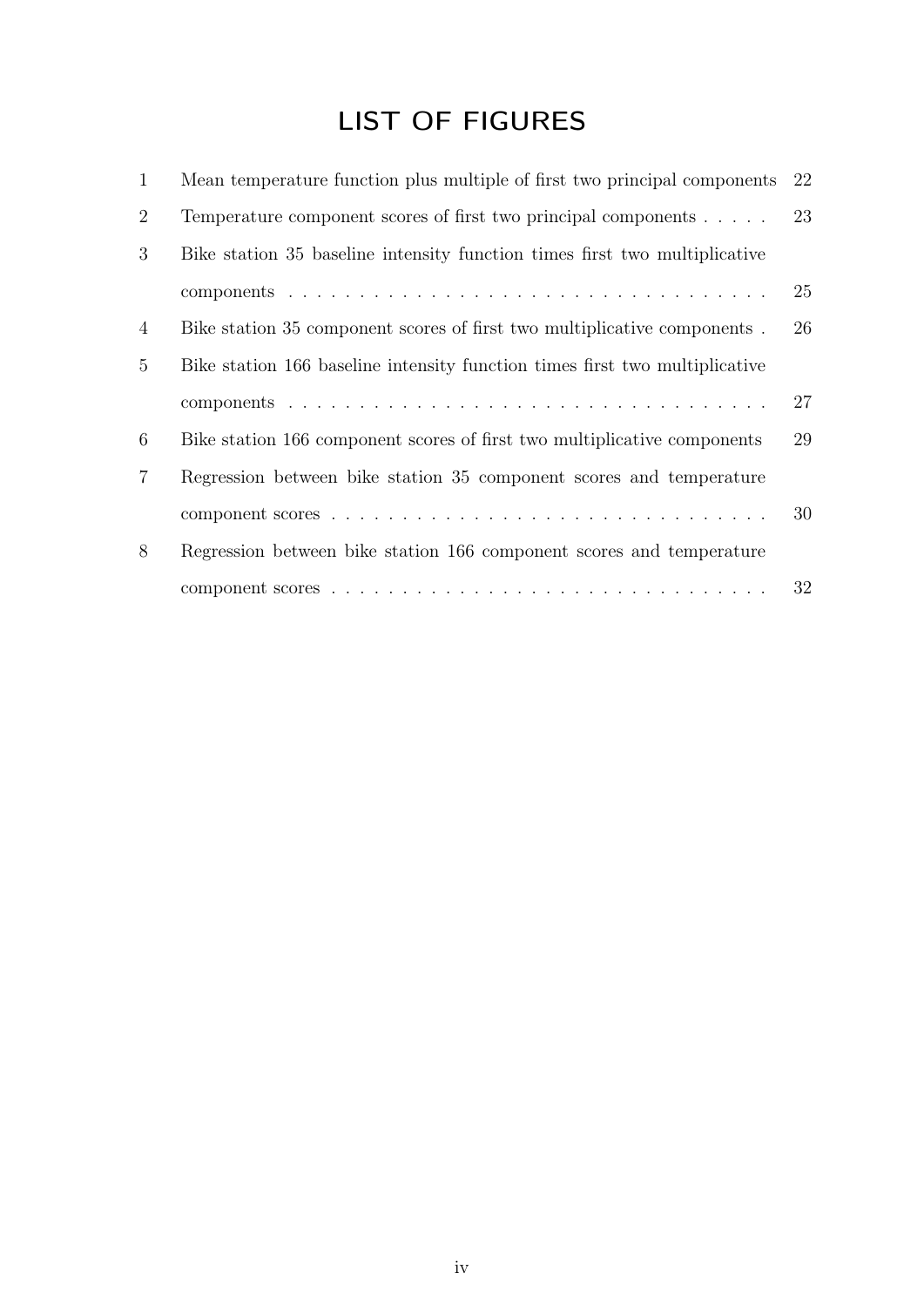# LIST OF FIGURES

| | | |
|---|---|---|
| 1 | Mean temperature function plus multiple of first two principal components | 22 |
| 2 | Temperature component scores of first two principal components | 23 |
| 3 | Bike station 35 baseline intensity function times first two multiplicative components | 25 |
| 4 | Bike station 35 component scores of first two multiplicative components | 26 |
| 5 | Bike station 166 baseline intensity function times first two multiplicative components | 27 |
| 6 | Bike station 166 component scores of first two multiplicative components | 29 |
| 7 | Regression between bike station 35 component scores and temperature component scores | 30 |
| 8 | Regression between bike station 166 component scores and temperature component scores | 32 |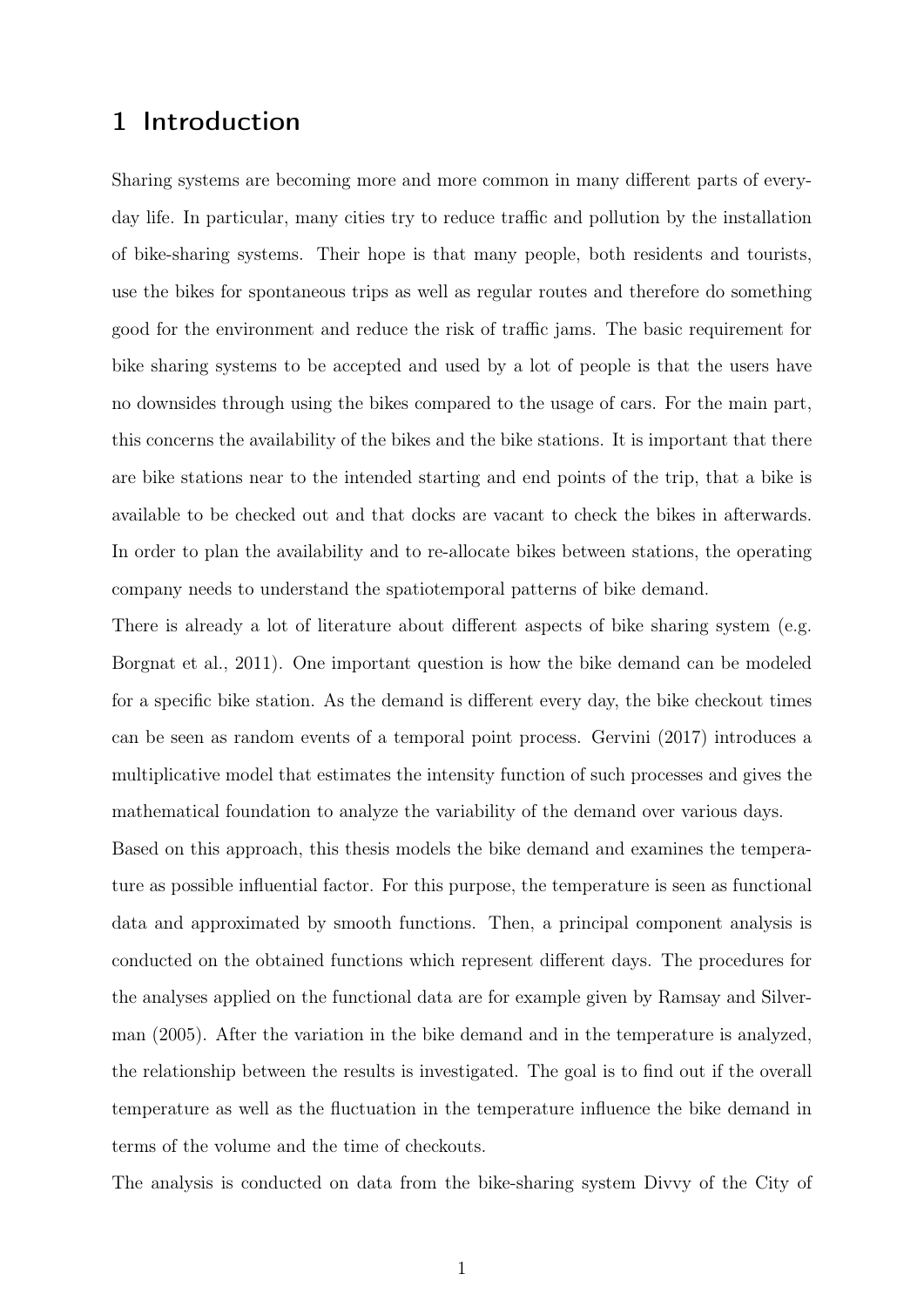# 1 Introduction

Sharing systems are becoming more and more common in many different parts of everyday life. In particular, many cities try to reduce traffic and pollution by the installation of bike-sharing systems. Their hope is that many people, both residents and tourists, use the bikes for spontaneous trips as well as regular routes and therefore do something good for the environment and reduce the risk of traffic jams. The basic requirement for bike sharing systems to be accepted and used by a lot of people is that the users have no downsides through using the bikes compared to the usage of cars. For the main part, this concerns the availability of the bikes and the bike stations. It is important that there are bike stations near to the intended starting and end points of the trip, that a bike is available to be checked out and that docks are vacant to check the bikes in afterwards. In order to plan the availability and to re-allocate bikes between stations, the operating company needs to understand the spatiotemporal patterns of bike demand.

There is already a lot of literature about different aspects of bike sharing system (e.g. Borgnat et al., 2011). One important question is how the bike demand can be modeled for a specific bike station. As the demand is different every day, the bike checkout times can be seen as random events of a temporal point process. Gervini (2017) introduces a multiplicative model that estimates the intensity function of such processes and gives the mathematical foundation to analyze the variability of the demand over various days.

Based on this approach, this thesis models the bike demand and examines the temperature as possible influential factor. For this purpose, the temperature is seen as functional data and approximated by smooth functions. Then, a principal component analysis is conducted on the obtained functions which represent different days. The procedures for the analyses applied on the functional data are for example given by Ramsay and Silverman (2005). After the variation in the bike demand and in the temperature is analyzed, the relationship between the results is investigated. The goal is to find out if the overall temperature as well as the fluctuation in the temperature influence the bike demand in terms of the volume and the time of checkouts.

The analysis is conducted on data from the bike-sharing system Divvy of the City of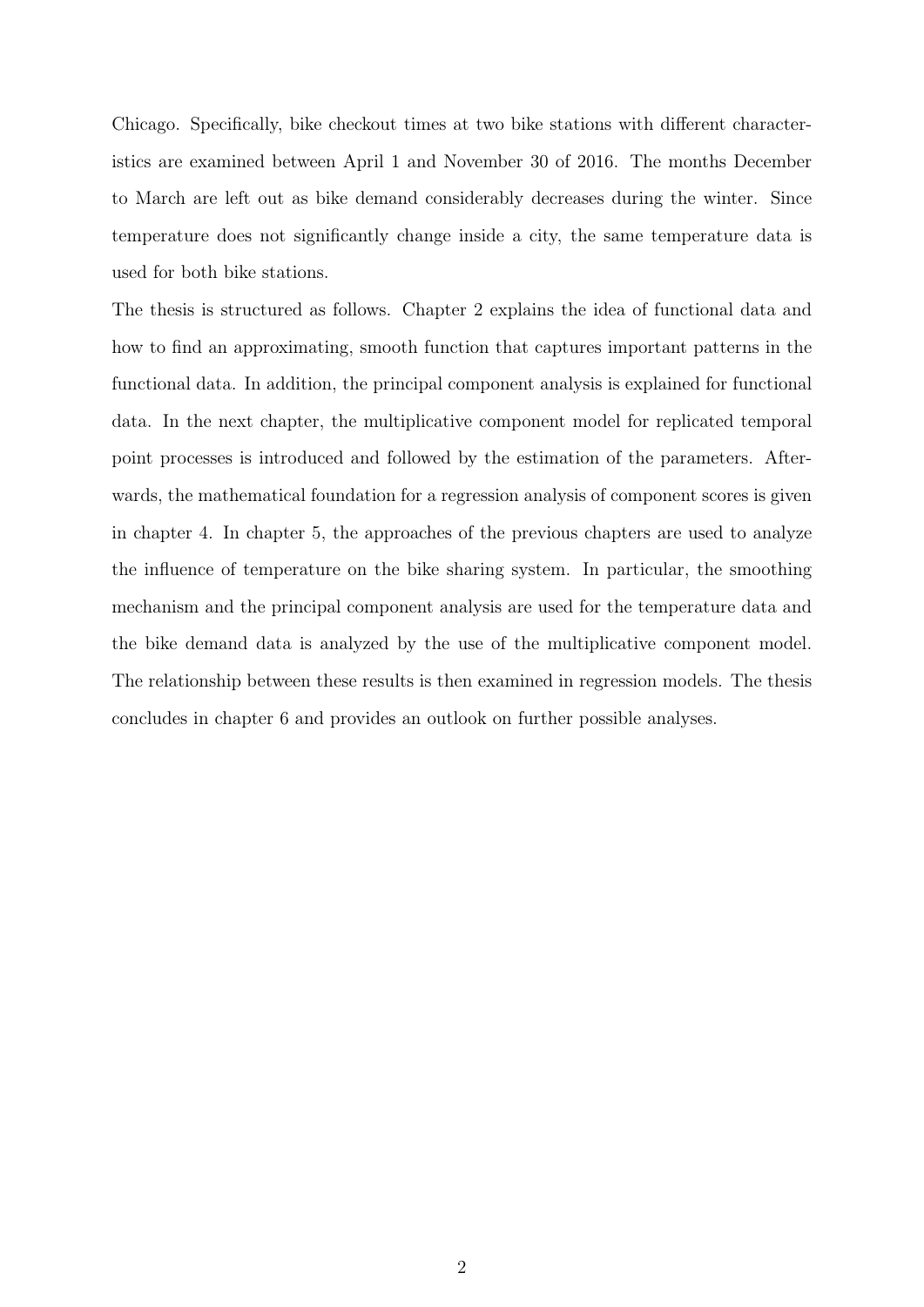Chicago. Specifically, bike checkout times at two bike stations with different characteristics are examined between April 1 and November 30 of 2016. The months December to March are left out as bike demand considerably decreases during the winter. Since temperature does not significantly change inside a city, the same temperature data is used for both bike stations.

The thesis is structured as follows. Chapter 2 explains the idea of functional data and how to find an approximating, smooth function that captures important patterns in the functional data. In addition, the principal component analysis is explained for functional data. In the next chapter, the multiplicative component model for replicated temporal point processes is introduced and followed by the estimation of the parameters. Afterwards, the mathematical foundation for a regression analysis of component scores is given in chapter 4. In chapter 5, the approaches of the previous chapters are used to analyze the influence of temperature on the bike sharing system. In particular, the smoothing mechanism and the principal component analysis are used for the temperature data and the bike demand data is analyzed by the use of the multiplicative component model. The relationship between these results is then examined in regression models. The thesis concludes in chapter 6 and provides an outlook on further possible analyses.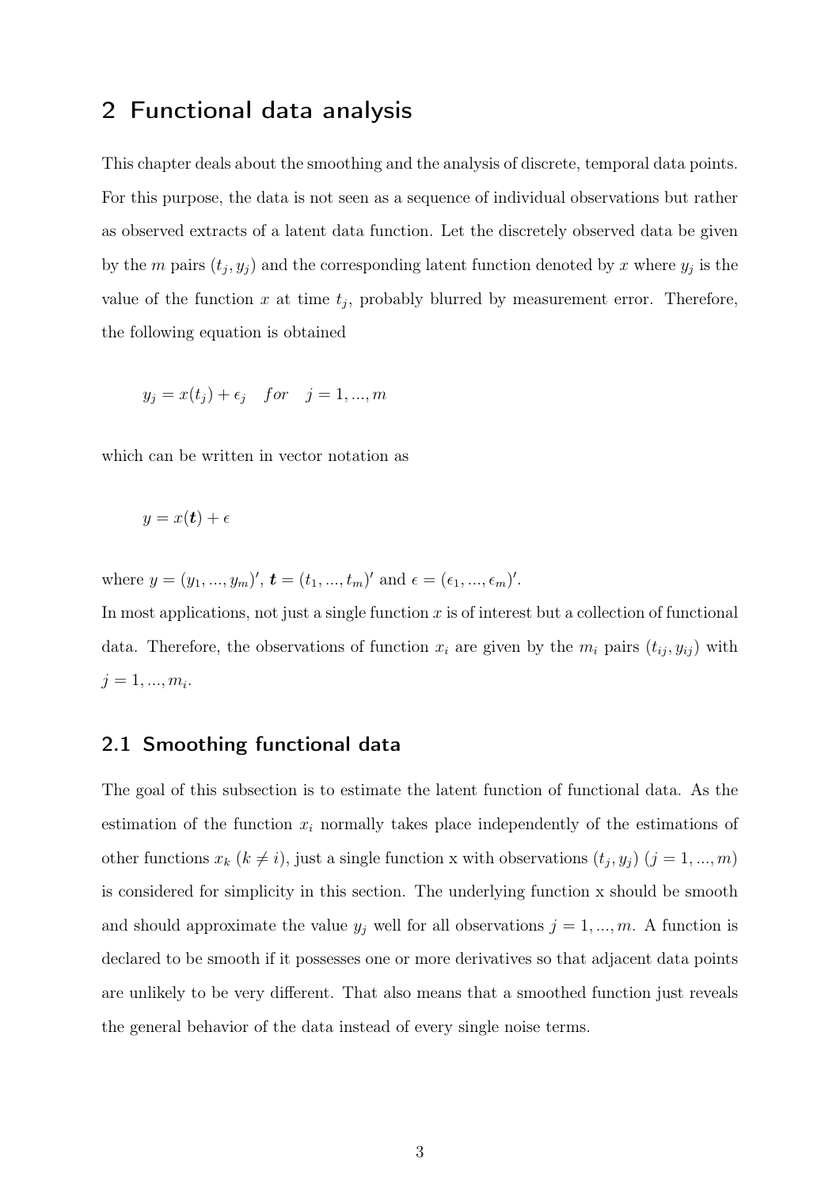# 2 Functional data analysis

This chapter deals about the smoothing and the analysis of discrete, temporal data points. For this purpose, the data is not seen as a sequence of individual observations but rather as observed extracts of a latent data function. Let the discretely observed data be given by the $m$ pairs $(t_j, y_j)$ and the corresponding latent function denoted by $x$ where $y_j$ is the value of the function $x$ at time $t_j$, probably blurred by measurement error. Therefore, the following equation is obtained

$$y_j = x(t_j) + \epsilon_j \quad for \quad j = 1, ..., m$$

which can be written in vector notation as

$$y = x(\boldsymbol{t}) + \epsilon$$

where $y = (y_1, ..., y_m)'$, $\boldsymbol{t} = (t_1, ..., t_m)'$ and $\epsilon = (\epsilon_1, ..., \epsilon_m)'$.

In most applications, not just a single function $x$ is of interest but a collection of functional data. Therefore, the observations of function $x_i$ are given by the $m_i$ pairs $(t_{ij}, y_{ij})$ with $j = 1, ..., m_i$.

## 2.1 Smoothing functional data

The goal of this subsection is to estimate the latent function of functional data. As the estimation of the function $x_i$ normally takes place independently of the estimations of other functions $x_k$ $(k \neq i)$, just a single function x with observations $(t_j, y_j)$ $(j = 1, ..., m)$ is considered for simplicity in this section. The underlying function x should be smooth and should approximate the value $y_j$ well for all observations $j = 1, ..., m$. A function is declared to be smooth if it possesses one or more derivatives so that adjacent data points are unlikely to be very different. That also means that a smoothed function just reveals the general behavior of the data instead of every single noise terms.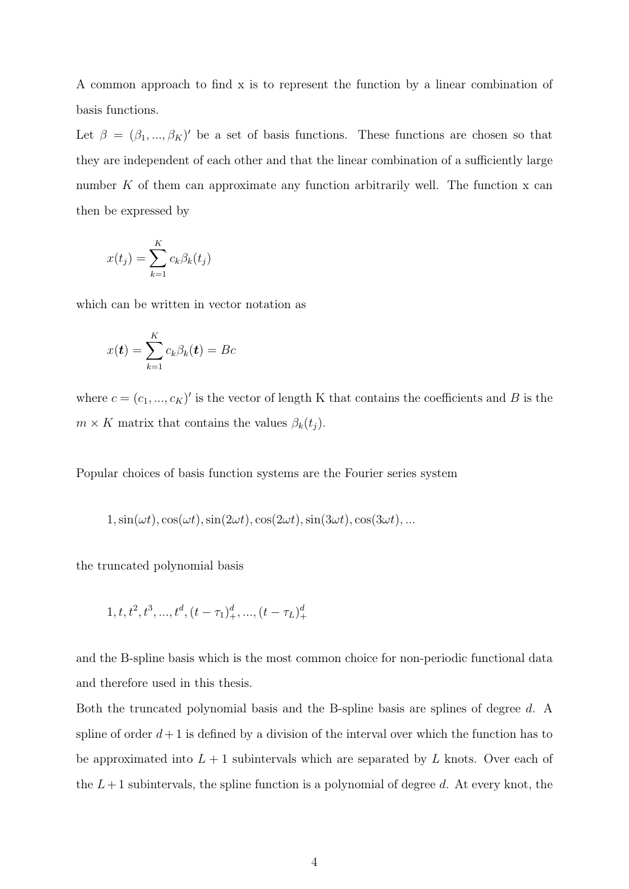A common approach to find x is to represent the function by a linear combination of basis functions.

Let $\beta = (\beta_1, ..., \beta_K)'$ be a set of basis functions. These functions are chosen so that they are independent of each other and that the linear combination of a sufficiently large number $K$ of them can approximate any function arbitrarily well. The function x can then be expressed by

$$x(t_j) = \sum_{k=1}^{K} c_k \beta_k(t_j)$$

which can be written in vector notation as

$$x(\boldsymbol{t}) = \sum_{k=1}^{K} c_k \beta_k(\boldsymbol{t}) = Bc$$

where $c = (c_1, ..., c_K)'$ is the vector of length K that contains the coefficients and $B$ is the $m \times K$ matrix that contains the values $\beta_k(t_j)$.

Popular choices of basis function systems are the Fourier series system

$$1, \sin(\omega t), \cos(\omega t), \sin(2\omega t), \cos(2\omega t), \sin(3\omega t), \cos(3\omega t), ...$$

the truncated polynomial basis

$$1, t, t^2, t^3, ..., t^d, (t - \tau_1)_+^d, ..., (t - \tau_L)_+^d$$

and the B-spline basis which is the most common choice for non-periodic functional data and therefore used in this thesis.

Both the truncated polynomial basis and the B-spline basis are splines of degree $d$. A spline of order $d+1$ is defined by a division of the interval over which the function has to be approximated into $L+1$ subintervals which are separated by $L$ knots. Over each of the $L+1$ subintervals, the spline function is a polynomial of degree $d$. At every knot, the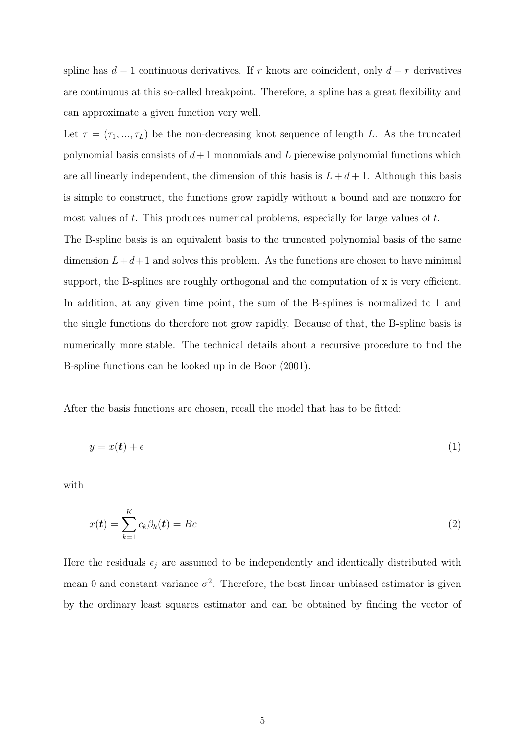spline has $d-1$ continuous derivatives. If $r$ knots are coincident, only $d-r$ derivatives are continuous at this so-called breakpoint. Therefore, a spline has a great flexibility and can approximate a given function very well.

Let $\tau = (\tau_1, ..., \tau_L)$ be the non-decreasing knot sequence of length $L$. As the truncated polynomial basis consists of $d+1$ monomials and $L$ piecewise polynomial functions which are all linearly independent, the dimension of this basis is $L+d+1$. Although this basis is simple to construct, the functions grow rapidly without a bound and are nonzero for most values of $t$. This produces numerical problems, especially for large values of $t$.

The B-spline basis is an equivalent basis to the truncated polynomial basis of the same dimension $L+d+1$ and solves this problem. As the functions are chosen to have minimal support, the B-splines are roughly orthogonal and the computation of x is very efficient. In addition, at any given time point, the sum of the B-splines is normalized to 1 and the single functions do therefore not grow rapidly. Because of that, the B-spline basis is numerically more stable. The technical details about a recursive procedure to find the B-spline functions can be looked up in de Boor (2001).

After the basis functions are chosen, recall the model that has to be fitted:

$$y = x(\boldsymbol{t}) + \epsilon \tag{1}$$

with

$$x(\boldsymbol{t}) = \sum_{k=1}^{K} c_k \beta_k(\boldsymbol{t}) = Bc \tag{2}$$

Here the residuals $\epsilon_j$ are assumed to be independently and identically distributed with mean 0 and constant variance $\sigma^2$. Therefore, the best linear unbiased estimator is given by the ordinary least squares estimator and can be obtained by finding the vector of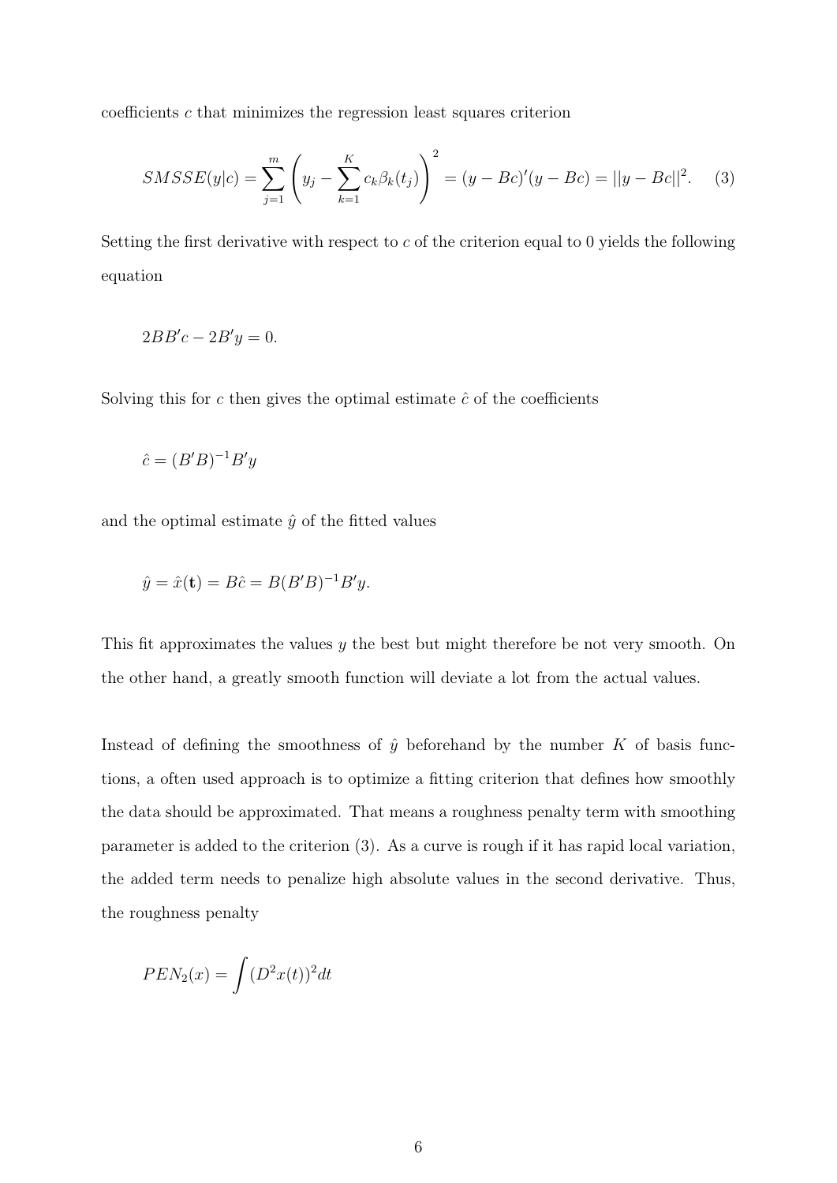coefficients $c$ that minimizes the regression least squares criterion

$$SMSSE(y|c) = \sum_{j=1}^{m} \left( y_j - \sum_{k=1}^{K} c_k \beta_k(t_j) \right)^2 = (y - Bc)'(y - Bc) = ||y - Bc||^2. \quad (3)$$

Setting the first derivative with respect to $c$ of the criterion equal to 0 yields the following equation

$$2BB'c - 2B'y = 0.$$

Solving this for $c$ then gives the optimal estimate $\hat{c}$ of the coefficients

$$\hat{c} = (B'B)^{-1}B'y$$

and the optimal estimate $\hat{y}$ of the fitted values

$$\hat{y} = \hat{x}(\mathbf{t}) = B\hat{c} = B(B'B)^{-1}B'y.$$

This fit approximates the values $y$ the best but might therefore be not very smooth. On the other hand, a greatly smooth function will deviate a lot from the actual values.

Instead of defining the smoothness of $\hat{y}$ beforehand by the number $K$ of basis functions, a often used approach is to optimize a fitting criterion that defines how smoothly the data should be approximated. That means a roughness penalty term with smoothing parameter is added to the criterion (3). As a curve is rough if it has rapid local variation, the added term needs to penalize high absolute values in the second derivative. Thus, the roughness penalty

$$PEN_2(x) = \int (D^2x(t))^2 dt$$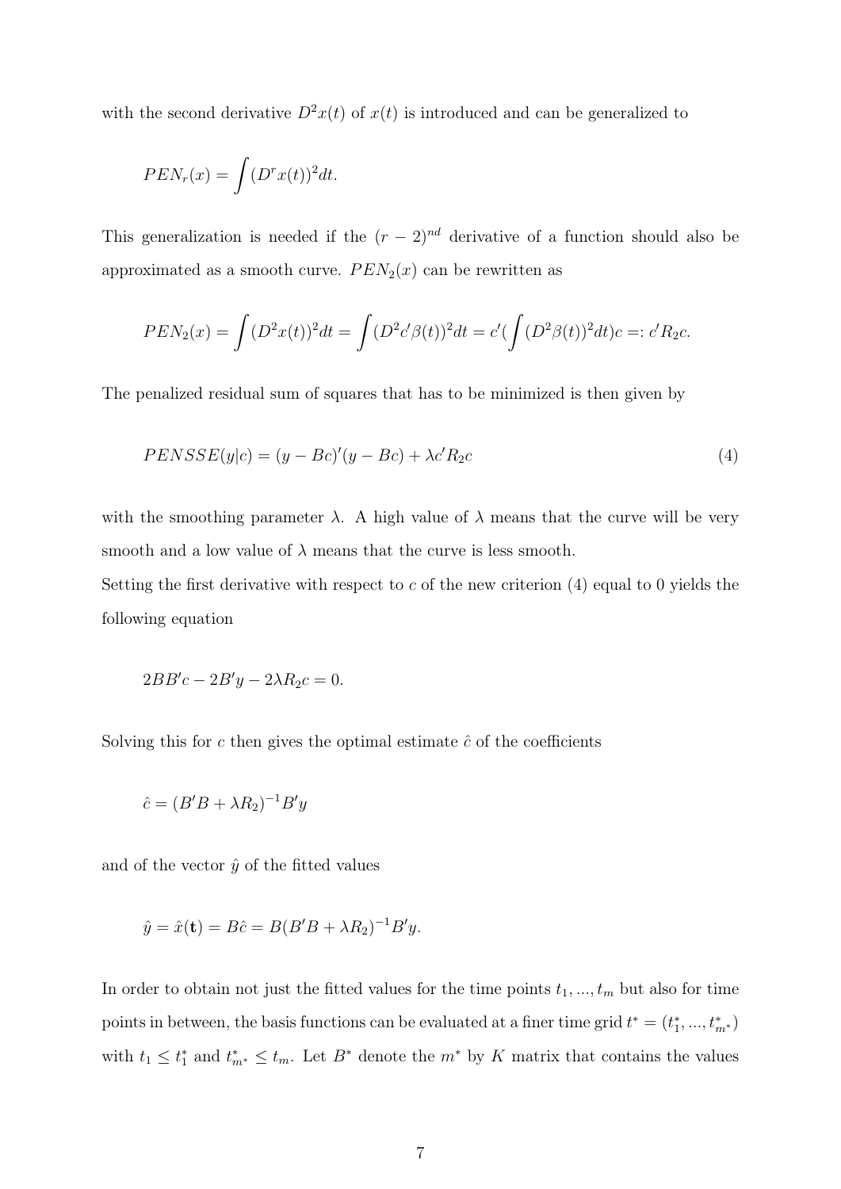with the second derivative $D^2x(t)$ of $x(t)$ is introduced and can be generalized to

$$PEN_r(x) = \int (D^r x(t))^2 dt.$$

This generalization is needed if the $(r-2)^{nd}$ derivative of a function should also be approximated as a smooth curve. $PEN_2(x)$ can be rewritten as

$$PEN_2(x) = \int (D^2x(t))^2 dt = \int (D^2 c'\beta(t))^2 dt = c'(\int (D^2\beta(t))^2 dt)c =: c'R_2c.$$

The penalized residual sum of squares that has to be minimized is then given by

$$PENSSE(y|c) = (y - Bc)'(y - Bc) + \lambda c'R_2c \tag{4}$$

with the smoothing parameter $\lambda$. A high value of $\lambda$ means that the curve will be very smooth and a low value of $\lambda$ means that the curve is less smooth.
Setting the first derivative with respect to $c$ of the new criterion (4) equal to 0 yields the following equation

$$2BB'c - 2B'y - 2\lambda R_2 c = 0.$$

Solving this for $c$ then gives the optimal estimate $\hat{c}$ of the coefficients

$$\hat{c} = (B'B + \lambda R_2)^{-1}B'y$$

and of the vector $\hat{y}$ of the fitted values

$$\hat{y} = \hat{x}(\mathbf{t}) = B\hat{c} = B(B'B + \lambda R_2)^{-1}B'y.$$

In order to obtain not just the fitted values for the time points $t_1, ..., t_m$ but also for time points in between, the basis functions can be evaluated at a finer time grid $t^* = (t_1^*, ..., t_{m^*}^*)$ with $t_1 \leq t_1^*$ and $t_{m^*}^* \leq t_m$. Let $B^*$ denote the $m^*$ by $K$ matrix that contains the values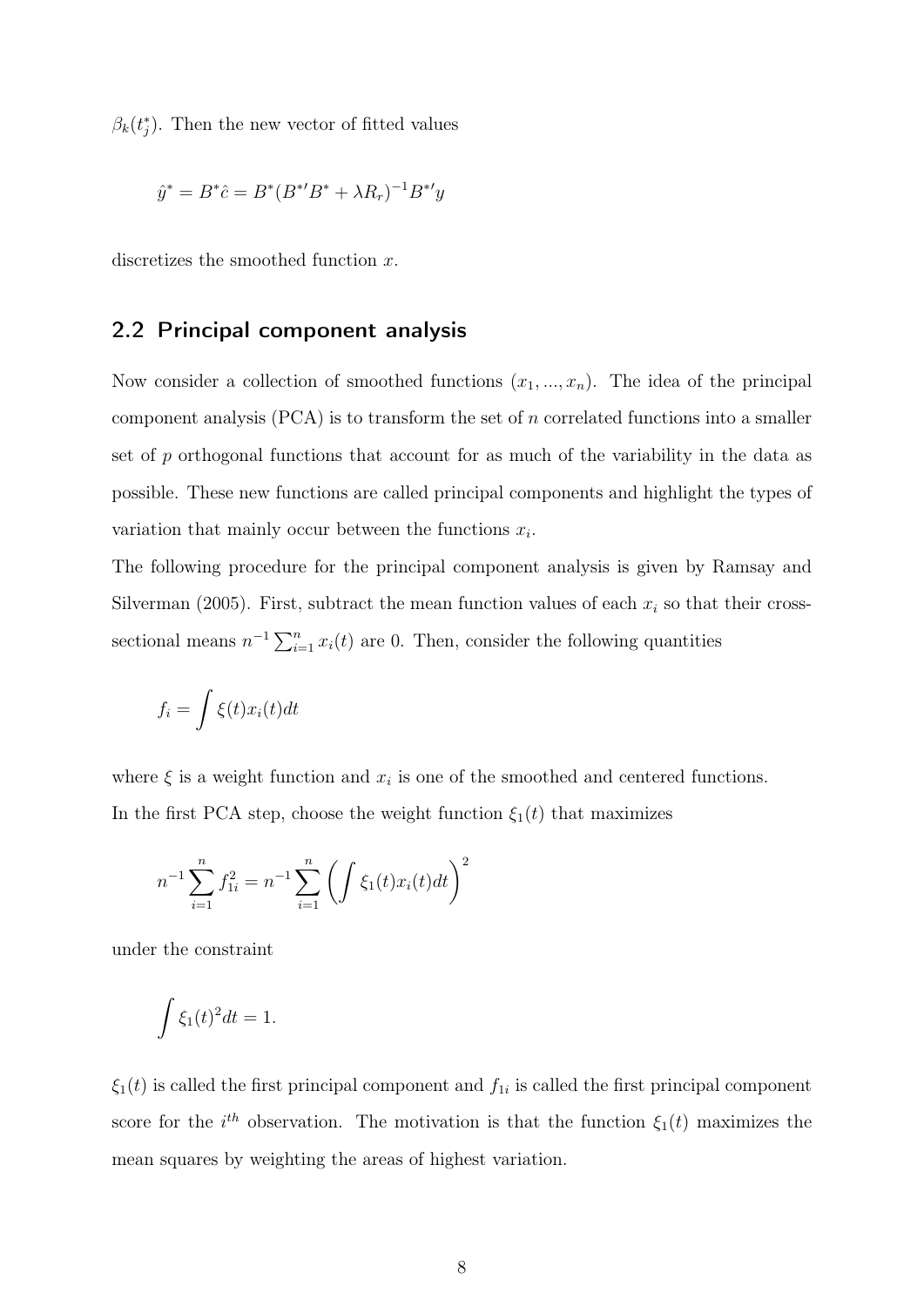$\beta_k(t_j^*)$. Then the new vector of fitted values

$$\hat{y}^* = B^*\hat{c} = B^*(B^{*\prime}B^* + \lambda R_r)^{-1}B^{*\prime}y$$

discretizes the smoothed function $x$.

## 2.2 Principal component analysis

Now consider a collection of smoothed functions $(x_1, ..., x_n)$. The idea of the principal component analysis (PCA) is to transform the set of $n$ correlated functions into a smaller set of $p$ orthogonal functions that account for as much of the variability in the data as possible. These new functions are called principal components and highlight the types of variation that mainly occur between the functions $x_i$.

The following procedure for the principal component analysis is given by Ramsay and Silverman (2005). First, subtract the mean function values of each $x_i$ so that their cross-sectional means $n^{-1}\sum_{i=1}^{n} x_i(t)$ are 0. Then, consider the following quantities

$$f_i = \int \xi(t)x_i(t)dt$$

where $\xi$ is a weight function and $x_i$ is one of the smoothed and centered functions.

In the first PCA step, choose the weight function $\xi_1(t)$ that maximizes

$$n^{-1}\sum_{i=1}^{n} f_{1i}^2 = n^{-1}\sum_{i=1}^{n}\left(\int \xi_1(t)x_i(t)dt\right)^2$$

under the constraint

$$\int \xi_1(t)^2 dt = 1.$$

$\xi_1(t)$ is called the first principal component and $f_{1i}$ is called the first principal component score for the $i^{th}$ observation. The motivation is that the function $\xi_1(t)$ maximizes the mean squares by weighting the areas of highest variation.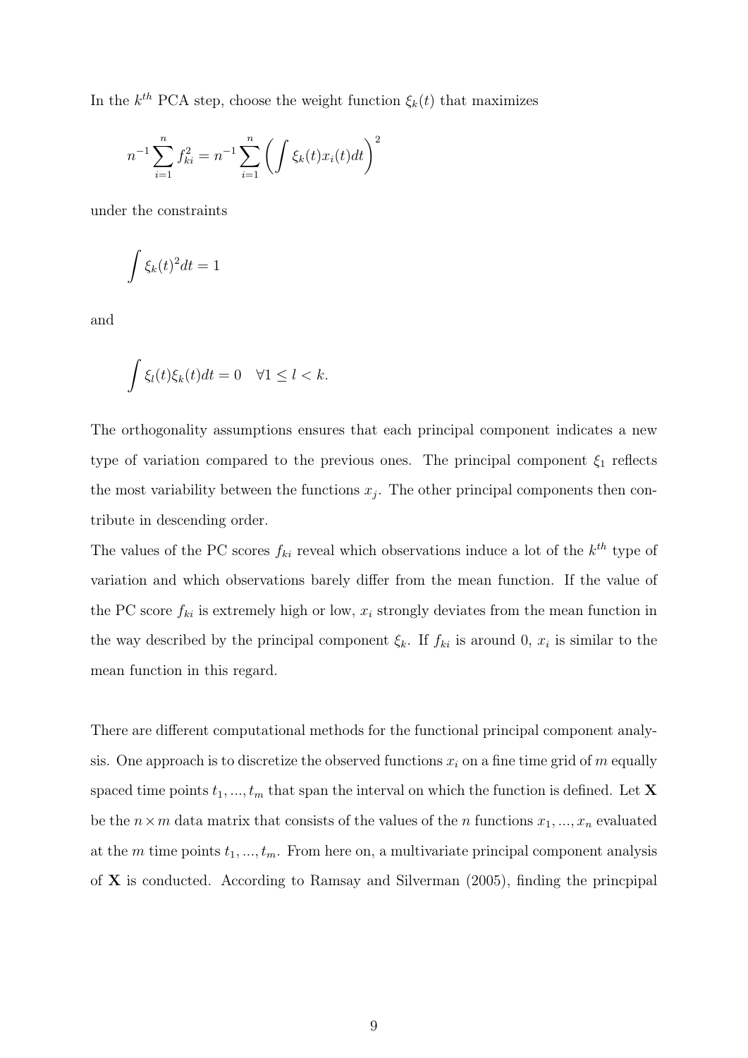In the $k^{th}$ PCA step, choose the weight function $\xi_k(t)$ that maximizes

$$n^{-1}\sum_{i=1}^{n} f_{ki}^2 = n^{-1}\sum_{i=1}^{n}\left(\int \xi_k(t)x_i(t)dt\right)^2$$

under the constraints

$$\int \xi_k(t)^2 dt = 1$$

and

$$\int \xi_l(t)\xi_k(t)dt = 0 \quad \forall 1 \leq l < k.$$

The orthogonality assumptions ensures that each principal component indicates a new type of variation compared to the previous ones. The principal component $\xi_1$ reflects the most variability between the functions $x_j$. The other principal components then contribute in descending order.
The values of the PC scores $f_{ki}$ reveal which observations induce a lot of the $k^{th}$ type of variation and which observations barely differ from the mean function. If the value of the PC score $f_{ki}$ is extremely high or low, $x_i$ strongly deviates from the mean function in the way described by the principal component $\xi_k$. If $f_{ki}$ is around 0, $x_i$ is similar to the mean function in this regard.

There are different computational methods for the functional principal component analysis. One approach is to discretize the observed functions $x_i$ on a fine time grid of $m$ equally spaced time points $t_1, ..., t_m$ that span the interval on which the function is defined. Let $\mathbf{X}$ be the $n \times m$ data matrix that consists of the values of the $n$ functions $x_1, ..., x_n$ evaluated at the $m$ time points $t_1, ..., t_m$. From here on, a multivariate principal component analysis of $\mathbf{X}$ is conducted. According to Ramsay and Silverman (2005), finding the princpipal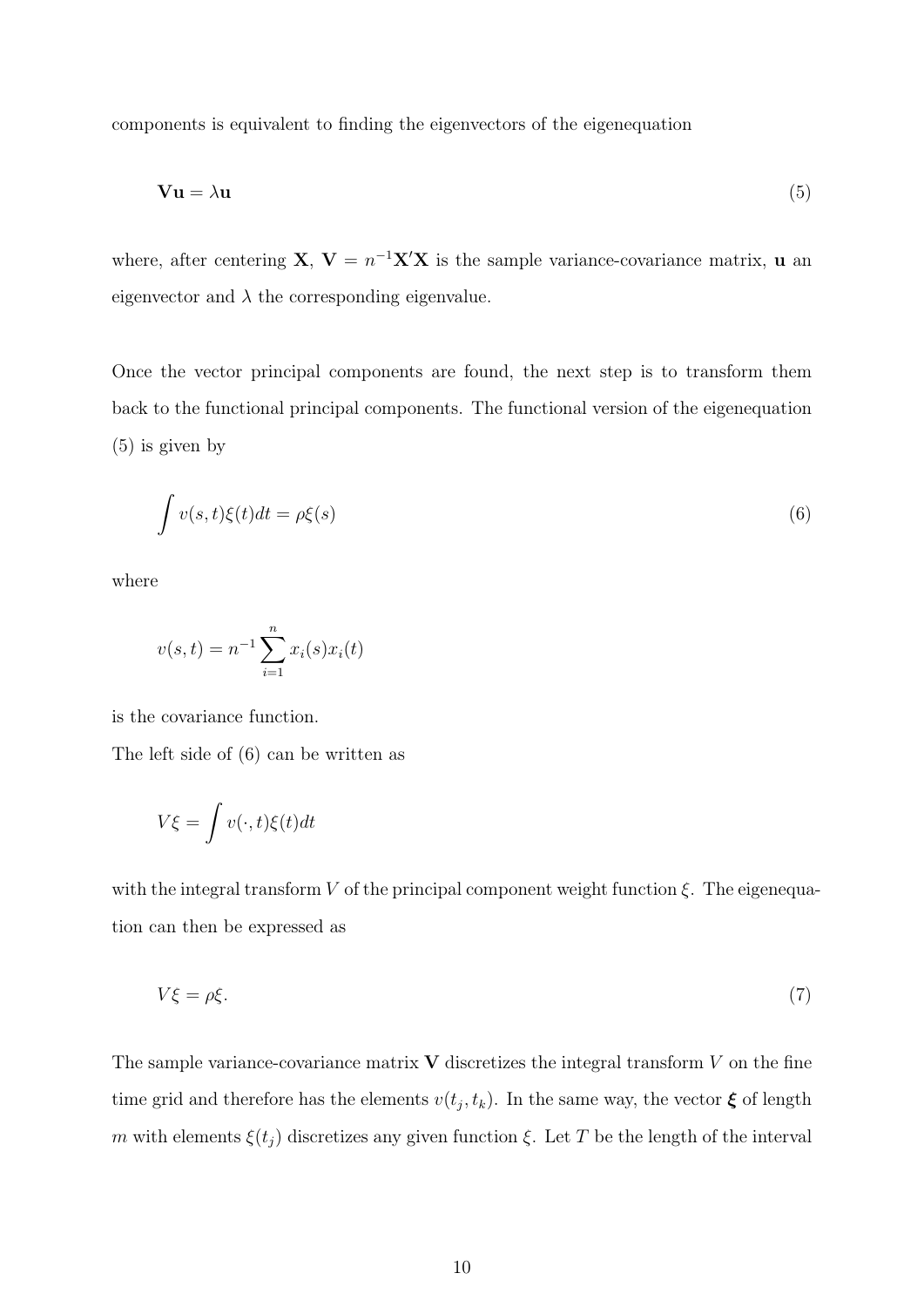components is equivalent to finding the eigenvectors of the eigenequation

$$\mathbf{V}\mathbf{u} = \lambda \mathbf{u} \tag{5}$$

where, after centering $\mathbf{X}$, $\mathbf{V} = n^{-1}\mathbf{X}'\mathbf{X}$ is the sample variance-covariance matrix, $\mathbf{u}$ an eigenvector and $\lambda$ the corresponding eigenvalue.

Once the vector principal components are found, the next step is to transform them back to the functional principal components. The functional version of the eigenequation (5) is given by

$$\int v(s,t)\xi(t)dt = \rho\xi(s) \tag{6}$$

where

$$v(s,t) = n^{-1}\sum_{i=1}^{n} x_i(s)x_i(t)$$

is the covariance function.

The left side of (6) can be written as

$$V\xi = \int v(\cdot,t)\xi(t)dt$$

with the integral transform $V$ of the principal component weight function $\xi$. The eigenequation can then be expressed as

$$V\xi = \rho\xi. \tag{7}$$

The sample variance-covariance matrix $\mathbf{V}$ discretizes the integral transform $V$ on the fine time grid and therefore has the elements $v(t_j, t_k)$. In the same way, the vector $\boldsymbol{\xi}$ of length $m$ with elements $\xi(t_j)$ discretizes any given function $\xi$. Let $T$ be the length of the interval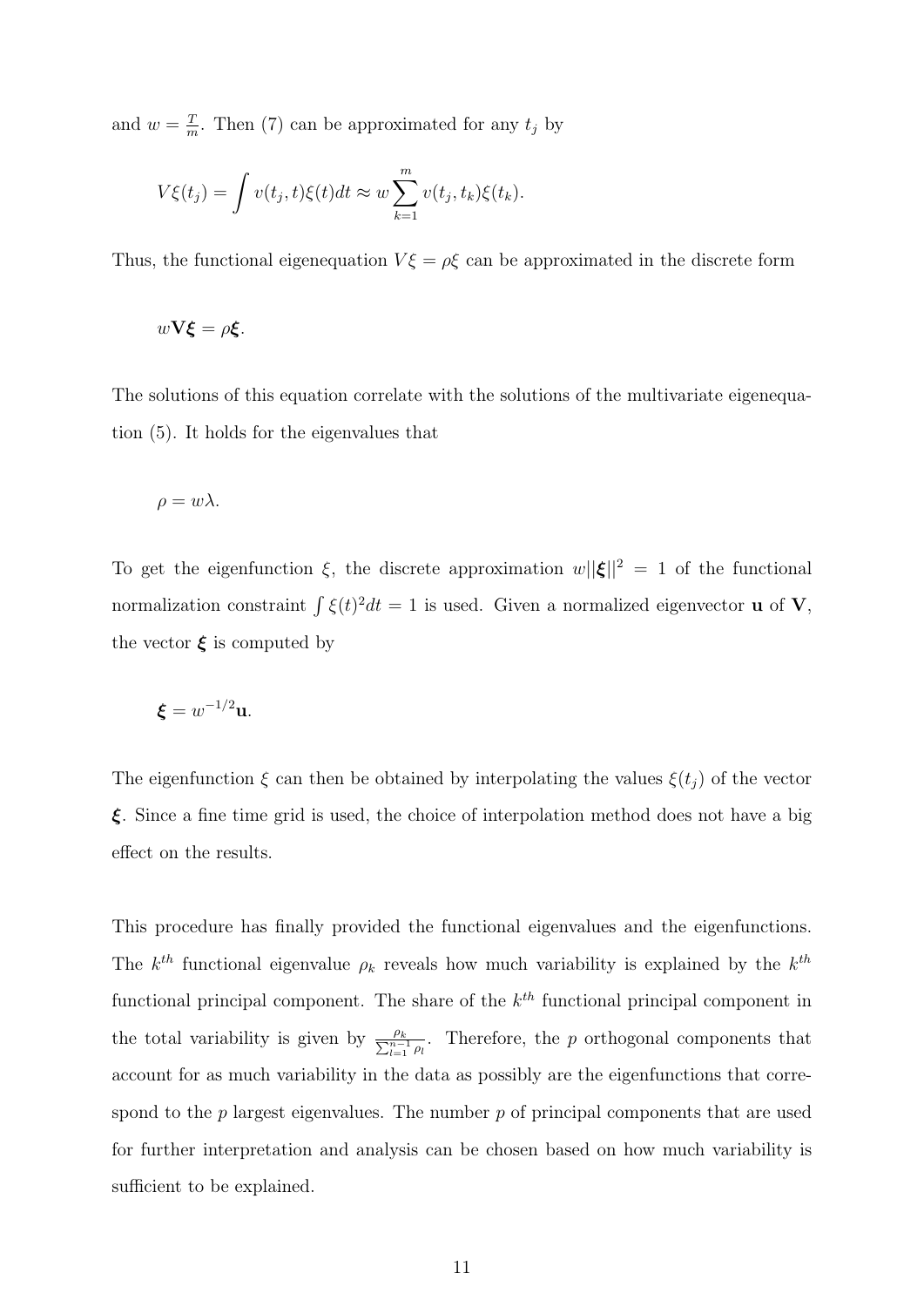and $w = \frac{T}{m}$. Then (7) can be approximated for any $t_j$ by

$$V\xi(t_j) = \int v(t_j, t)\xi(t)dt \approx w \sum_{k=1}^{m} v(t_j, t_k)\xi(t_k).$$

Thus, the functional eigenequation $V\xi = \rho\xi$ can be approximated in the discrete form

$$w\mathbf{V}\boldsymbol{\xi} = \rho\boldsymbol{\xi}.$$

The solutions of this equation correlate with the solutions of the multivariate eigenequation (5). It holds for the eigenvalues that

$$\rho = w\lambda.$$

To get the eigenfunction $\xi$, the discrete approximation $w||\boldsymbol{\xi}||^2 = 1$ of the functional normalization constraint $\int \xi(t)^2 dt = 1$ is used. Given a normalized eigenvector $\mathbf{u}$ of $\mathbf{V}$, the vector $\boldsymbol{\xi}$ is computed by

$$\boldsymbol{\xi} = w^{-1/2}\mathbf{u}.$$

The eigenfunction $\xi$ can then be obtained by interpolating the values $\xi(t_j)$ of the vector $\boldsymbol{\xi}$. Since a fine time grid is used, the choice of interpolation method does not have a big effect on the results.

This procedure has finally provided the functional eigenvalues and the eigenfunctions. The $k^{th}$ functional eigenvalue $\rho_k$ reveals how much variability is explained by the $k^{th}$ functional principal component. The share of the $k^{th}$ functional principal component in the total variability is given by $\frac{\rho_k}{\sum_{l=1}^{n-1} \rho_l}$. Therefore, the $p$ orthogonal components that account for as much variability in the data as possibly are the eigenfunctions that correspond to the $p$ largest eigenvalues. The number $p$ of principal components that are used for further interpretation and analysis can be chosen based on how much variability is sufficient to be explained.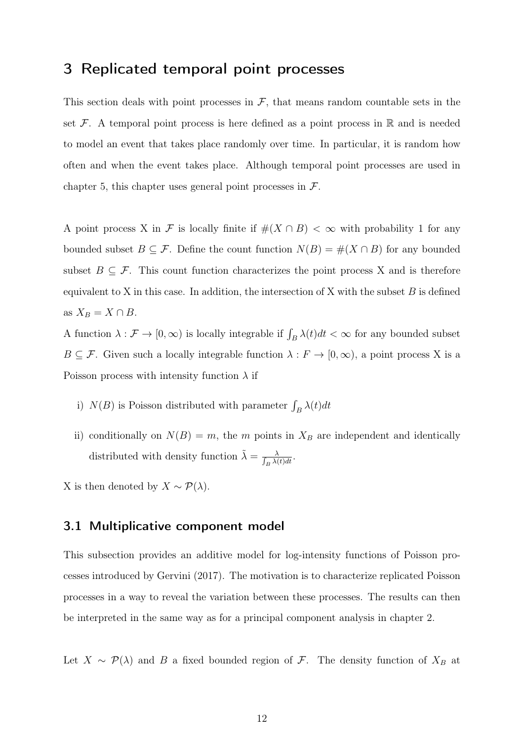# 3 Replicated temporal point processes

This section deals with point processes in $\mathcal{F}$, that means random countable sets in the set $\mathcal{F}$. A temporal point process is here defined as a point process in $\mathbb{R}$ and is needed to model an event that takes place randomly over time. In particular, it is random how often and when the event takes place. Although temporal point processes are used in chapter 5, this chapter uses general point processes in $\mathcal{F}$.

A point process X in $\mathcal{F}$ is locally finite if $\#(X \cap B) < \infty$ with probability 1 for any bounded subset $B \subseteq \mathcal{F}$. Define the count function $N(B) = \#(X \cap B)$ for any bounded subset $B \subseteq \mathcal{F}$. This count function characterizes the point process X and is therefore equivalent to X in this case. In addition, the intersection of X with the subset $B$ is defined as $X_B = X \cap B$.

A function $\lambda : \mathcal{F} \to [0, \infty)$ is locally integrable if $\int_B \lambda(t)dt < \infty$ for any bounded subset $B \subseteq \mathcal{F}$. Given such a locally integrable function $\lambda : F \to [0, \infty)$, a point process X is a Poisson process with intensity function $\lambda$ if

i) $N(B)$ is Poisson distributed with parameter $\int_B \lambda(t)dt$

ii) conditionally on $N(B) = m$, the $m$ points in $X_B$ are independent and identically distributed with density function $\tilde{\lambda} = \frac{\lambda}{\int_B \lambda(t)dt}$.

X is then denoted by $X \sim \mathcal{P}(\lambda)$.

## 3.1 Multiplicative component model

This subsection provides an additive model for log-intensity functions of Poisson processes introduced by Gervini (2017). The motivation is to characterize replicated Poisson processes in a way to reveal the variation between these processes. The results can then be interpreted in the same way as for a principal component analysis in chapter 2.

Let $X \sim \mathcal{P}(\lambda)$ and $B$ a fixed bounded region of $\mathcal{F}$. The density function of $X_B$ at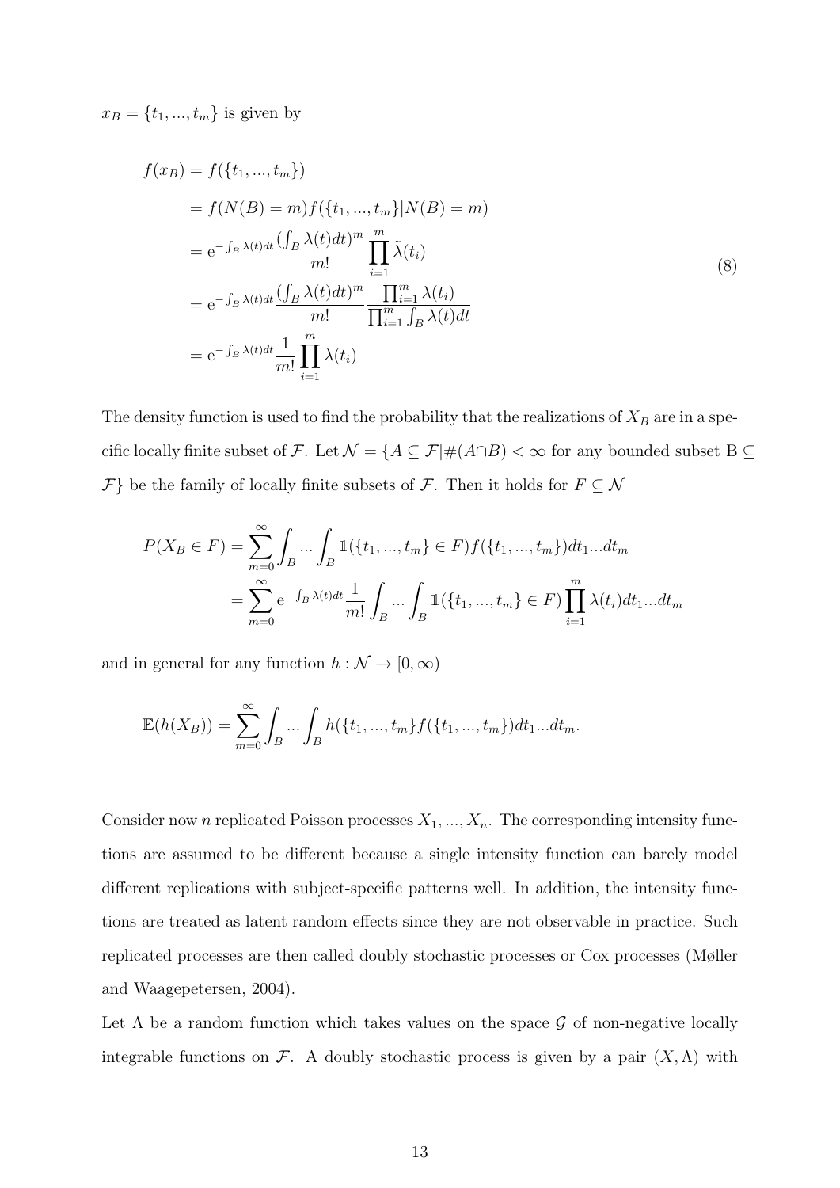$x_B = \{t_1, ..., t_m\}$ is given by

$$
\begin{aligned}
f(x_B) &= f(\{t_1, ..., t_m\}) \\
&= f(N(B) = m) f(\{t_1, ..., t_m\} | N(B) = m) \\
&= \mathrm{e}^{-\int_B \lambda(t)dt} \frac{(\int_B \lambda(t)dt)^m}{m!} \prod_{i=1}^{m} \tilde{\lambda}(t_i) \\
&= \mathrm{e}^{-\int_B \lambda(t)dt} \frac{(\int_B \lambda(t)dt)^m}{m!} \frac{\prod_{i=1}^{m} \lambda(t_i)}{\prod_{i=1}^{m} \int_B \lambda(t)dt} \\
&= \mathrm{e}^{-\int_B \lambda(t)dt} \frac{1}{m!} \prod_{i=1}^{m} \lambda(t_i)
\end{aligned}
\tag{8}
$$

The density function is used to find the probability that the realizations of $X_B$ are in a specific locally finite subset of $\mathcal{F}$. Let $\mathcal{N} = \{A \subseteq \mathcal{F} | \#(A \cap B) < \infty$ for any bounded subset $\mathrm{B} \subseteq \mathcal{F}\}$ be the family of locally finite subsets of $\mathcal{F}$. Then it holds for $F \subseteq \mathcal{N}$

$$
\begin{aligned}
P(X_B \in F) &= \sum_{m=0}^{\infty} \int_B ... \int_B \mathbb{1}(\{t_1, ..., t_m\} \in F) f(\{t_1, ..., t_m\}) dt_1 ... dt_m \\
&= \sum_{m=0}^{\infty} \mathrm{e}^{-\int_B \lambda(t)dt} \frac{1}{m!} \int_B ... \int_B \mathbb{1}(\{t_1, ..., t_m\} \in F) \prod_{i=1}^{m} \lambda(t_i) dt_1 ... dt_m
\end{aligned}
$$

and in general for any function $h : \mathcal{N} \to [0, \infty)$

$$
\mathbb{E}(h(X_B)) = \sum_{m=0}^{\infty} \int_B ... \int_B h(\{t_1, ..., t_m\} f(\{t_1, ..., t_m\}) dt_1 ... dt_m.
$$

Consider now $n$ replicated Poisson processes $X_1, ..., X_n$. The corresponding intensity functions are assumed to be different because a single intensity function can barely model different replications with subject-specific patterns well. In addition, the intensity functions are treated as latent random effects since they are not observable in practice. Such replicated processes are then called doubly stochastic processes or Cox processes (Møller and Waagepetersen, 2004).

Let $\Lambda$ be a random function which takes values on the space $\mathcal{G}$ of non-negative locally integrable functions on $\mathcal{F}$. A doubly stochastic process is given by a pair $(X, \Lambda)$ with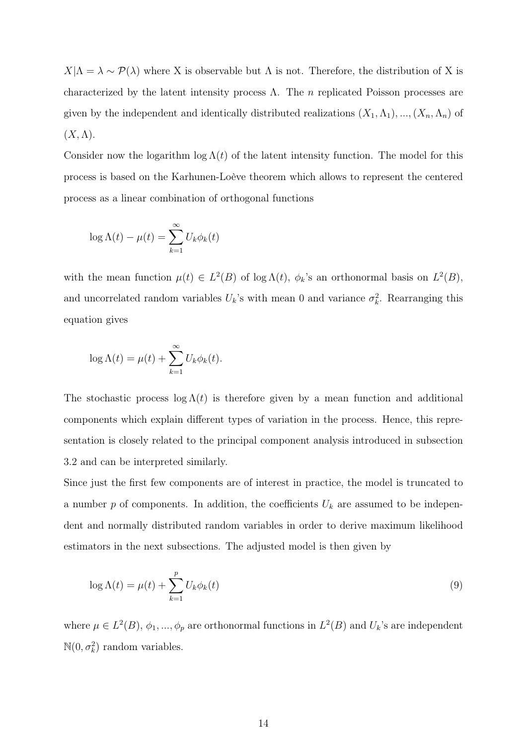$X|\Lambda = \lambda \sim \mathcal{P}(\lambda)$ where X is observable but $\Lambda$ is not. Therefore, the distribution of X is characterized by the latent intensity process $\Lambda$. The $n$ replicated Poisson processes are given by the independent and identically distributed realizations $(X_1, \Lambda_1), ..., (X_n, \Lambda_n)$ of $(X, \Lambda)$.

Consider now the logarithm $\log \Lambda(t)$ of the latent intensity function. The model for this process is based on the Karhunen-Loève theorem which allows to represent the centered process as a linear combination of orthogonal functions

$$\log \Lambda(t) - \mu(t) = \sum_{k=1}^{\infty} U_k \phi_k(t)$$

with the mean function $\mu(t) \in L^2(B)$ of $\log \Lambda(t)$, $\phi_k$'s an orthonormal basis on $L^2(B)$, and uncorrelated random variables $U_k$'s with mean 0 and variance $\sigma_k^2$. Rearranging this equation gives

$$\log \Lambda(t) = \mu(t) + \sum_{k=1}^{\infty} U_k \phi_k(t).$$

The stochastic process $\log \Lambda(t)$ is therefore given by a mean function and additional components which explain different types of variation in the process. Hence, this representation is closely related to the principal component analysis introduced in subsection 3.2 and can be interpreted similarly.

Since just the first few components are of interest in practice, the model is truncated to a number $p$ of components. In addition, the coefficients $U_k$ are assumed to be independent and normally distributed random variables in order to derive maximum likelihood estimators in the next subsections. The adjusted model is then given by

$$\log \Lambda(t) = \mu(t) + \sum_{k=1}^{p} U_k \phi_k(t) \tag{9}$$

where $\mu \in L^2(B)$, $\phi_1, ..., \phi_p$ are orthonormal functions in $L^2(B)$ and $U_k$'s are independent $\mathbb{N}(0, \sigma_k^2)$ random variables.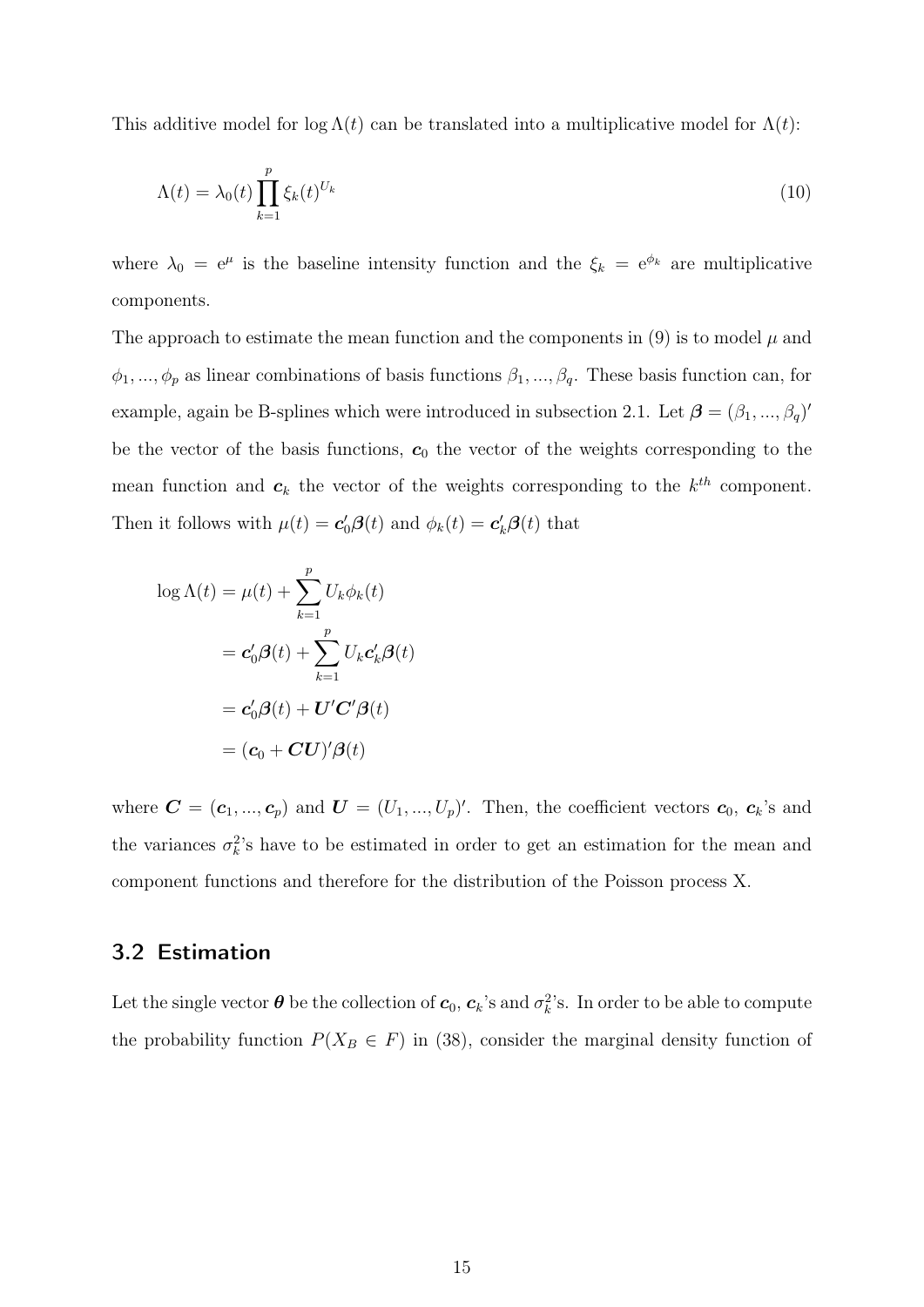This additive model for $\log \Lambda(t)$ can be translated into a multiplicative model for $\Lambda(t)$:

$$\Lambda(t) = \lambda_0(t) \prod_{k=1}^{p} \xi_k(t)^{U_k} \tag{10}$$

where $\lambda_0 = \mathrm{e}^{\mu}$ is the baseline intensity function and the $\xi_k = \mathrm{e}^{\phi_k}$ are multiplicative components.

The approach to estimate the mean function and the components in (9) is to model $\mu$ and $\phi_1, ..., \phi_p$ as linear combinations of basis functions $\beta_1, ..., \beta_q$. These basis function can, for example, again be B-splines which were introduced in subsection 2.1. Let $\boldsymbol{\beta} = (\beta_1, ..., \beta_q)'$ be the vector of the basis functions, $\boldsymbol{c}_0$ the vector of the weights corresponding to the mean function and $\boldsymbol{c}_k$ the vector of the weights corresponding to the $k^{th}$ component. Then it follows with $\mu(t) = \boldsymbol{c}_0' \boldsymbol{\beta}(t)$ and $\phi_k(t) = \boldsymbol{c}_k' \boldsymbol{\beta}(t)$ that

$$\begin{aligned}
\log \Lambda(t) &= \mu(t) + \sum_{k=1}^{p} U_k \phi_k(t) \\
&= \boldsymbol{c}_0' \boldsymbol{\beta}(t) + \sum_{k=1}^{p} U_k \boldsymbol{c}_k' \boldsymbol{\beta}(t) \\
&= \boldsymbol{c}_0' \boldsymbol{\beta}(t) + \boldsymbol{U}' \boldsymbol{C}' \boldsymbol{\beta}(t) \\
&= (\boldsymbol{c}_0 + \boldsymbol{C}\boldsymbol{U})' \boldsymbol{\beta}(t)
\end{aligned}$$

where $\boldsymbol{C} = (\boldsymbol{c}_1, ..., \boldsymbol{c}_p)$ and $\boldsymbol{U} = (U_1, ..., U_p)'$. Then, the coefficient vectors $\boldsymbol{c}_0$, $\boldsymbol{c}_k$'s and the variances $\sigma_k^2$'s have to be estimated in order to get an estimation for the mean and component functions and therefore for the distribution of the Poisson process X.

## 3.2 Estimation

Let the single vector $\boldsymbol{\theta}$ be the collection of $\boldsymbol{c}_0$, $\boldsymbol{c}_k$'s and $\sigma_k^2$'s. In order to be able to compute the probability function $P(X_B \in F)$ in (38), consider the marginal density function of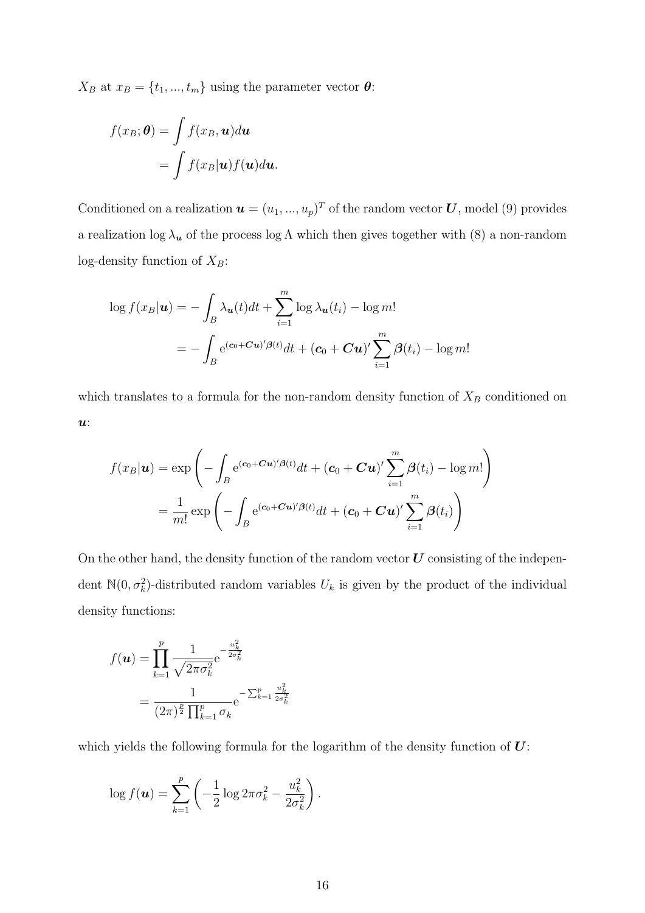$X_B$ at $x_B = \{t_1, ..., t_m\}$ using the parameter vector $\boldsymbol{\theta}$:

$$
\begin{aligned}
f(x_B; \boldsymbol{\theta}) &= \int f(x_B, \boldsymbol{u}) d\boldsymbol{u} \\
&= \int f(x_B | \boldsymbol{u}) f(\boldsymbol{u}) d\boldsymbol{u}.
\end{aligned}
$$

Conditioned on a realization $\boldsymbol{u} = (u_1, ..., u_p)^T$ of the random vector $\boldsymbol{U}$, model (9) provides a realization $\log \lambda_{\boldsymbol{u}}$ of the process $\log \Lambda$ which then gives together with (8) a non-random log-density function of $X_B$:

$$
\begin{aligned}
\log f(x_B | \boldsymbol{u}) &= -\int_B \lambda_{\boldsymbol{u}}(t) dt + \sum_{i=1}^{m} \log \lambda_{\boldsymbol{u}}(t_i) - \log m! \\
&= -\int_B \mathrm{e}^{(\boldsymbol{c}_0 + \boldsymbol{C}\boldsymbol{u})' \boldsymbol{\beta}(t)} dt + (\boldsymbol{c}_0 + \boldsymbol{C}\boldsymbol{u})' \sum_{i=1}^{m} \boldsymbol{\beta}(t_i) - \log m!
\end{aligned}
$$

which translates to a formula for the non-random density function of $X_B$ conditioned on $\boldsymbol{u}$:

$$
\begin{aligned}
f(x_B | \boldsymbol{u}) &= \exp\left( -\int_B \mathrm{e}^{(\boldsymbol{c}_0 + \boldsymbol{C}\boldsymbol{u})' \boldsymbol{\beta}(t)} dt + (\boldsymbol{c}_0 + \boldsymbol{C}\boldsymbol{u})' \sum_{i=1}^{m} \boldsymbol{\beta}(t_i) - \log m! \right) \\
&= \frac{1}{m!} \exp\left( -\int_B \mathrm{e}^{(\boldsymbol{c}_0 + \boldsymbol{C}\boldsymbol{u})' \boldsymbol{\beta}(t)} dt + (\boldsymbol{c}_0 + \boldsymbol{C}\boldsymbol{u})' \sum_{i=1}^{m} \boldsymbol{\beta}(t_i) \right)
\end{aligned}
$$

On the other hand, the density function of the random vector $\boldsymbol{U}$ consisting of the independent $\mathbb{N}(0, \sigma_k^2)$-distributed random variables $U_k$ is given by the product of the individual density functions:

$$
\begin{aligned}
f(\boldsymbol{u}) &= \prod_{k=1}^{p} \frac{1}{\sqrt{2\pi\sigma_k^2}} \mathrm{e}^{-\frac{u_k^2}{2\sigma_k^2}} \\
&= \frac{1}{(2\pi)^{\frac{p}{2}} \prod_{k=1}^{p} \sigma_k} \mathrm{e}^{-\sum_{k=1}^{p} \frac{u_k^2}{2\sigma_k^2}}
\end{aligned}
$$

which yields the following formula for the logarithm of the density function of $\boldsymbol{U}$:

$$
\log f(\boldsymbol{u}) = \sum_{k=1}^{p} \left( -\frac{1}{2} \log 2\pi\sigma_k^2 - \frac{u_k^2}{2\sigma_k^2} \right).
$$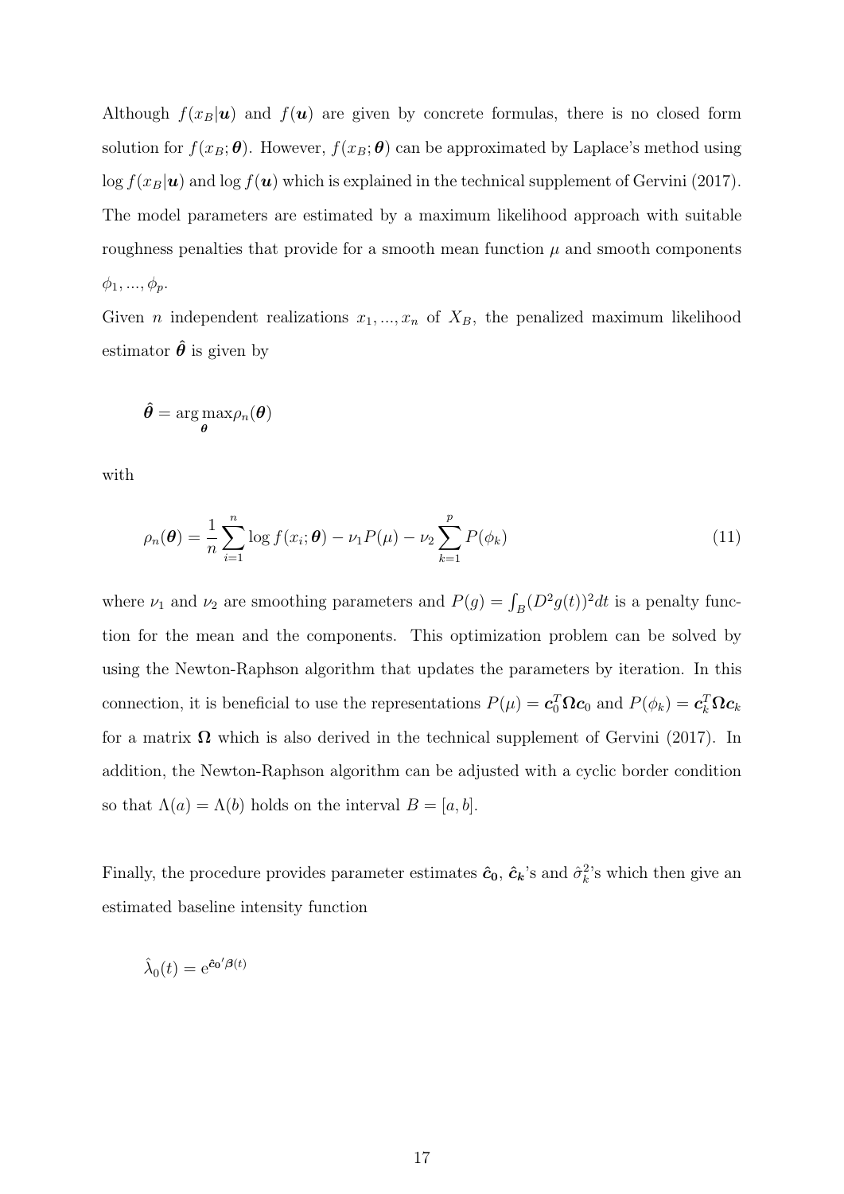Although $f(x_B|\boldsymbol{u})$ and $f(\boldsymbol{u})$ are given by concrete formulas, there is no closed form solution for $f(x_B;\boldsymbol{\theta})$. However, $f(x_B;\boldsymbol{\theta})$ can be approximated by Laplace's method using $\log f(x_B|\boldsymbol{u})$ and $\log f(\boldsymbol{u})$ which is explained in the technical supplement of Gervini (2017). The model parameters are estimated by a maximum likelihood approach with suitable roughness penalties that provide for a smooth mean function $\mu$ and smooth components $\phi_1, ..., \phi_p$.

Given $n$ independent realizations $x_1, ..., x_n$ of $X_B$, the penalized maximum likelihood estimator $\hat{\boldsymbol{\theta}}$ is given by

$$\hat{\boldsymbol{\theta}} = \arg\max_{\boldsymbol{\theta}} \rho_n(\boldsymbol{\theta})$$

with

$$\rho_n(\boldsymbol{\theta}) = \frac{1}{n}\sum_{i=1}^{n} \log f(x_i;\boldsymbol{\theta}) - \nu_1 P(\mu) - \nu_2 \sum_{k=1}^{p} P(\phi_k) \tag{11}$$

where $\nu_1$ and $\nu_2$ are smoothing parameters and $P(g) = \int_B (D^2 g(t))^2 dt$ is a penalty function for the mean and the components. This optimization problem can be solved by using the Newton-Raphson algorithm that updates the parameters by iteration. In this connection, it is beneficial to use the representations $P(\mu) = \boldsymbol{c}_0^T \boldsymbol{\Omega} \boldsymbol{c}_0$ and $P(\phi_k) = \boldsymbol{c}_k^T \boldsymbol{\Omega} \boldsymbol{c}_k$ for a matrix $\boldsymbol{\Omega}$ which is also derived in the technical supplement of Gervini (2017). In addition, the Newton-Raphson algorithm can be adjusted with a cyclic border condition so that $\Lambda(a) = \Lambda(b)$ holds on the interval $B = [a, b]$.

Finally, the procedure provides parameter estimates $\hat{\boldsymbol{c}}_{\boldsymbol{0}}$, $\hat{\boldsymbol{c}}_{\boldsymbol{k}}$'s and $\hat{\sigma}_k^2$'s which then give an estimated baseline intensity function

$$\hat{\lambda}_0(t) = \mathrm{e}^{\hat{\boldsymbol{c}}_{\boldsymbol{0}}{}' \boldsymbol{\beta}(t)}$$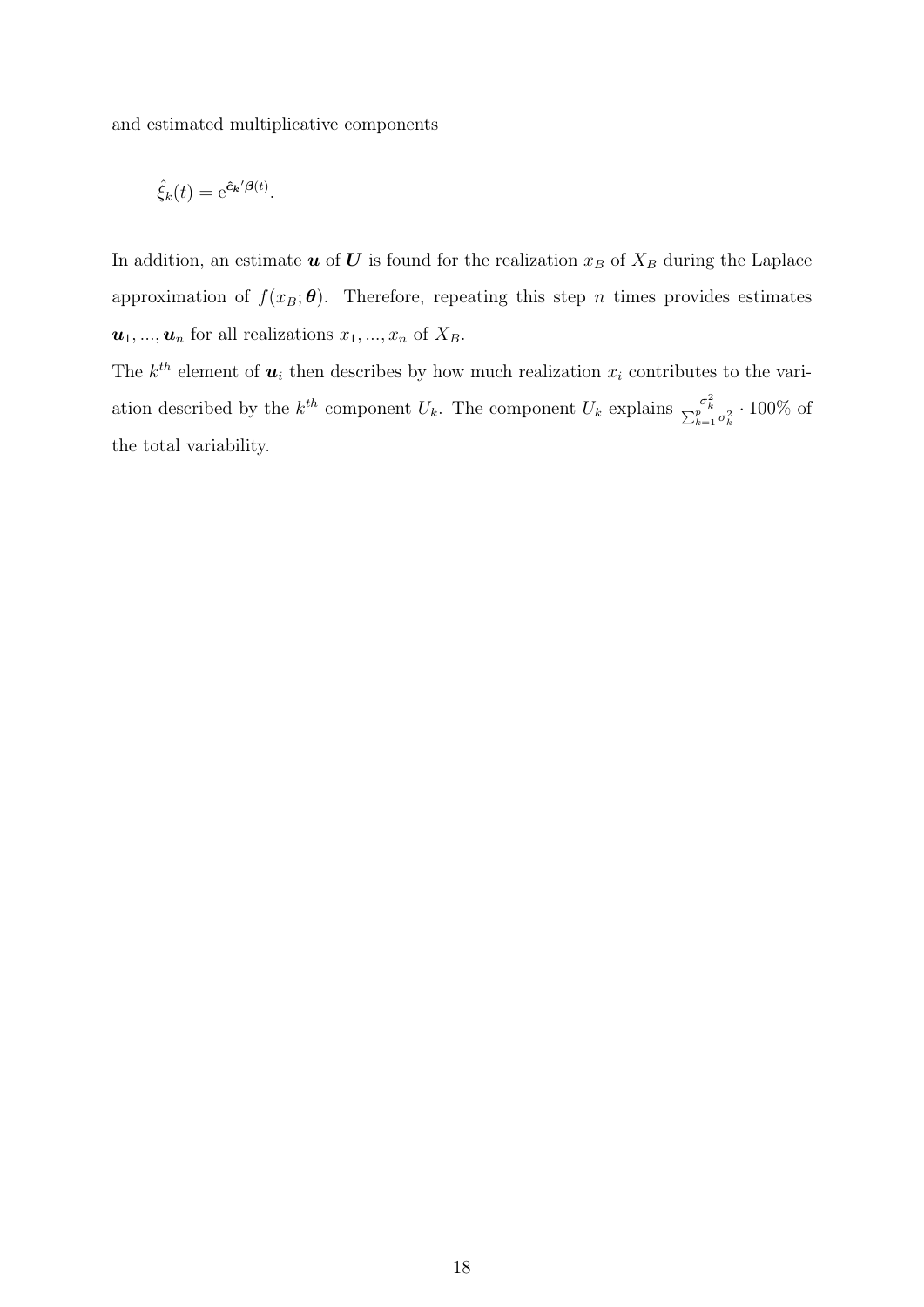and estimated multiplicative components

$$\hat{\xi}_k(t) = \mathrm{e}^{\hat{\boldsymbol{c}}_{\boldsymbol{k}}{}'\boldsymbol{\beta}(t)}.$$

In addition, an estimate $\boldsymbol{u}$ of $\boldsymbol{U}$ is found for the realization $x_B$ of $X_B$ during the Laplace approximation of $f(x_B; \boldsymbol{\theta})$. Therefore, repeating this step $n$ times provides estimates $\boldsymbol{u}_1, ..., \boldsymbol{u}_n$ for all realizations $x_1, ..., x_n$ of $X_B$.

The $k^{th}$ element of $\boldsymbol{u}_i$ then describes by how much realization $x_i$ contributes to the variation described by the $k^{th}$ component $U_k$. The component $U_k$ explains $\frac{\sigma_k^2}{\sum_{k=1}^{p} \sigma_k^2} \cdot 100\%$ of the total variability.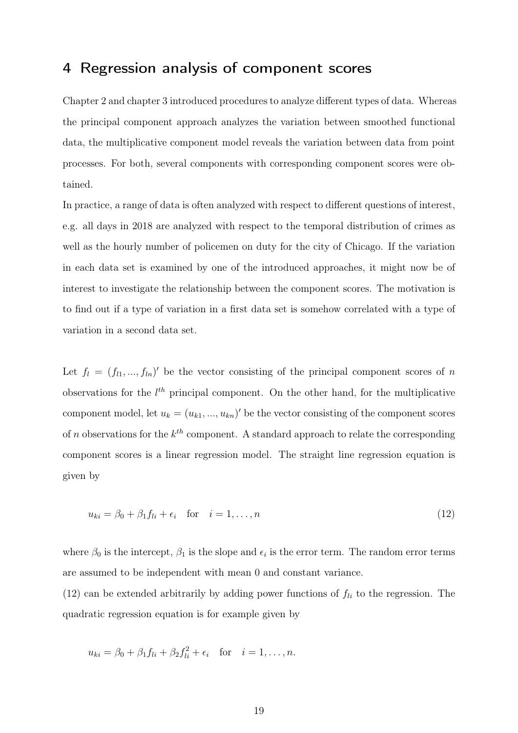# 4 Regression analysis of component scores

Chapter 2 and chapter 3 introduced procedures to analyze different types of data. Whereas the principal component approach analyzes the variation between smoothed functional data, the multiplicative component model reveals the variation between data from point processes. For both, several components with corresponding component scores were obtained.

In practice, a range of data is often analyzed with respect to different questions of interest, e.g. all days in 2018 are analyzed with respect to the temporal distribution of crimes as well as the hourly number of policemen on duty for the city of Chicago. If the variation in each data set is examined by one of the introduced approaches, it might now be of interest to investigate the relationship between the component scores. The motivation is to find out if a type of variation in a first data set is somehow correlated with a type of variation in a second data set.

Let $f_l = (f_{l1}, ..., f_{ln})'$ be the vector consisting of the principal component scores of $n$ observations for the $l^{th}$ principal component. On the other hand, for the multiplicative component model, let $u_k = (u_{k1}, ..., u_{kn})'$ be the vector consisting of the component scores of $n$ observations for the $k^{th}$ component. A standard approach to relate the corresponding component scores is a linear regression model. The straight line regression equation is given by

$$u_{ki} = \beta_0 + \beta_1 f_{li} + \epsilon_i \quad \text{for} \quad i = 1, \ldots, n \tag{12}$$

where $\beta_0$ is the intercept, $\beta_1$ is the slope and $\epsilon_i$ is the error term. The random error terms are assumed to be independent with mean 0 and constant variance.

(12) can be extended arbitrarily by adding power functions of $f_{li}$ to the regression. The quadratic regression equation is for example given by

$$u_{ki} = \beta_0 + \beta_1 f_{li} + \beta_2 f_{li}^2 + \epsilon_i \quad \text{for} \quad i = 1, \ldots, n.$$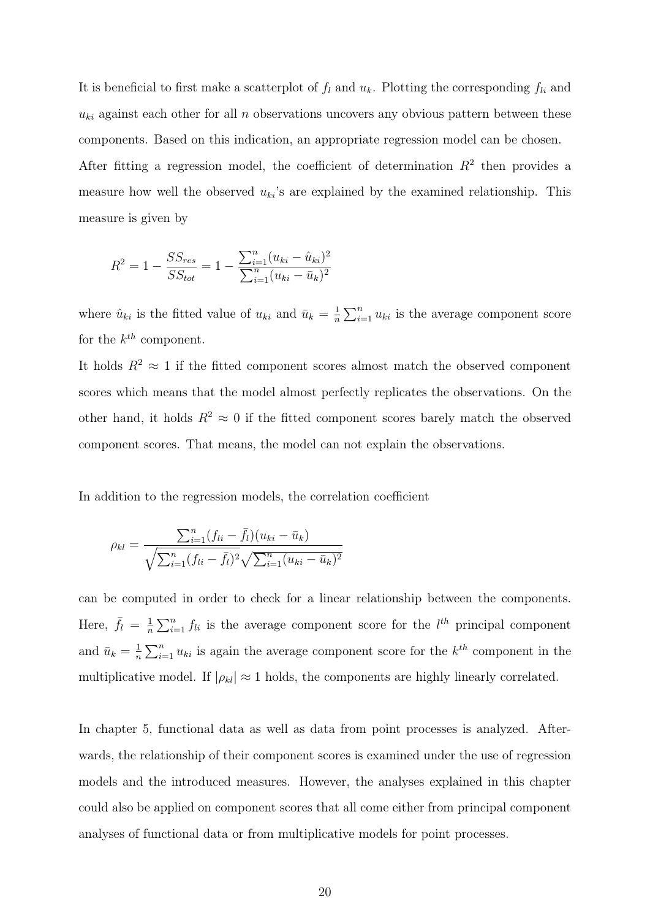It is beneficial to first make a scatterplot of $f_l$ and $u_k$. Plotting the corresponding $f_{li}$ and $u_{ki}$ against each other for all $n$ observations uncovers any obvious pattern between these components. Based on this indication, an appropriate regression model can be chosen.
After fitting a regression model, the coefficient of determination $R^2$ then provides a measure how well the observed $u_{ki}$'s are explained by the examined relationship. This measure is given by

$$R^2 = 1 - \frac{SS_{res}}{SS_{tot}} = 1 - \frac{\sum_{i=1}^{n}(u_{ki} - \hat{u}_{ki})^2}{\sum_{i=1}^{n}(u_{ki} - \bar{u}_k)^2}$$

where $\hat{u}_{ki}$ is the fitted value of $u_{ki}$ and $\bar{u}_k = \frac{1}{n}\sum_{i=1}^{n} u_{ki}$ is the average component score for the $k^{th}$ component.
It holds $R^2 \approx 1$ if the fitted component scores almost match the observed component scores which means that the model almost perfectly replicates the observations. On the other hand, it holds $R^2 \approx 0$ if the fitted component scores barely match the observed component scores. That means, the model can not explain the observations.

In addition to the regression models, the correlation coefficient

$$\rho_{kl} = \frac{\sum_{i=1}^{n}(f_{li} - \bar{f}_l)(u_{ki} - \bar{u}_k)}{\sqrt{\sum_{i=1}^{n}(f_{li} - \bar{f}_l)^2}\sqrt{\sum_{i=1}^{n}(u_{ki} - \bar{u}_k)^2}}$$

can be computed in order to check for a linear relationship between the components. Here, $\bar{f}_l = \frac{1}{n}\sum_{i=1}^{n} f_{li}$ is the average component score for the $l^{th}$ principal component and $\bar{u}_k = \frac{1}{n}\sum_{i=1}^{n} u_{ki}$ is again the average component score for the $k^{th}$ component in the multiplicative model. If $|\rho_{kl}| \approx 1$ holds, the components are highly linearly correlated.

In chapter 5, functional data as well as data from point processes is analyzed. Afterwards, the relationship of their component scores is examined under the use of regression models and the introduced measures. However, the analyses explained in this chapter could also be applied on component scores that all come either from principal component analyses of functional data or from multiplicative models for point processes.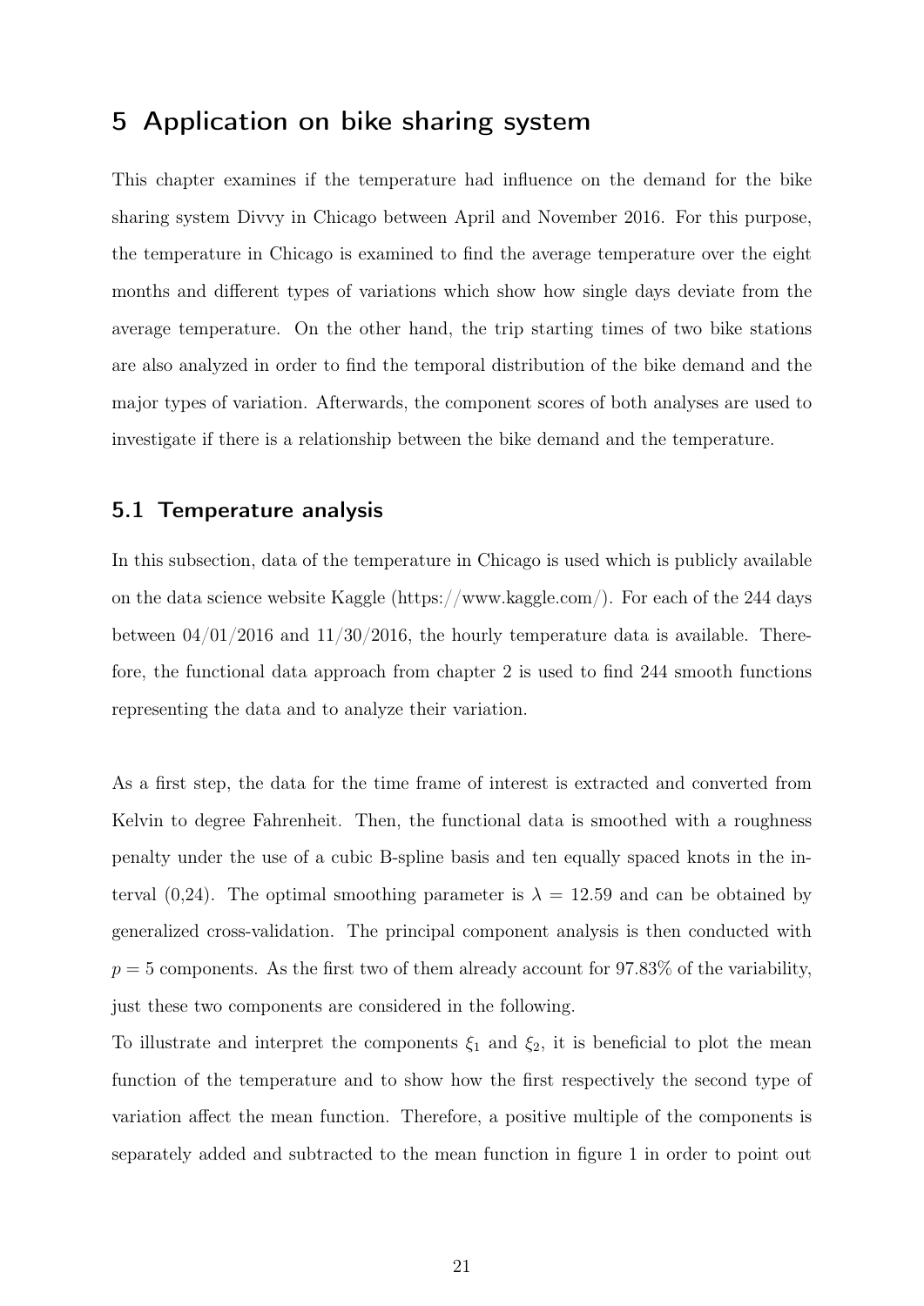# 5 Application on bike sharing system

This chapter examines if the temperature had influence on the demand for the bike sharing system Divvy in Chicago between April and November 2016. For this purpose, the temperature in Chicago is examined to find the average temperature over the eight months and different types of variations which show how single days deviate from the average temperature. On the other hand, the trip starting times of two bike stations are also analyzed in order to find the temporal distribution of the bike demand and the major types of variation. Afterwards, the component scores of both analyses are used to investigate if there is a relationship between the bike demand and the temperature.

## 5.1 Temperature analysis

In this subsection, data of the temperature in Chicago is used which is publicly available on the data science website Kaggle (https://www.kaggle.com/). For each of the 244 days between 04/01/2016 and 11/30/2016, the hourly temperature data is available. Therefore, the functional data approach from chapter 2 is used to find 244 smooth functions representing the data and to analyze their variation.

As a first step, the data for the time frame of interest is extracted and converted from Kelvin to degree Fahrenheit. Then, the functional data is smoothed with a roughness penalty under the use of a cubic B-spline basis and ten equally spaced knots in the interval (0,24). The optimal smoothing parameter is $\lambda = 12.59$ and can be obtained by generalized cross-validation. The principal component analysis is then conducted with $p = 5$ components. As the first two of them already account for 97.83% of the variability, just these two components are considered in the following.

To illustrate and interpret the components $\xi_1$ and $\xi_2$, it is beneficial to plot the mean function of the temperature and to show how the first respectively the second type of variation affect the mean function. Therefore, a positive multiple of the components is separately added and subtracted to the mean function in figure 1 in order to point out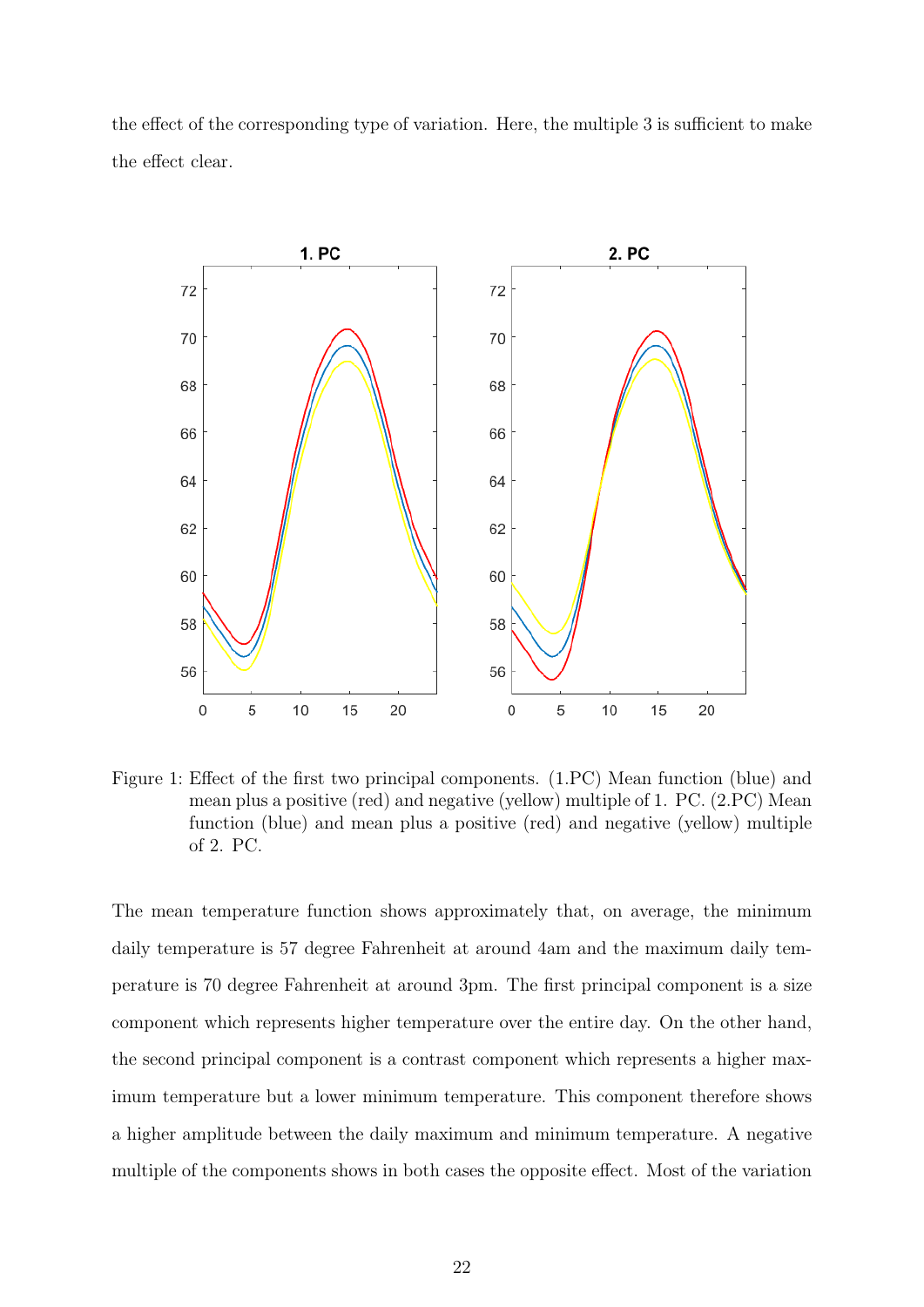the effect of the corresponding type of variation. Here, the multiple 3 is sufficient to make the effect clear.

Figure 1: Effect of the first two principal components. (1.PC) Mean function (blue) and mean plus a positive (red) and negative (yellow) multiple of 1. PC. (2.PC) Mean function (blue) and mean plus a positive (red) and negative (yellow) multiple of 2. PC.

The mean temperature function shows approximately that, on average, the minimum daily temperature is 57 degree Fahrenheit at around 4am and the maximum daily temperature is 70 degree Fahrenheit at around 3pm. The first principal component is a size component which represents higher temperature over the entire day. On the other hand, the second principal component is a contrast component which represents a higher maximum temperature but a lower minimum temperature. This component therefore shows a higher amplitude between the daily maximum and minimum temperature. A negative multiple of the components shows in both cases the opposite effect. Most of the variation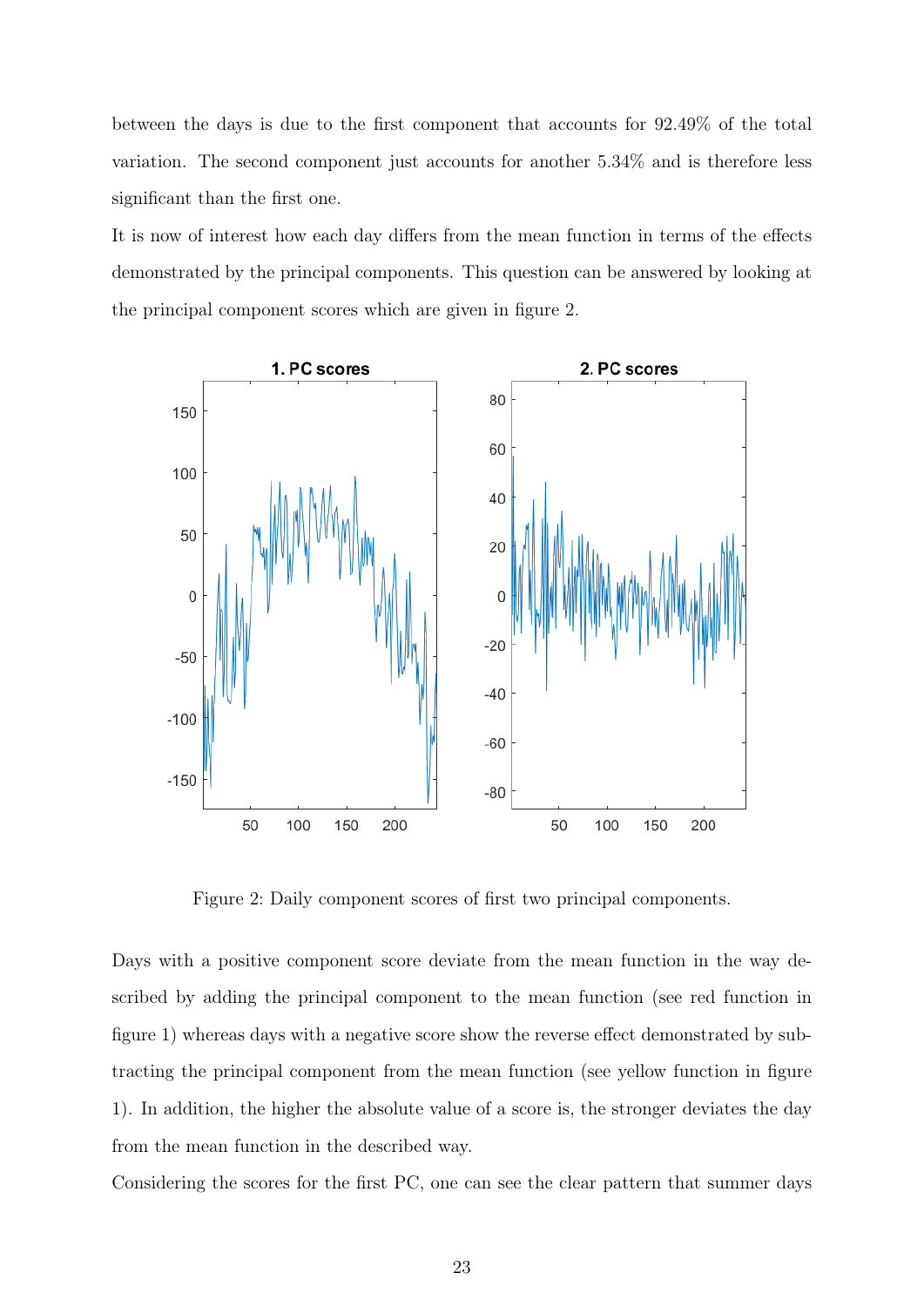between the days is due to the first component that accounts for 92.49% of the total variation. The second component just accounts for another 5.34% and is therefore less significant than the first one.

It is now of interest how each day differs from the mean function in terms of the effects demonstrated by the principal components. This question can be answered by looking at the principal component scores which are given in figure 2.

Figure 2: Daily component scores of first two principal components.

Days with a positive component score deviate from the mean function in the way described by adding the principal component to the mean function (see red function in figure 1) whereas days with a negative score show the reverse effect demonstrated by subtracting the principal component from the mean function (see yellow function in figure 1). In addition, the higher the absolute value of a score is, the stronger deviates the day from the mean function in the described way.

Considering the scores for the first PC, one can see the clear pattern that summer days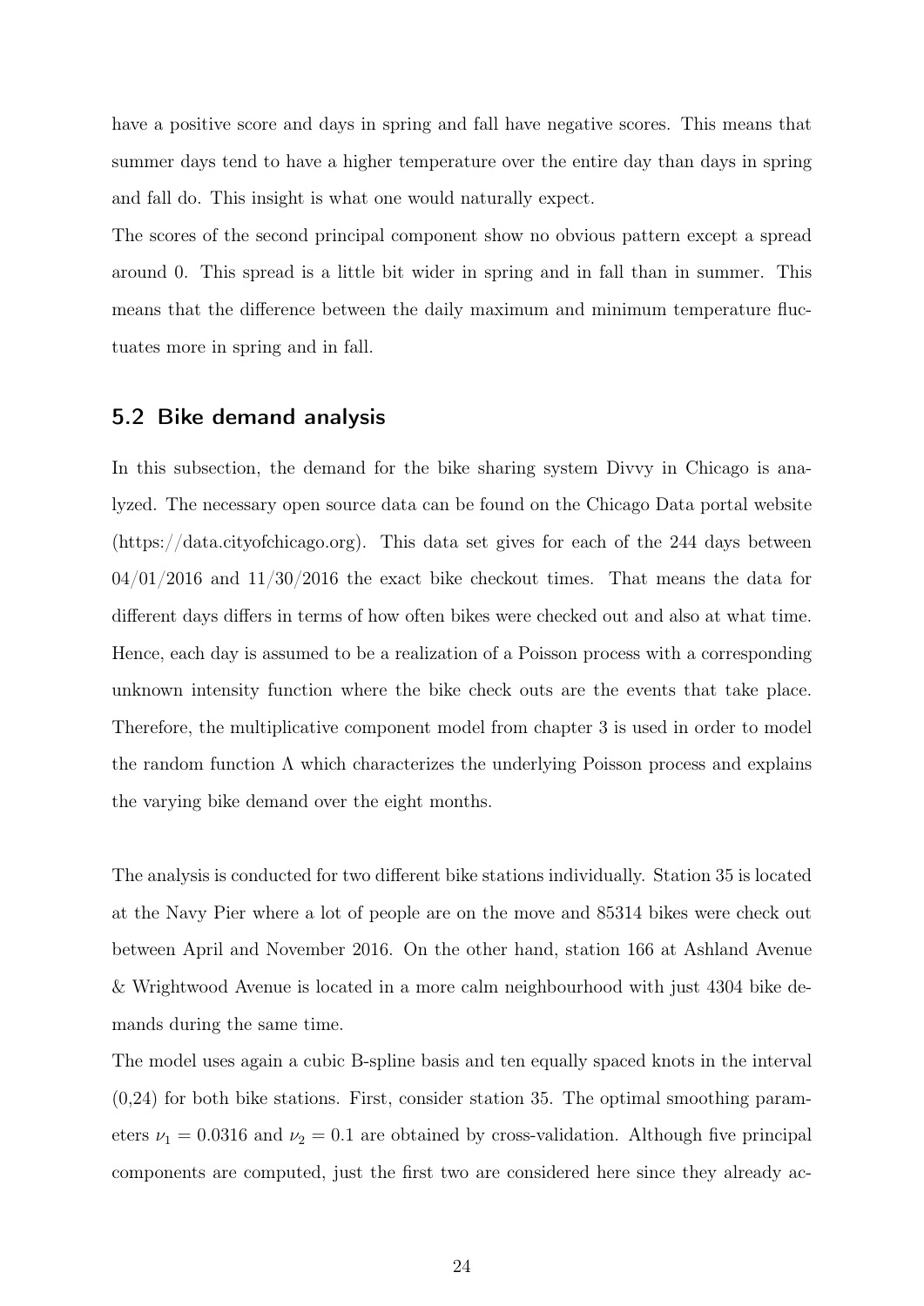have a positive score and days in spring and fall have negative scores. This means that summer days tend to have a higher temperature over the entire day than days in spring and fall do. This insight is what one would naturally expect.

The scores of the second principal component show no obvious pattern except a spread around 0. This spread is a little bit wider in spring and in fall than in summer. This means that the difference between the daily maximum and minimum temperature fluctuates more in spring and in fall.

## 5.2 Bike demand analysis

In this subsection, the demand for the bike sharing system Divvy in Chicago is analyzed. The necessary open source data can be found on the Chicago Data portal website (https://data.cityofchicago.org). This data set gives for each of the 244 days between 04/01/2016 and 11/30/2016 the exact bike checkout times. That means the data for different days differs in terms of how often bikes were checked out and also at what time. Hence, each day is assumed to be a realization of a Poisson process with a corresponding unknown intensity function where the bike check outs are the events that take place. Therefore, the multiplicative component model from chapter 3 is used in order to model the random function $\Lambda$ which characterizes the underlying Poisson process and explains the varying bike demand over the eight months.

The analysis is conducted for two different bike stations individually. Station 35 is located at the Navy Pier where a lot of people are on the move and 85314 bikes were check out between April and November 2016. On the other hand, station 166 at Ashland Avenue & Wrightwood Avenue is located in a more calm neighbourhood with just 4304 bike demands during the same time.

The model uses again a cubic B-spline basis and ten equally spaced knots in the interval (0,24) for both bike stations. First, consider station 35. The optimal smoothing parameters $\nu_1 = 0.0316$ and $\nu_2 = 0.1$ are obtained by cross-validation. Although five principal components are computed, just the first two are considered here since they already ac-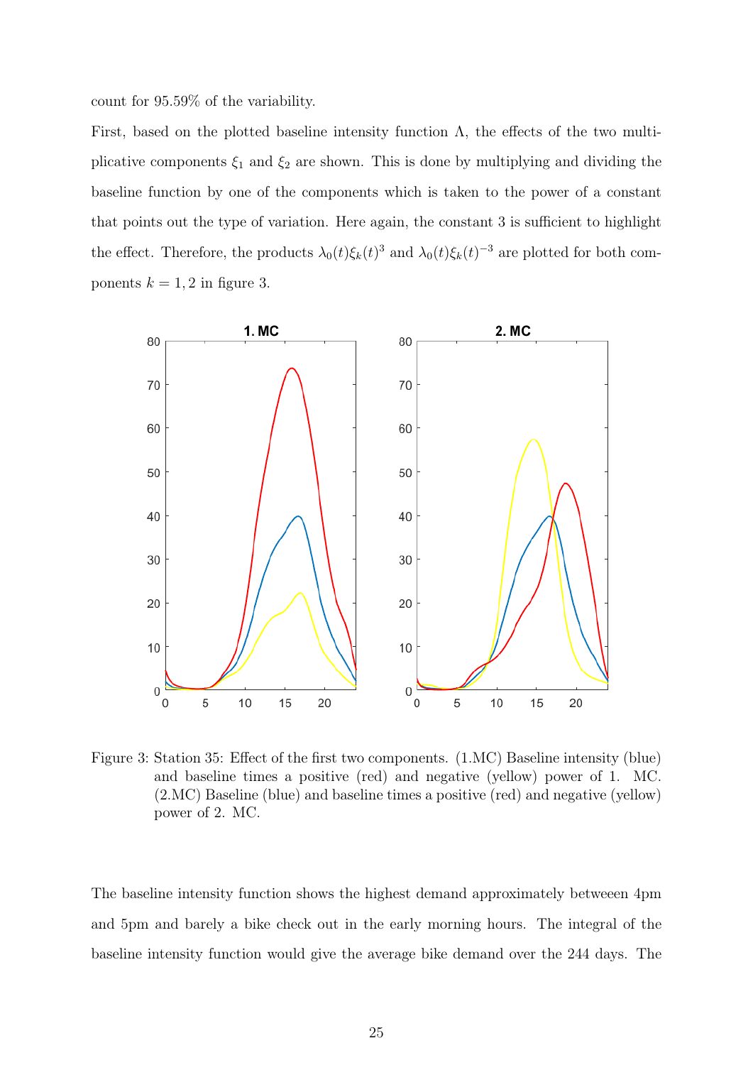count for 95.59% of the variability.

First, based on the plotted baseline intensity function $\Lambda$, the effects of the two multiplicative components $\xi_1$ and $\xi_2$ are shown. This is done by multiplying and dividing the baseline function by one of the components which is taken to the power of a constant that points out the type of variation. Here again, the constant 3 is sufficient to highlight the effect. Therefore, the products $\lambda_0(t)\xi_k(t)^3$ and $\lambda_0(t)\xi_k(t)^{-3}$ are plotted for both components $k = 1, 2$ in figure 3.

Figure 3: Station 35: Effect of the first two components. (1.MC) Baseline intensity (blue) and baseline times a positive (red) and negative (yellow) power of 1. MC. (2.MC) Baseline (blue) and baseline times a positive (red) and negative (yellow) power of 2. MC.

The baseline intensity function shows the highest demand approximately betweeen 4pm and 5pm and barely a bike check out in the early morning hours. The integral of the baseline intensity function would give the average bike demand over the 244 days. The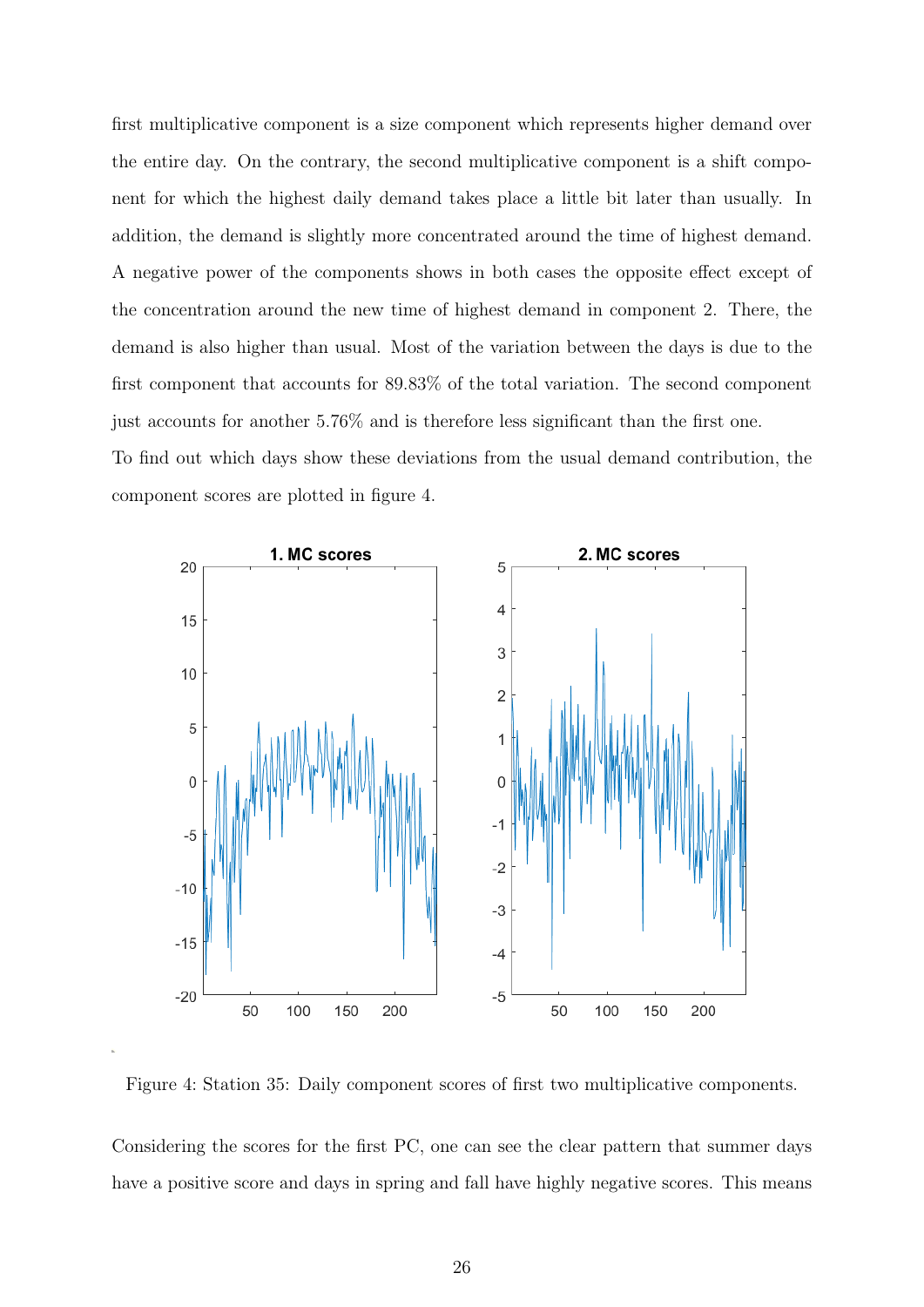first multiplicative component is a size component which represents higher demand over the entire day. On the contrary, the second multiplicative component is a shift component for which the highest daily demand takes place a little bit later than usually. In addition, the demand is slightly more concentrated around the time of highest demand. A negative power of the components shows in both cases the opposite effect except of the concentration around the new time of highest demand in component 2. There, the demand is also higher than usual. Most of the variation between the days is due to the first component that accounts for 89.83% of the total variation. The second component just accounts for another 5.76% and is therefore less significant than the first one.
To find out which days show these deviations from the usual demand contribution, the component scores are plotted in figure 4.

Figure 4: Station 35: Daily component scores of first two multiplicative components.

Considering the scores for the first PC, one can see the clear pattern that summer days have a positive score and days in spring and fall have highly negative scores. This means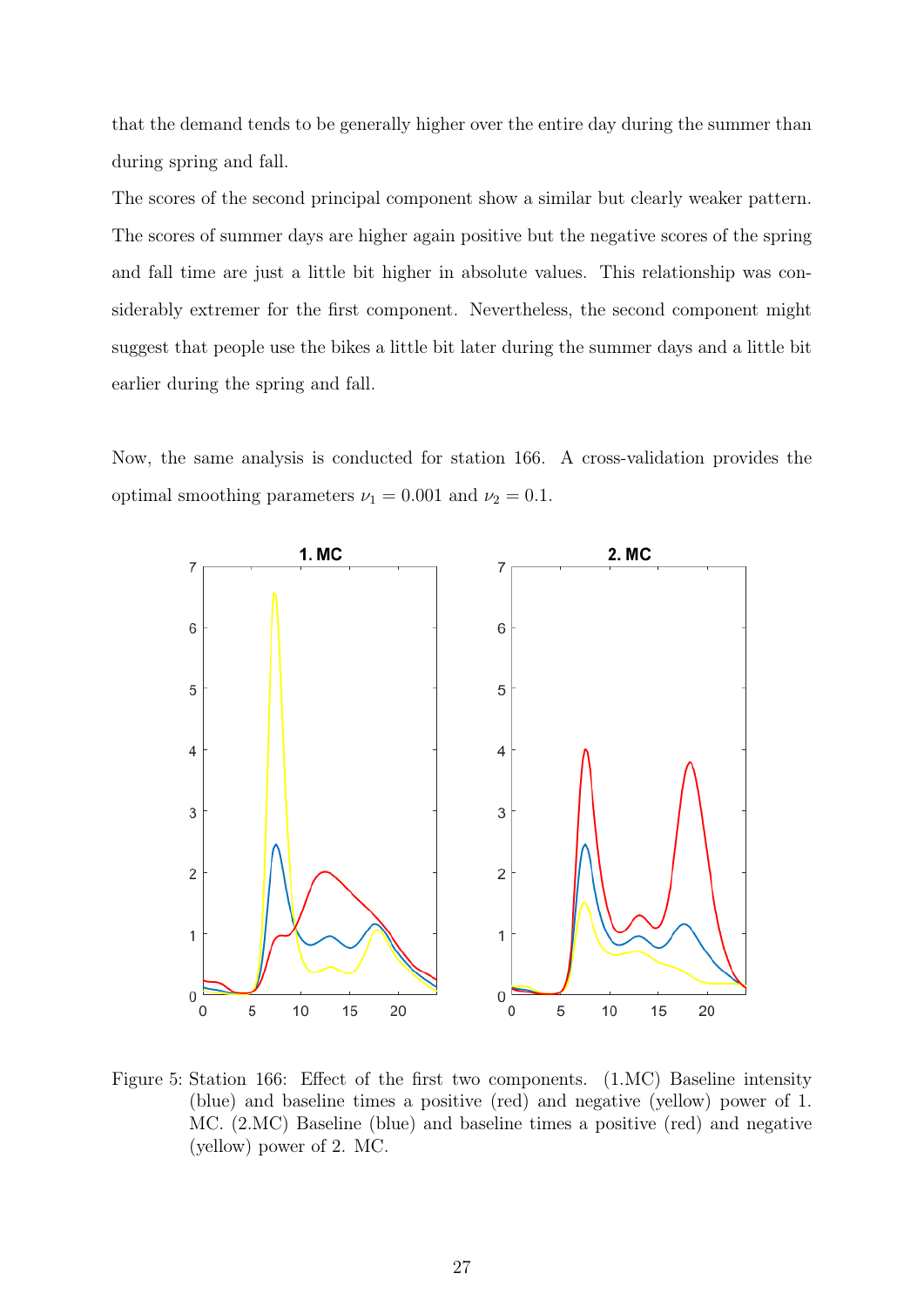that the demand tends to be generally higher over the entire day during the summer than during spring and fall.

The scores of the second principal component show a similar but clearly weaker pattern. The scores of summer days are higher again positive but the negative scores of the spring and fall time are just a little bit higher in absolute values. This relationship was considerably extremer for the first component. Nevertheless, the second component might suggest that people use the bikes a little bit later during the summer days and a little bit earlier during the spring and fall.

Now, the same analysis is conducted for station 166. A cross-validation provides the optimal smoothing parameters $\nu_1 = 0.001$ and $\nu_2 = 0.1$.

Figure 5: Station 166: Effect of the first two components. (1.MC) Baseline intensity (blue) and baseline times a positive (red) and negative (yellow) power of 1. MC. (2.MC) Baseline (blue) and baseline times a positive (red) and negative (yellow) power of 2. MC.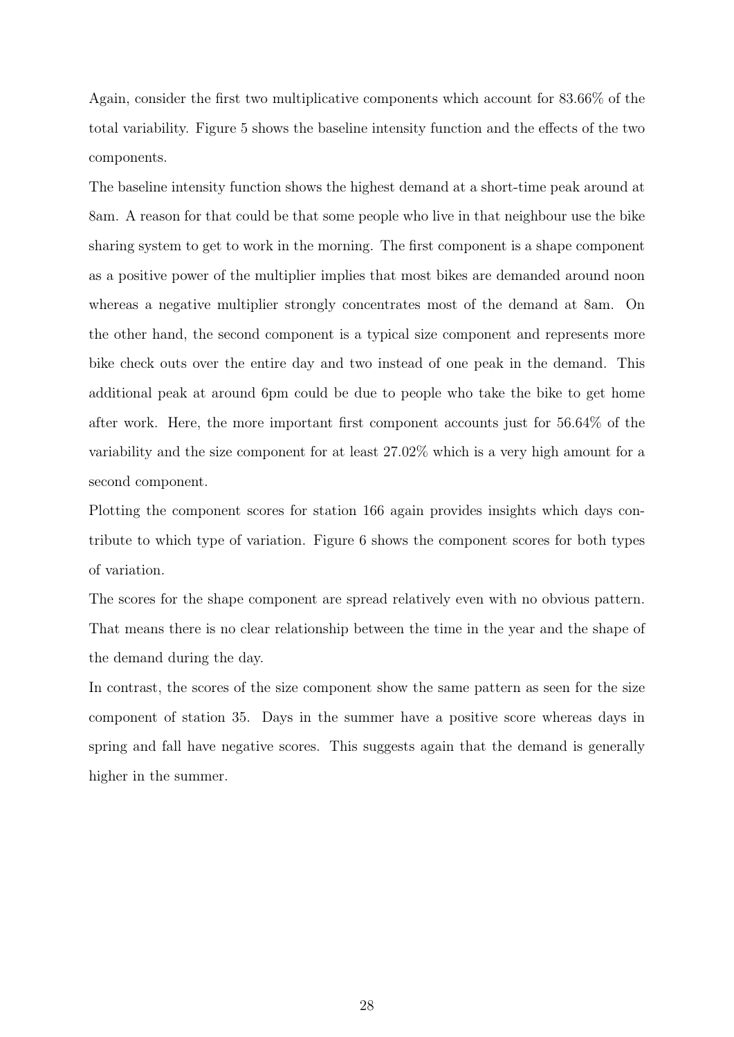Again, consider the first two multiplicative components which account for 83.66% of the total variability. Figure 5 shows the baseline intensity function and the effects of the two components.

The baseline intensity function shows the highest demand at a short-time peak around at 8am. A reason for that could be that some people who live in that neighbour use the bike sharing system to get to work in the morning. The first component is a shape component as a positive power of the multiplier implies that most bikes are demanded around noon whereas a negative multiplier strongly concentrates most of the demand at 8am. On the other hand, the second component is a typical size component and represents more bike check outs over the entire day and two instead of one peak in the demand. This additional peak at around 6pm could be due to people who take the bike to get home after work. Here, the more important first component accounts just for 56.64% of the variability and the size component for at least 27.02% which is a very high amount for a second component.

Plotting the component scores for station 166 again provides insights which days contribute to which type of variation. Figure 6 shows the component scores for both types of variation.

The scores for the shape component are spread relatively even with no obvious pattern. That means there is no clear relationship between the time in the year and the shape of the demand during the day.

In contrast, the scores of the size component show the same pattern as seen for the size component of station 35. Days in the summer have a positive score whereas days in spring and fall have negative scores. This suggests again that the demand is generally higher in the summer.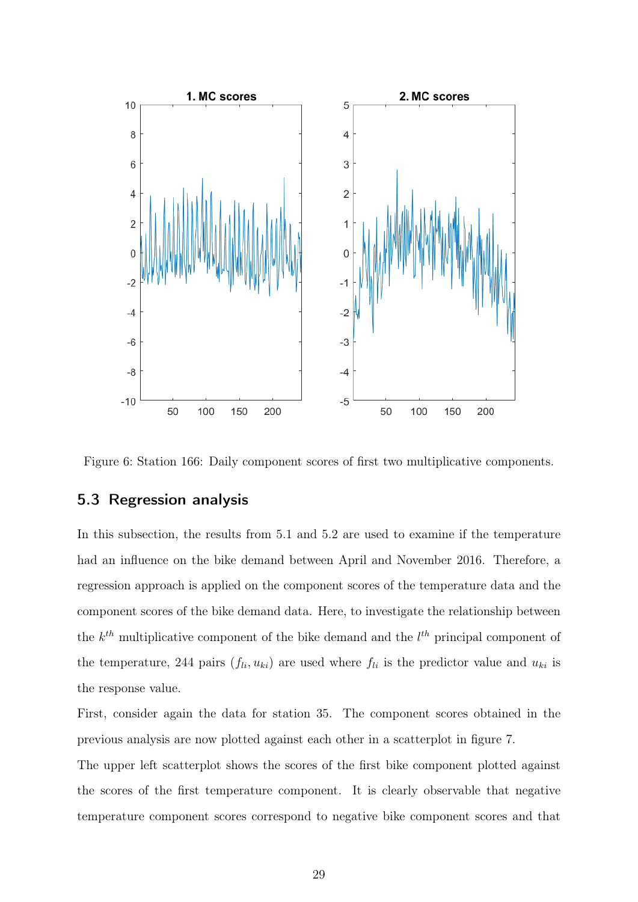Figure 6: Station 166: Daily component scores of first two multiplicative components.

## 5.3 Regression analysis

In this subsection, the results from 5.1 and 5.2 are used to examine if the temperature had an influence on the bike demand between April and November 2016. Therefore, a regression approach is applied on the component scores of the temperature data and the component scores of the bike demand data. Here, to investigate the relationship between the $k^{th}$ multiplicative component of the bike demand and the $l^{th}$ principal component of the temperature, 244 pairs $(f_{li}, u_{ki})$ are used where $f_{li}$ is the predictor value and $u_{ki}$ is the response value.

First, consider again the data for station 35. The component scores obtained in the previous analysis are now plotted against each other in a scatterplot in figure 7.

The upper left scatterplot shows the scores of the first bike component plotted against the scores of the first temperature component. It is clearly observable that negative temperature component scores correspond to negative bike component scores and that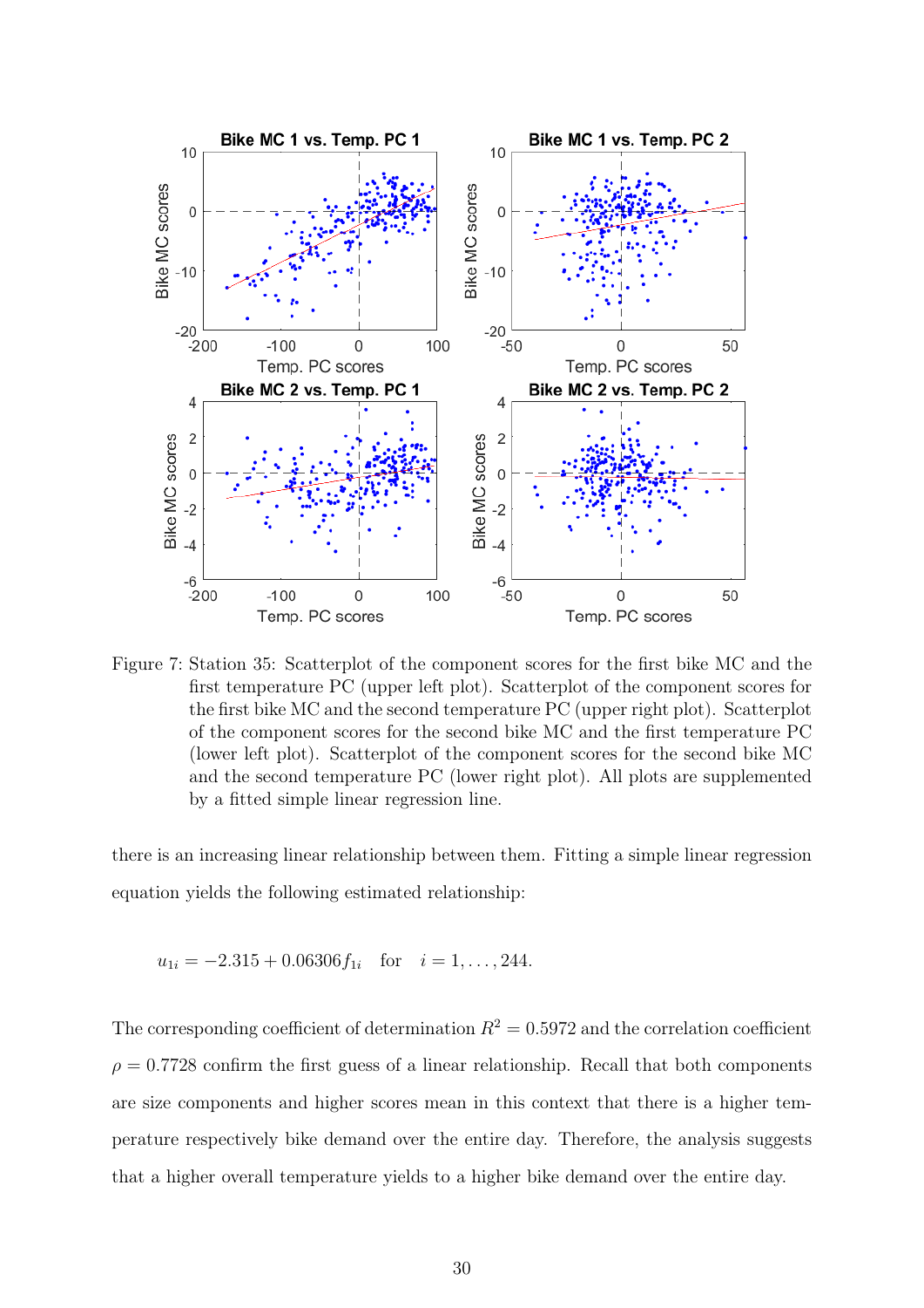Figure 7: Station 35: Scatterplot of the component scores for the first bike MC and the first temperature PC (upper left plot). Scatterplot of the component scores for the first bike MC and the second temperature PC (upper right plot). Scatterplot of the component scores for the second bike MC and the first temperature PC (lower left plot). Scatterplot of the component scores for the second bike MC and the second temperature PC (lower right plot). All plots are supplemented by a fitted simple linear regression line.

there is an increasing linear relationship between them. Fitting a simple linear regression equation yields the following estimated relationship:

$$u_{1i} = -2.315 + 0.06306 f_{1i} \quad \text{for} \quad i = 1, \ldots, 244.$$

The corresponding coefficient of determination $R^2 = 0.5972$ and the correlation coefficient $\rho = 0.7728$ confirm the first guess of a linear relationship. Recall that both components are size components and higher scores mean in this context that there is a higher temperature respectively bike demand over the entire day. Therefore, the analysis suggests that a higher overall temperature yields to a higher bike demand over the entire day.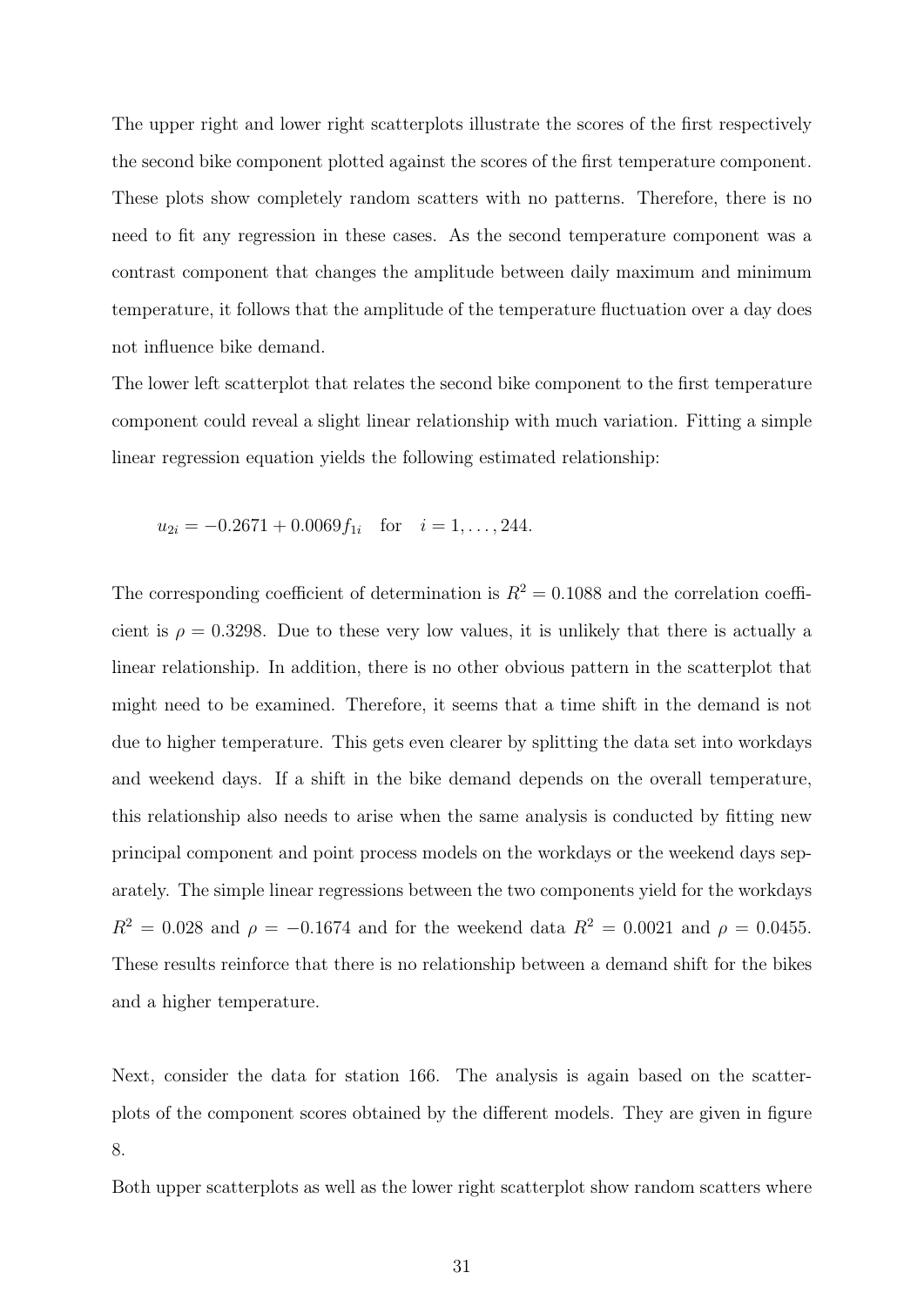The upper right and lower right scatterplots illustrate the scores of the first respectively the second bike component plotted against the scores of the first temperature component. These plots show completely random scatters with no patterns. Therefore, there is no need to fit any regression in these cases. As the second temperature component was a contrast component that changes the amplitude between daily maximum and minimum temperature, it follows that the amplitude of the temperature fluctuation over a day does not influence bike demand.

The lower left scatterplot that relates the second bike component to the first temperature component could reveal a slight linear relationship with much variation. Fitting a simple linear regression equation yields the following estimated relationship:

$$u_{2i} = -0.2671 + 0.0069 f_{1i} \quad \text{for} \quad i = 1, \ldots, 244.$$

The corresponding coefficient of determination is $R^2 = 0.1088$ and the correlation coefficient is $\rho = 0.3298$. Due to these very low values, it is unlikely that there is actually a linear relationship. In addition, there is no other obvious pattern in the scatterplot that might need to be examined. Therefore, it seems that a time shift in the demand is not due to higher temperature. This gets even clearer by splitting the data set into workdays and weekend days. If a shift in the bike demand depends on the overall temperature, this relationship also needs to arise when the same analysis is conducted by fitting new principal component and point process models on the workdays or the weekend days separately. The simple linear regressions between the two components yield for the workdays $R^2 = 0.028$ and $\rho = -0.1674$ and for the weekend data $R^2 = 0.0021$ and $\rho = 0.0455$. These results reinforce that there is no relationship between a demand shift for the bikes and a higher temperature.

Next, consider the data for station 166. The analysis is again based on the scatterplots of the component scores obtained by the different models. They are given in figure 8.

Both upper scatterplots as well as the lower right scatterplot show random scatters where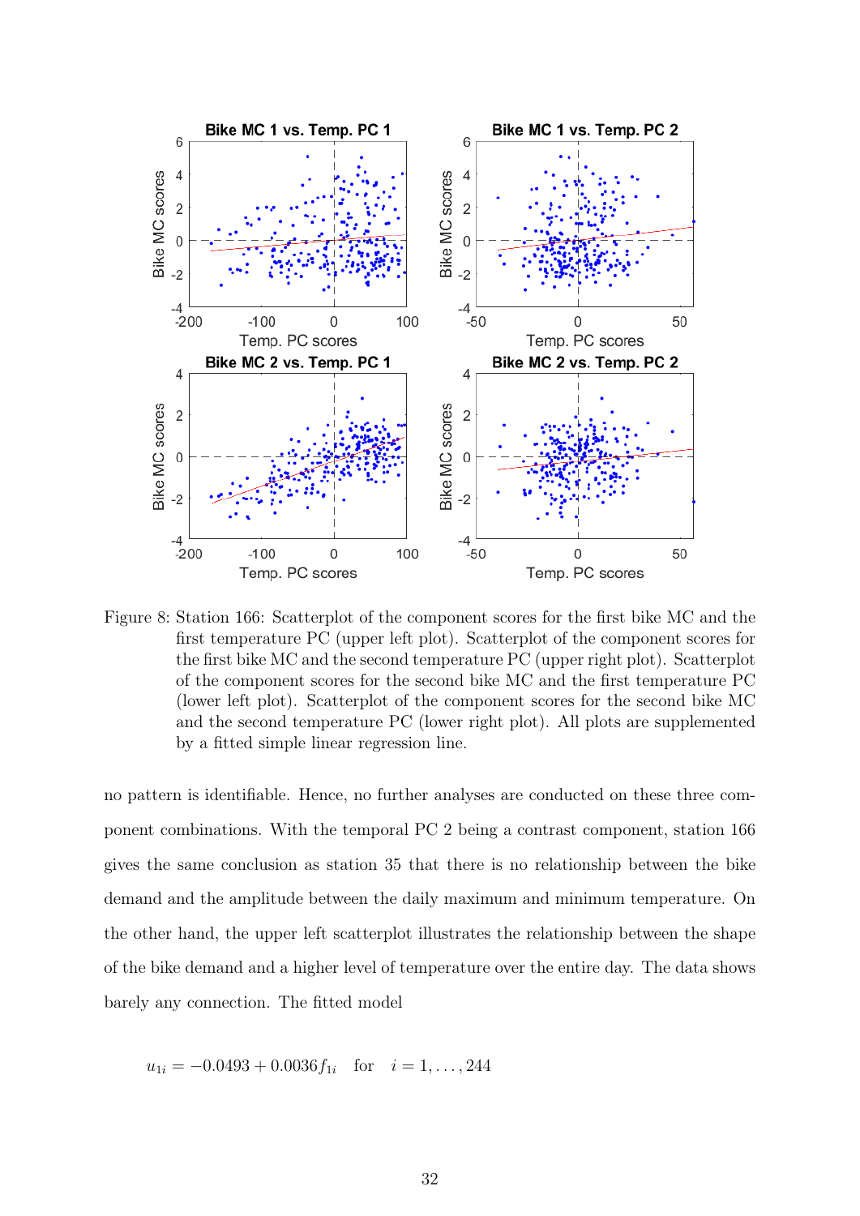Figure 8: Station 166: Scatterplot of the component scores for the first bike MC and the first temperature PC (upper left plot). Scatterplot of the component scores for the first bike MC and the second temperature PC (upper right plot). Scatterplot of the component scores for the second bike MC and the first temperature PC (lower left plot). Scatterplot of the component scores for the second bike MC and the second temperature PC (lower right plot). All plots are supplemented by a fitted simple linear regression line.

no pattern is identifiable. Hence, no further analyses are conducted on these three component combinations. With the temporal PC 2 being a contrast component, station 166 gives the same conclusion as station 35 that there is no relationship between the bike demand and the amplitude between the daily maximum and minimum temperature. On the other hand, the upper left scatterplot illustrates the relationship between the shape of the bike demand and a higher level of temperature over the entire day. The data shows barely any connection. The fitted model

$$u_{1i} = -0.0493 + 0.0036 f_{1i} \quad \text{for} \quad i = 1, \dots, 244$$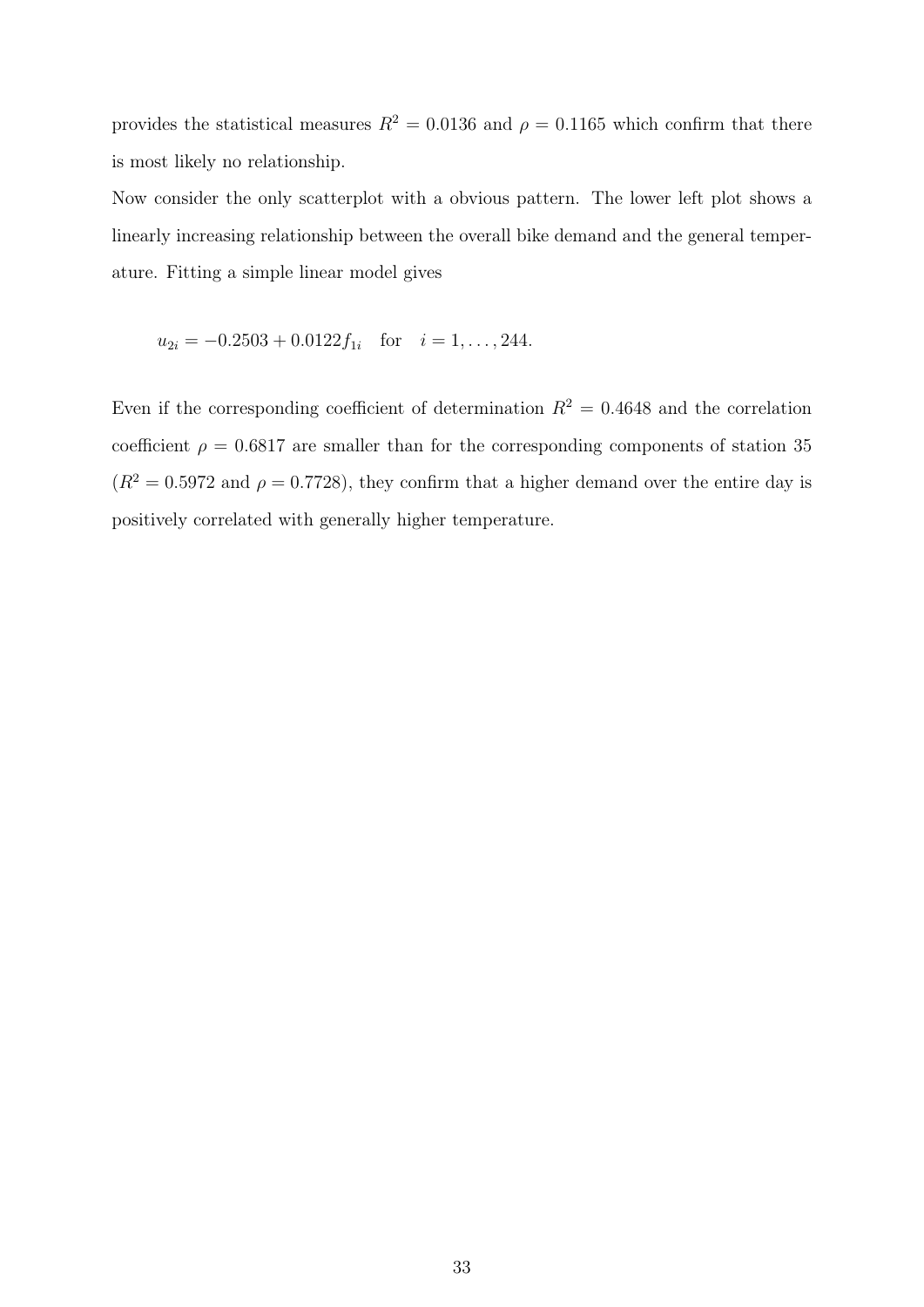provides the statistical measures $R^2 = 0.0136$ and $\rho = 0.1165$ which confirm that there is most likely no relationship.

Now consider the only scatterplot with a obvious pattern. The lower left plot shows a linearly increasing relationship between the overall bike demand and the general temperature. Fitting a simple linear model gives

$$u_{2i} = -0.2503 + 0.0122 f_{1i} \quad \text{for} \quad i = 1, \dots, 244.$$

Even if the corresponding coefficient of determination $R^2 = 0.4648$ and the correlation coefficient $\rho = 0.6817$ are smaller than for the corresponding components of station 35 ($R^2 = 0.5972$ and $\rho = 0.7728$), they confirm that a higher demand over the entire day is positively correlated with generally higher temperature.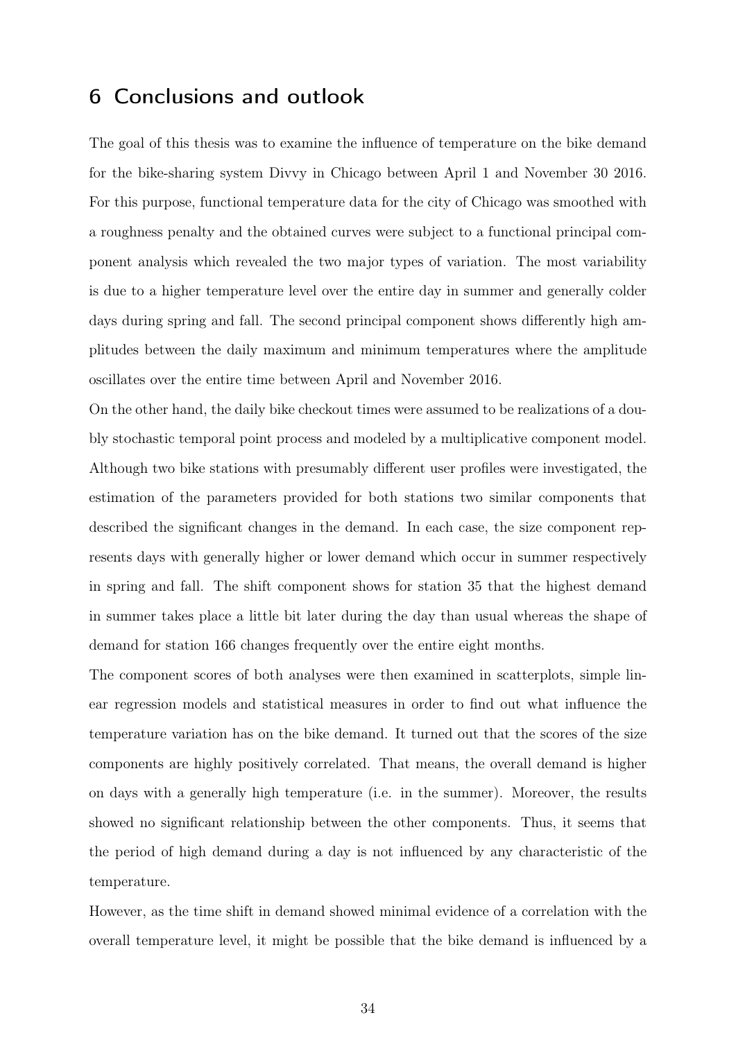# 6 Conclusions and outlook

The goal of this thesis was to examine the influence of temperature on the bike demand for the bike-sharing system Divvy in Chicago between April 1 and November 30 2016. For this purpose, functional temperature data for the city of Chicago was smoothed with a roughness penalty and the obtained curves were subject to a functional principal component analysis which revealed the two major types of variation. The most variability is due to a higher temperature level over the entire day in summer and generally colder days during spring and fall. The second principal component shows differently high amplitudes between the daily maximum and minimum temperatures where the amplitude oscillates over the entire time between April and November 2016.

On the other hand, the daily bike checkout times were assumed to be realizations of a doubly stochastic temporal point process and modeled by a multiplicative component model. Although two bike stations with presumably different user profiles were investigated, the estimation of the parameters provided for both stations two similar components that described the significant changes in the demand. In each case, the size component represents days with generally higher or lower demand which occur in summer respectively in spring and fall. The shift component shows for station 35 that the highest demand in summer takes place a little bit later during the day than usual whereas the shape of demand for station 166 changes frequently over the entire eight months.

The component scores of both analyses were then examined in scatterplots, simple linear regression models and statistical measures in order to find out what influence the temperature variation has on the bike demand. It turned out that the scores of the size components are highly positively correlated. That means, the overall demand is higher on days with a generally high temperature (i.e. in the summer). Moreover, the results showed no significant relationship between the other components. Thus, it seems that the period of high demand during a day is not influenced by any characteristic of the temperature.

However, as the time shift in demand showed minimal evidence of a correlation with the overall temperature level, it might be possible that the bike demand is influenced by a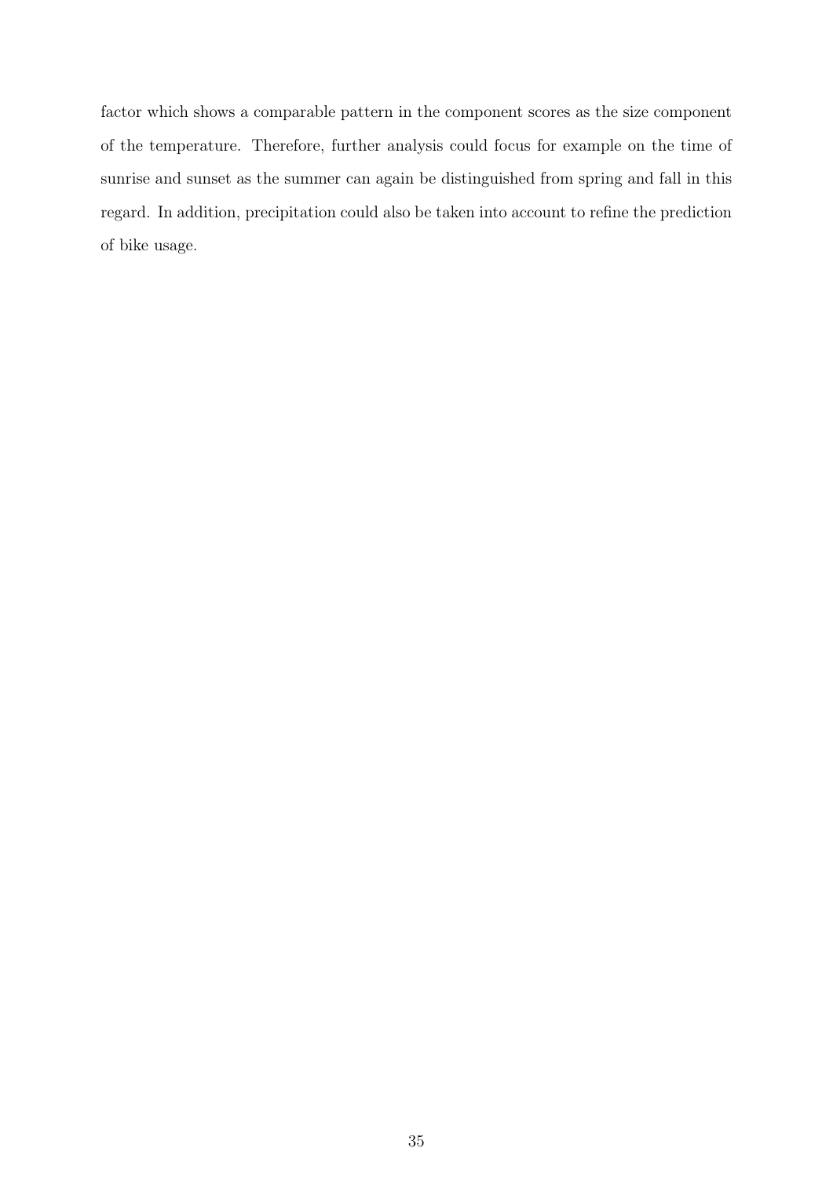factor which shows a comparable pattern in the component scores as the size component of the temperature. Therefore, further analysis could focus for example on the time of sunrise and sunset as the summer can again be distinguished from spring and fall in this regard. In addition, precipitation could also be taken into account to refine the prediction of bike usage.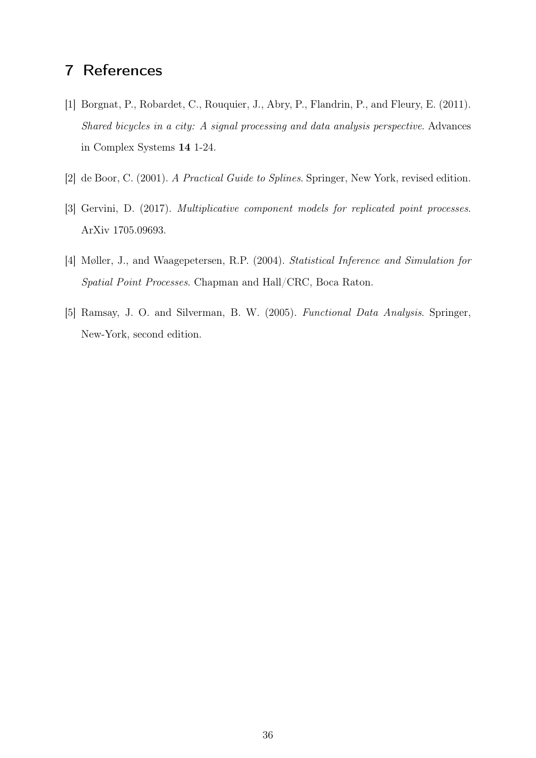## 7 References

[1] Borgnat, P., Robardet, C., Rouquier, J., Abry, P., Flandrin, P., and Fleury, E. (2011). *Shared bicycles in a city: A signal processing and data analysis perspective*. Advances in Complex Systems **14** 1-24.

[2] de Boor, C. (2001). *A Practical Guide to Splines*. Springer, New York, revised edition.

[3] Gervini, D. (2017). *Multiplicative component models for replicated point processes*. ArXiv 1705.09693.

[4] Møller, J., and Waagepetersen, R.P. (2004). *Statistical Inference and Simulation for Spatial Point Processes*. Chapman and Hall/CRC, Boca Raton.

[5] Ramsay, J. O. and Silverman, B. W. (2005). *Functional Data Analysis*. Springer, New-York, second edition.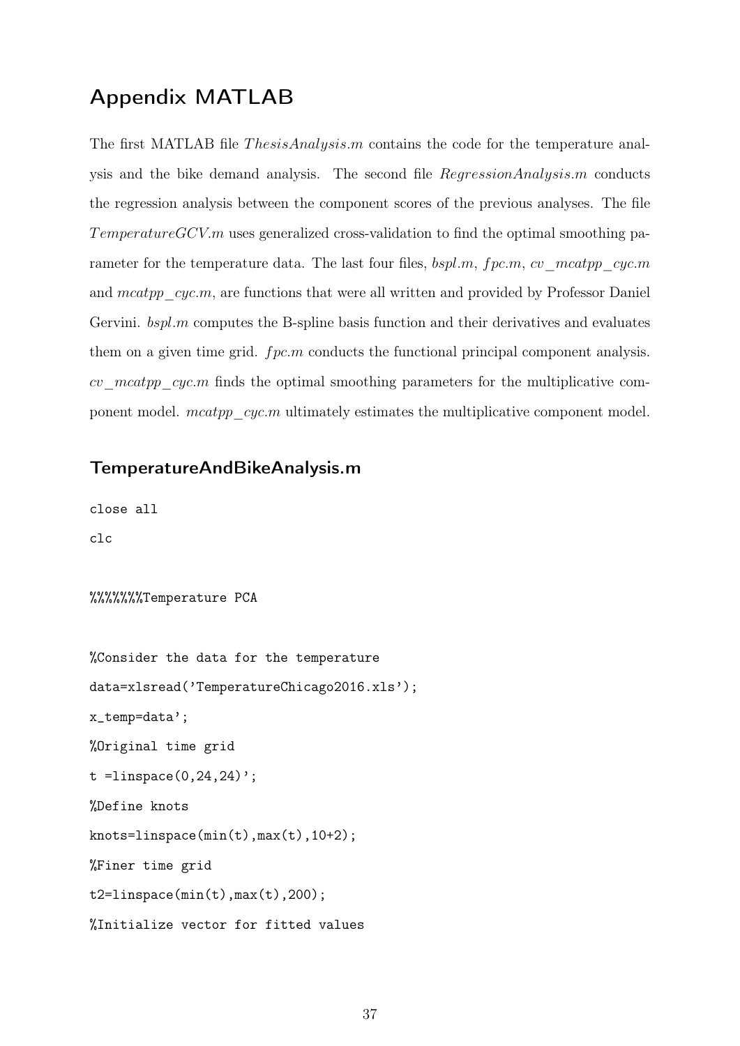## Appendix MATLAB

The first MATLAB file *ThesisAnalysis.m* contains the code for the temperature analysis and the bike demand analysis. The second file *RegressionAnalysis.m* conducts the regression analysis between the component scores of the previous analyses. The file *TemperatureGCV.m* uses generalized cross-validation to find the optimal smoothing parameter for the temperature data. The last four files, *bspl.m*, *fpc.m*, *cv_mcatpp_cyc.m* and *mcatpp_cyc.m*, are functions that were all written and provided by Professor Daniel Gervini. *bspl.m* computes the B-spline basis function and their derivatives and evaluates them on a given time grid. *fpc.m* conducts the functional principal component analysis. *cv_mcatpp_cyc.m* finds the optimal smoothing parameters for the multiplicative component model. *mcatpp_cyc.m* ultimately estimates the multiplicative component model.

### TemperatureAndBikeAnalysis.m

```
close all
clc

%%%%%%%Temperature PCA

%Consider the data for the temperature
data=xlsread('TemperatureChicago2016.xls');
x_temp=data';
%Original time grid
t =linspace(0,24,24)';
%Define knots
knots=linspace(min(t),max(t),10+2);
%Finer time grid
t2=linspace(min(t),max(t),200);
%Initialize vector for fitted values
```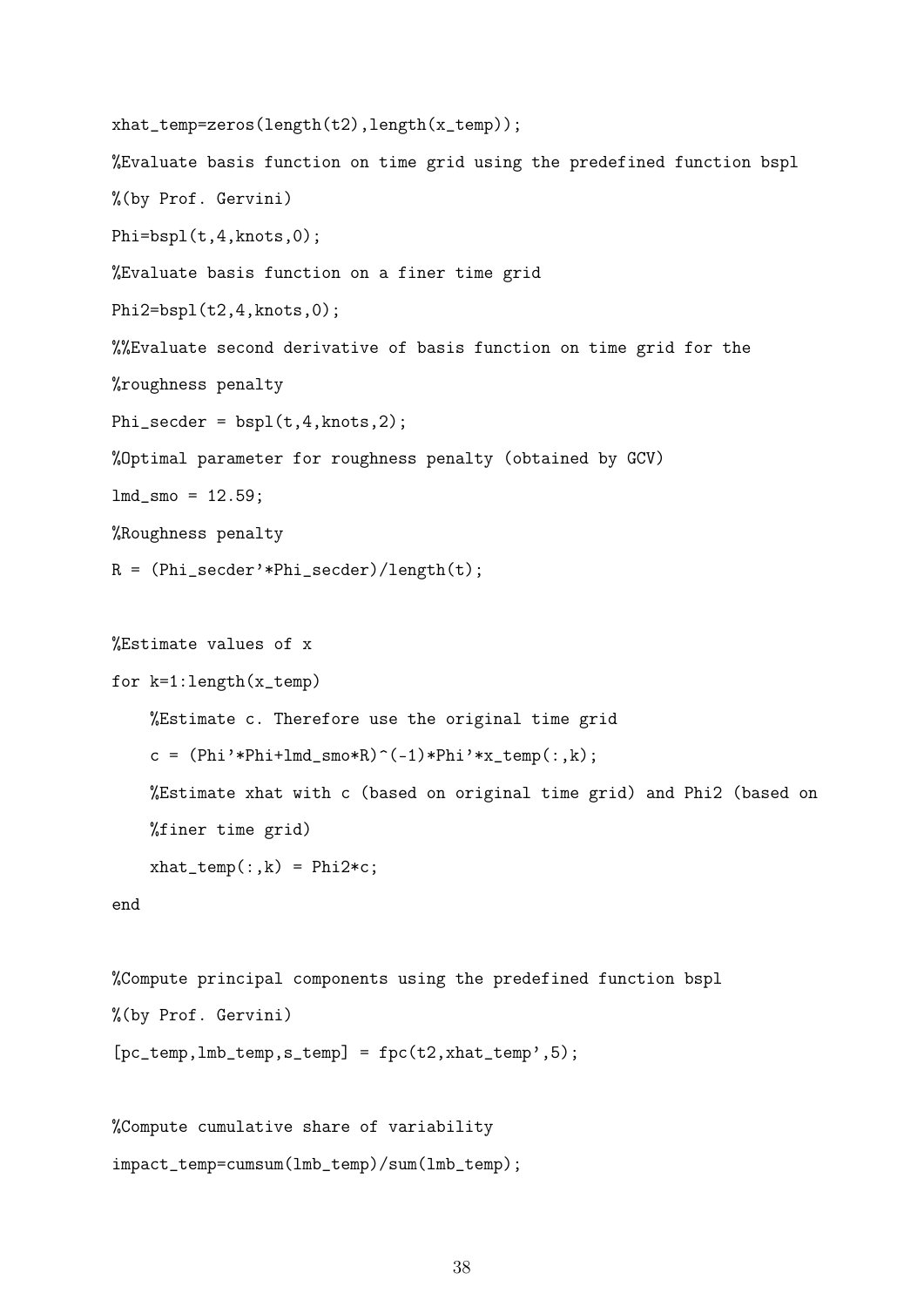```
xhat_temp=zeros(length(t2),length(x_temp));
%Evaluate basis function on time grid using the predefined function bspl
%(by Prof. Gervini)
Phi=bspl(t,4,knots,0);
%Evaluate basis function on a finer time grid
Phi2=bspl(t2,4,knots,0);
%%Evaluate second derivative of basis function on time grid for the
%roughness penalty
Phi_secder = bspl(t,4,knots,2);
%Optimal parameter for roughness penalty (obtained by GCV)
lmd_smo = 12.59;
%Roughness penalty
R = (Phi_secder'*Phi_secder)/length(t);

%Estimate values of x
for k=1:length(x_temp)
    %Estimate c. Therefore use the original time grid
    c = (Phi'*Phi+lmd_smo*R)^(-1)*Phi'*x_temp(:,k);
    %Estimate xhat with c (based on original time grid) and Phi2 (based on
    %finer time grid)
    xhat_temp(:,k) = Phi2*c;
end

%Compute principal components using the predefined function bspl
%(by Prof. Gervini)
[pc_temp,lmb_temp,s_temp] = fpc(t2,xhat_temp',5);

%Compute cumulative share of variability
impact_temp=cumsum(lmb_temp)/sum(lmb_temp);
```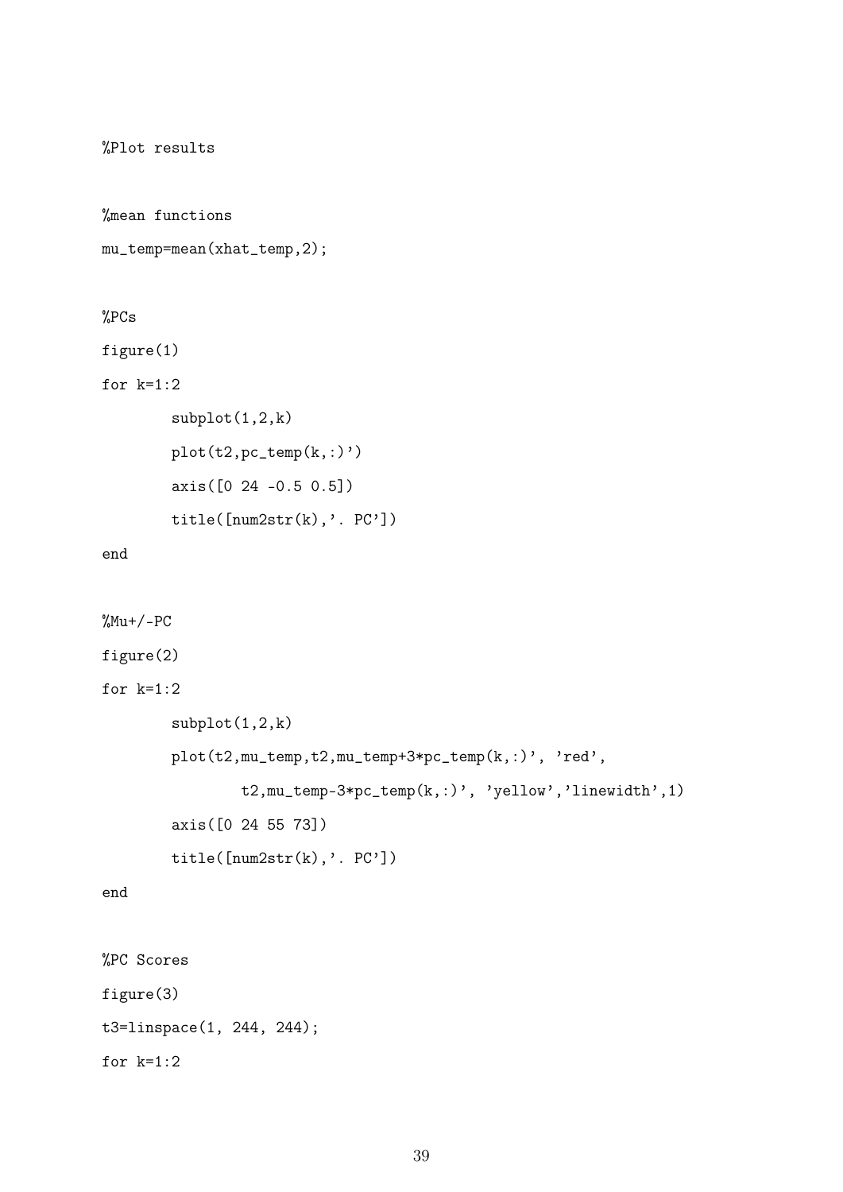```
%Plot results

%mean functions
mu_temp=mean(xhat_temp,2);

%PCs
figure(1)
for k=1:2
        subplot(1,2,k)
        plot(t2,pc_temp(k,:)')
        axis([0 24 -0.5 0.5])
        title([num2str(k),'. PC'])
end

%Mu+/-PC
figure(2)
for k=1:2
        subplot(1,2,k)
        plot(t2,mu_temp,t2,mu_temp+3*pc_temp(k,:)', 'red',
                t2,mu_temp-3*pc_temp(k,:)', 'yellow','linewidth',1)
        axis([0 24 55 73])
        title([num2str(k),'. PC'])
end

%PC Scores
figure(3)
t3=linspace(1, 244, 244);
for k=1:2
```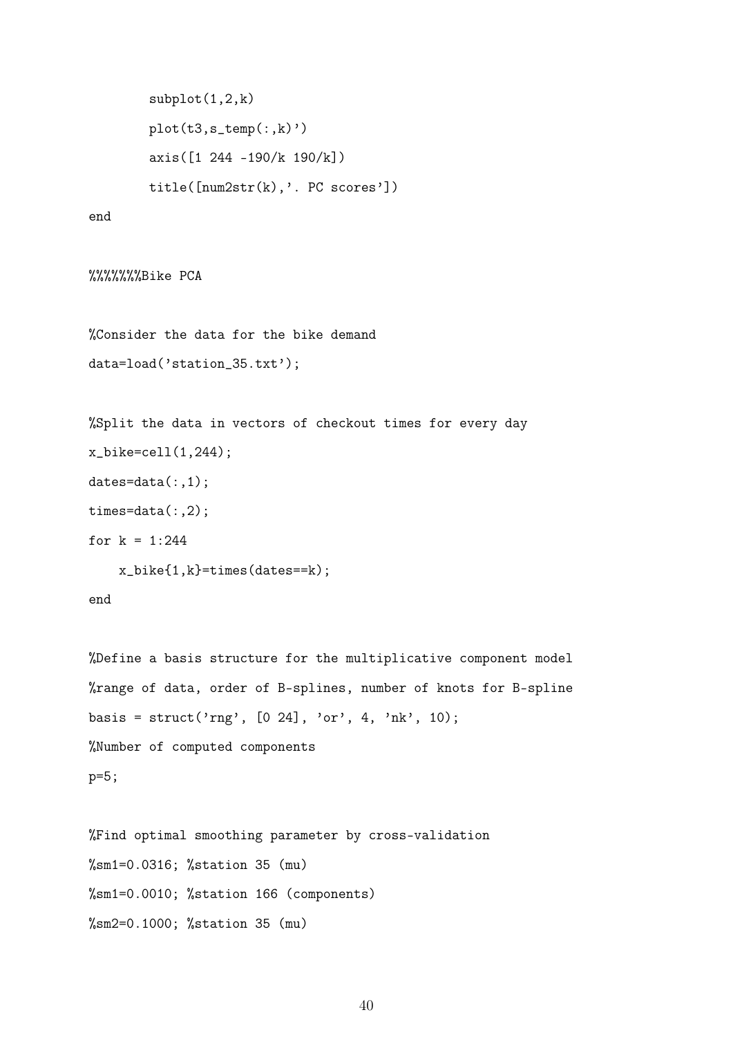```
        subplot(1,2,k)
        plot(t3,s_temp(:,k)')
        axis([1 244 -190/k 190/k])
        title([num2str(k),'. PC scores'])
end

%%%%%%%Bike PCA

%Consider the data for the bike demand
data=load('station_35.txt');

%Split the data in vectors of checkout times for every day
x_bike=cell(1,244);
dates=data(:,1);
times=data(:,2);
for k = 1:244
    x_bike{1,k}=times(dates==k);
end

%Define a basis structure for the multiplicative component model
%range of data, order of B-splines, number of knots for B-spline
basis = struct('rng', [0 24], 'or', 4, 'nk', 10);
%Number of computed components
p=5;

%Find optimal smoothing parameter by cross-validation
%sm1=0.0316; %station 35 (mu)
%sm1=0.0010; %station 166 (components)
%sm2=0.1000; %station 35 (mu)
```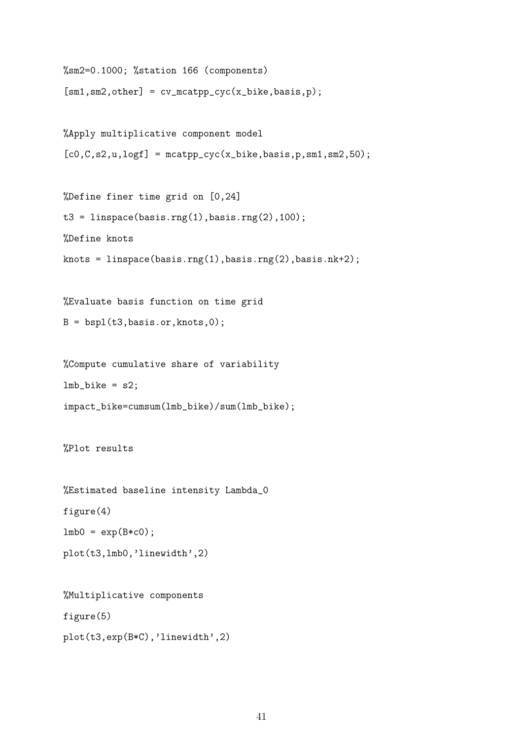```
%sm2=0.1000; %station 166 (components)
[sm1,sm2,other] = cv_mcatpp_cyc(x_bike,basis,p);

%Apply multiplicative component model
[c0,C,s2,u,logf] = mcatpp_cyc(x_bike,basis,p,sm1,sm2,50);

%Define finer time grid on [0,24]
t3 = linspace(basis.rng(1),basis.rng(2),100);
%Define knots
knots = linspace(basis.rng(1),basis.rng(2),basis.nk+2);

%Evaluate basis function on time grid
B = bspl(t3,basis.or,knots,0);

%Compute cumulative share of variability
lmb_bike = s2;
impact_bike=cumsum(lmb_bike)/sum(lmb_bike);

%Plot results

%Estimated baseline intensity Lambda_0
figure(4)
lmb0 = exp(B*c0);
plot(t3,lmb0,'linewidth',2)

%Multiplicative components
figure(5)
plot(t3,exp(B*C),'linewidth',2)
```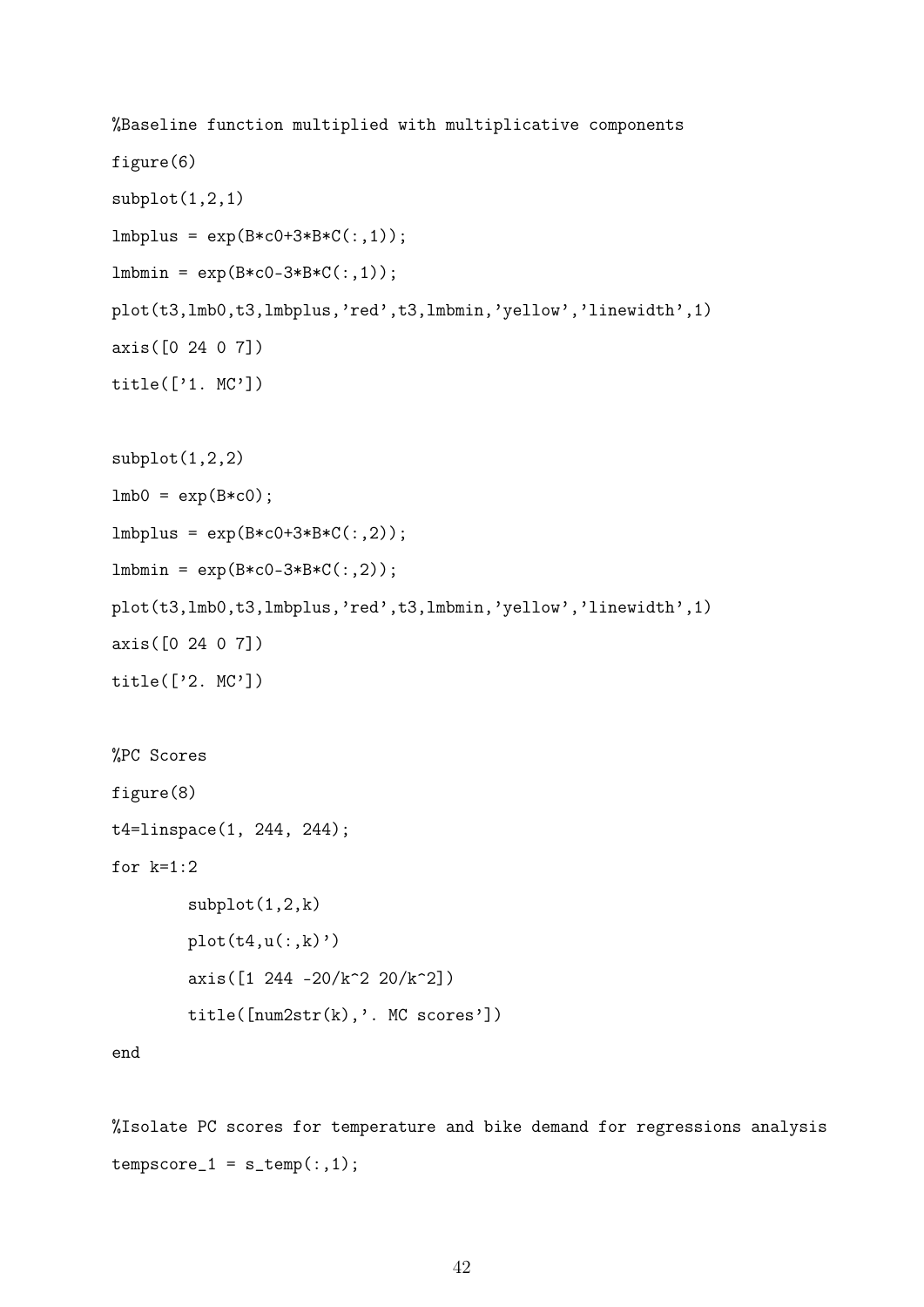```
%Baseline function multiplied with multiplicative components
figure(6)
subplot(1,2,1)
lmbplus = exp(B*c0+3*B*C(:,1));
lmbmin = exp(B*c0-3*B*C(:,1));
plot(t3,lmb0,t3,lmbplus,'red',t3,lmbmin,'yellow','linewidth',1)
axis([0 24 0 7])
title(['1. MC'])

subplot(1,2,2)
lmb0 = exp(B*c0);
lmbplus = exp(B*c0+3*B*C(:,2));
lmbmin = exp(B*c0-3*B*C(:,2));
plot(t3,lmb0,t3,lmbplus,'red',t3,lmbmin,'yellow','linewidth',1)
axis([0 24 0 7])
title(['2. MC'])

%PC Scores
figure(8)
t4=linspace(1, 244, 244);
for k=1:2
        subplot(1,2,k)
        plot(t4,u(:,k)')
        axis([1 244 -20/k^2 20/k^2])
        title([num2str(k),'. MC scores'])
end

%Isolate PC scores for temperature and bike demand for regressions analysis
tempscore_1 = s_temp(:,1);
```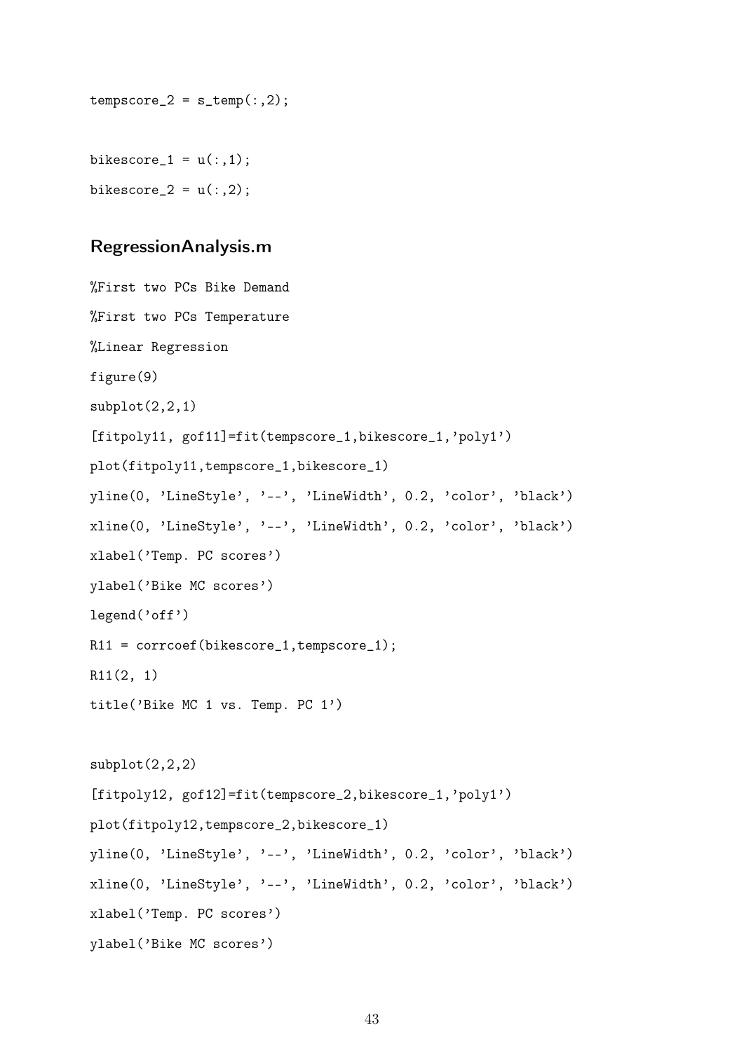```
tempscore_2 = s_temp(:,2);

bikescore_1 = u(:,1);
bikescore_2 = u(:,2);
```

### RegressionAnalysis.m

```
%First two PCs Bike Demand
%First two PCs Temperature
%Linear Regression
figure(9)
subplot(2,2,1)
[fitpoly11, gof11]=fit(tempscore_1,bikescore_1,'poly1')
plot(fitpoly11,tempscore_1,bikescore_1)
yline(0, 'LineStyle', '--', 'LineWidth', 0.2, 'color', 'black')
xline(0, 'LineStyle', '--', 'LineWidth', 0.2, 'color', 'black')
xlabel('Temp. PC scores')
ylabel('Bike MC scores')
legend('off')
R11 = corrcoef(bikescore_1,tempscore_1);
R11(2, 1)
title('Bike MC 1 vs. Temp. PC 1')

subplot(2,2,2)
[fitpoly12, gof12]=fit(tempscore_2,bikescore_1,'poly1')
plot(fitpoly12,tempscore_2,bikescore_1)
yline(0, 'LineStyle', '--', 'LineWidth', 0.2, 'color', 'black')
xline(0, 'LineStyle', '--', 'LineWidth', 0.2, 'color', 'black')
xlabel('Temp. PC scores')
ylabel('Bike MC scores')
```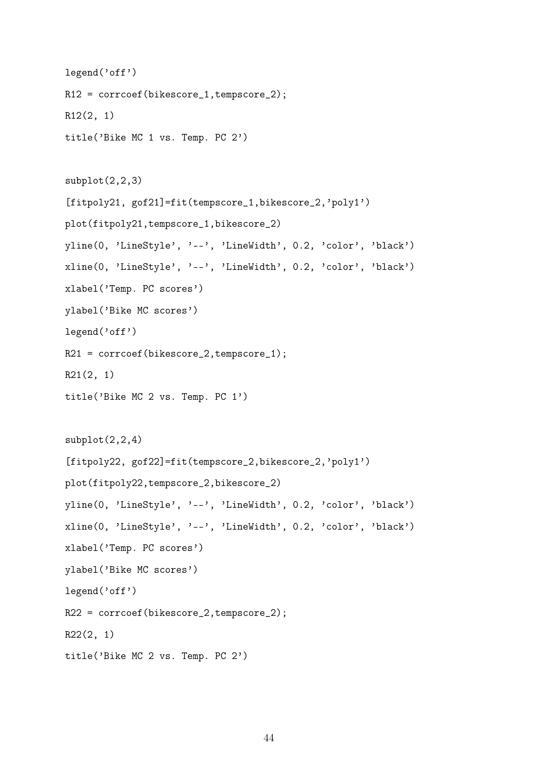```
legend('off')
R12 = corrcoef(bikescore_1,tempscore_2);
R12(2, 1)
title('Bike MC 1 vs. Temp. PC 2')

subplot(2,2,3)
[fitpoly21, gof21]=fit(tempscore_1,bikescore_2,'poly1')
plot(fitpoly21,tempscore_1,bikescore_2)
yline(0, 'LineStyle', '--', 'LineWidth', 0.2, 'color', 'black')
xline(0, 'LineStyle', '--', 'LineWidth', 0.2, 'color', 'black')
xlabel('Temp. PC scores')
ylabel('Bike MC scores')
legend('off')
R21 = corrcoef(bikescore_2,tempscore_1);
R21(2, 1)
title('Bike MC 2 vs. Temp. PC 1')

subplot(2,2,4)
[fitpoly22, gof22]=fit(tempscore_2,bikescore_2,'poly1')
plot(fitpoly22,tempscore_2,bikescore_2)
yline(0, 'LineStyle', '--', 'LineWidth', 0.2, 'color', 'black')
xline(0, 'LineStyle', '--', 'LineWidth', 0.2, 'color', 'black')
xlabel('Temp. PC scores')
ylabel('Bike MC scores')
legend('off')
R22 = corrcoef(bikescore_2,tempscore_2);
R22(2, 1)
title('Bike MC 2 vs. Temp. PC 2')
```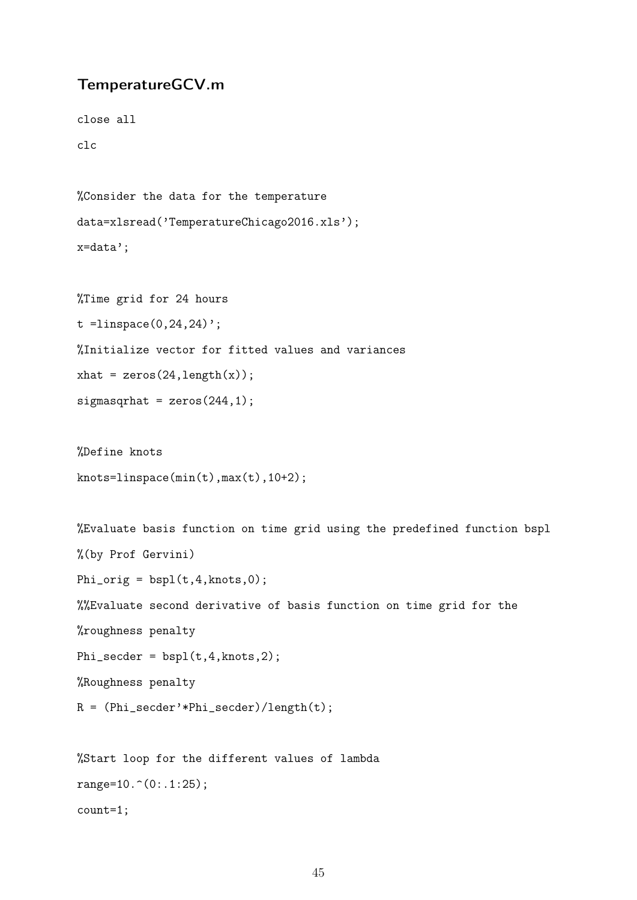## TemperatureGCV.m

```
close all
clc

%Consider the data for the temperature
data=xlsread('TemperatureChicago2016.xls');
x=data';

%Time grid for 24 hours
t =linspace(0,24,24)';
%Initialize vector for fitted values and variances
xhat = zeros(24,length(x));
sigmasqrhat = zeros(244,1);

%Define knots
knots=linspace(min(t),max(t),10+2);

%Evaluate basis function on time grid using the predefined function bspl
%(by Prof Gervini)
Phi_orig = bspl(t,4,knots,0);
%%Evaluate second derivative of basis function on time grid for the
%roughness penalty
Phi_secder = bspl(t,4,knots,2);
%Roughness penalty
R = (Phi_secder'*Phi_secder)/length(t);

%Start loop for the different values of lambda
range=10.^(0:.1:25);
count=1;
```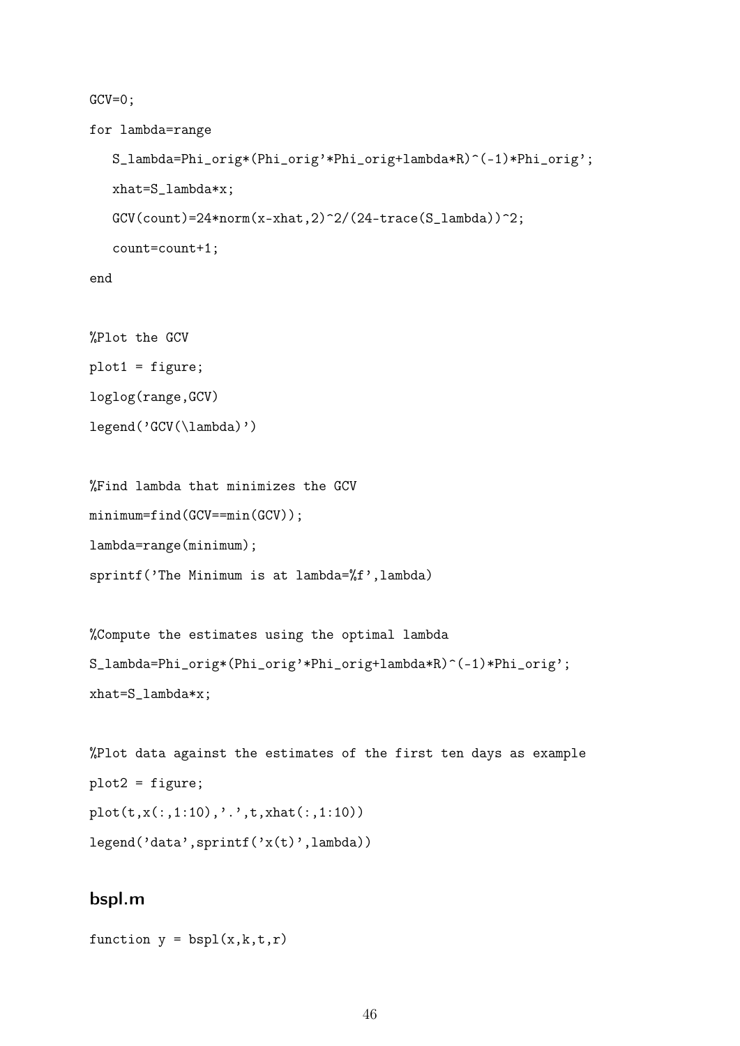```
GCV=0;
for lambda=range
   S_lambda=Phi_orig*(Phi_orig'*Phi_orig+lambda*R)^(-1)*Phi_orig';
   xhat=S_lambda*x;
   GCV(count)=24*norm(x-xhat,2)^2/(24-trace(S_lambda))^2;
   count=count+1;
end

%Plot the GCV
plot1 = figure;
loglog(range,GCV)
legend('GCV(\lambda)')

%Find lambda that minimizes the GCV
minimum=find(GCV==min(GCV));
lambda=range(minimum);
sprintf('The Minimum is at lambda=%f',lambda)

%Compute the estimates using the optimal lambda
S_lambda=Phi_orig*(Phi_orig'*Phi_orig+lambda*R)^(-1)*Phi_orig';
xhat=S_lambda*x;

%Plot data against the estimates of the first ten days as example
plot2 = figure;
plot(t,x(:,1:10),'.',t,xhat(:,1:10))
legend('data',sprintf('x(t)',lambda))
```

## bspl.m

```
function y = bspl(x,k,t,r)
```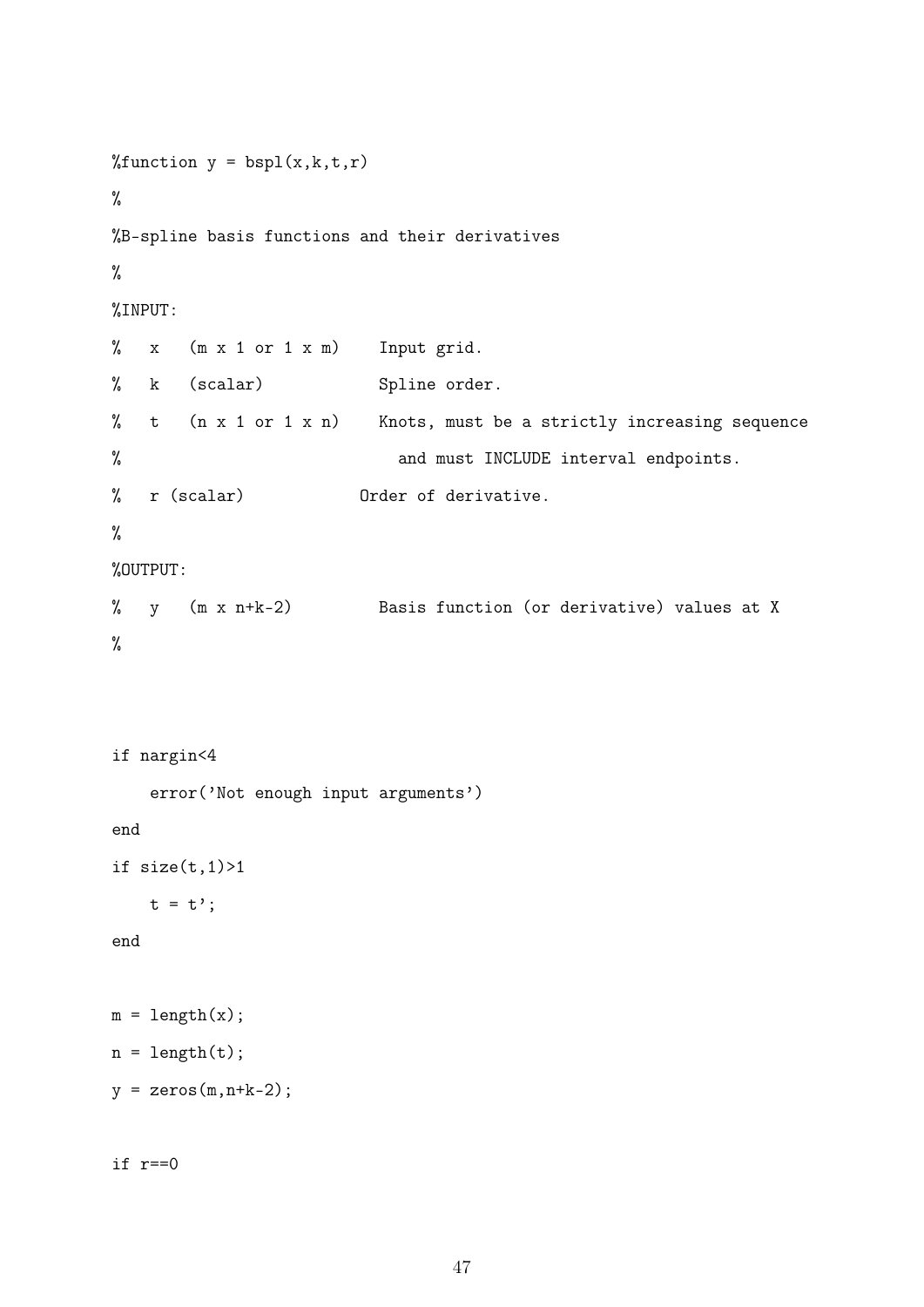```
%function y = bspl(x,k,t,r)
%
%B-spline basis functions and their derivatives
%
%INPUT:
%   x   (m x 1 or 1 x m)    Input grid.
%   k   (scalar)            Spline order.
%   t   (n x 1 or 1 x n)    Knots, must be a strictly increasing sequence
%                             and must INCLUDE interval endpoints.
%   r (scalar)            Order of derivative.
%
%OUTPUT:
%   y   (m x n+k-2)         Basis function (or derivative) values at X
%


if nargin<4
    error('Not enough input arguments')
end
if size(t,1)>1
    t = t';
end

m = length(x);
n = length(t);
y = zeros(m,n+k-2);

if r==0
```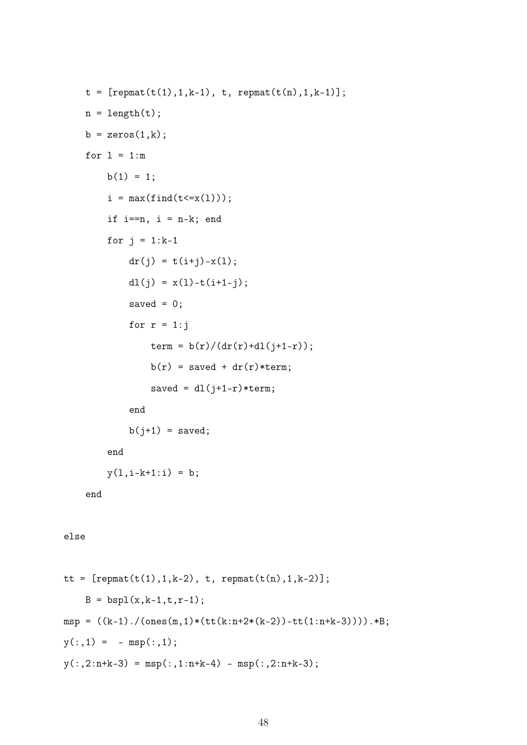```
    t = [repmat(t(1),1,k-1), t, repmat(t(n),1,k-1)];
    n = length(t);
    b = zeros(1,k);
    for l = 1:m
        b(1) = 1;
        i = max(find(t<=x(l)));
        if i==n, i = n-k; end
        for j = 1:k-1
            dr(j) = t(i+j)-x(l);
            dl(j) = x(l)-t(i+1-j);
            saved = 0;
            for r = 1:j
                term = b(r)/(dr(r)+dl(j+1-r));
                b(r) = saved + dr(r)*term;
                saved = dl(j+1-r)*term;
            end
            b(j+1) = saved;
        end
        y(l,i-k+1:i) = b;
    end

else

tt = [repmat(t(1),1,k-2), t, repmat(t(n),1,k-2)];
    B = bspl(x,k-1,t,r-1);
msp = ((k-1)./(ones(m,1)*(tt(k:n+2*(k-2))-tt(1:n+k-3)))).*B;
y(:,1) =  - msp(:,1);
y(:,2:n+k-3) = msp(:,1:n+k-4) - msp(:,2:n+k-3);
```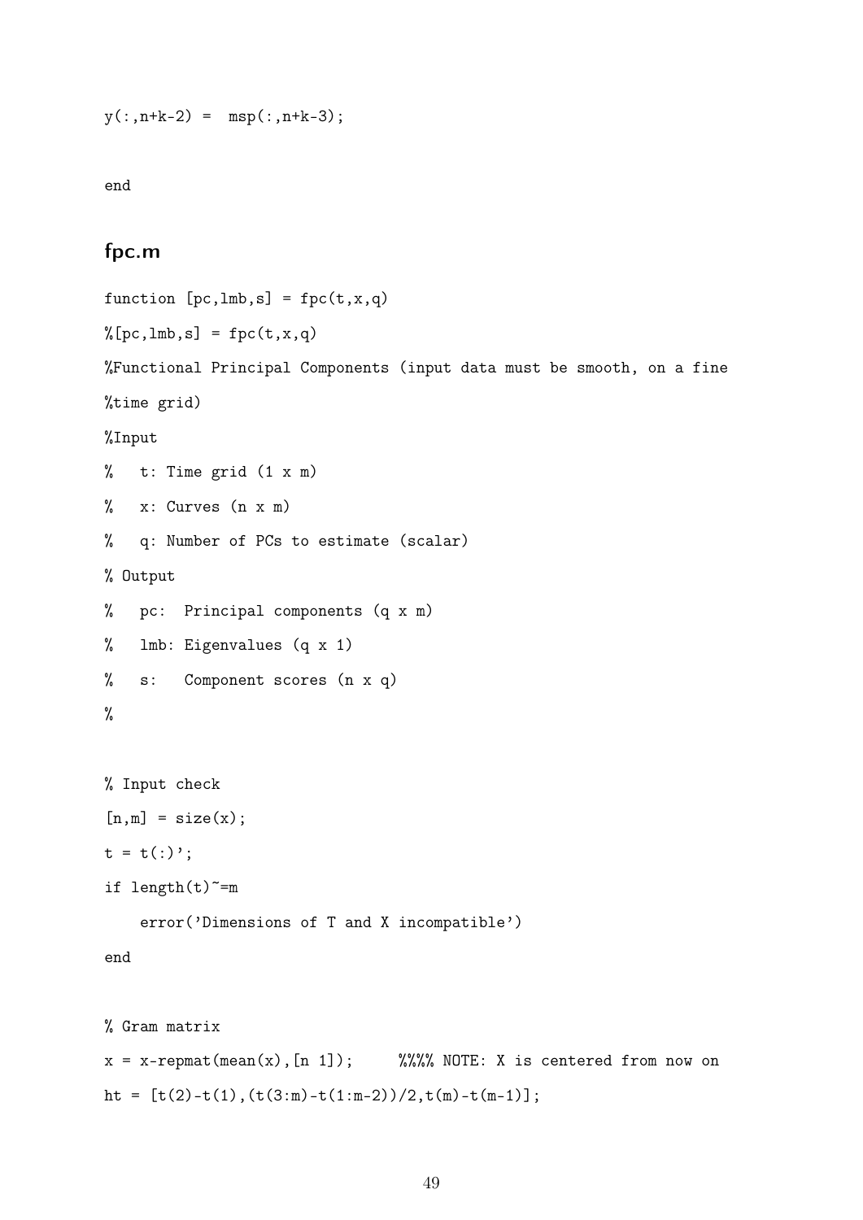```
y(:,n+k-2) =  msp(:,n+k-3);

end
```

### fpc.m

```
function [pc,lmb,s] = fpc(t,x,q)
%[pc,lmb,s] = fpc(t,x,q)
%Functional Principal Components (input data must be smooth, on a fine
%time grid)
%Input
%   t: Time grid (1 x m)
%   x: Curves (n x m)
%   q: Number of PCs to estimate (scalar)
% Output
%   pc:  Principal components (q x m)
%   lmb: Eigenvalues (q x 1)
%   s:   Component scores (n x q)
%

% Input check
[n,m] = size(x);
t = t(:)';
if length(t)~=m
    error('Dimensions of T and X incompatible')
end

% Gram matrix
x = x-repmat(mean(x),[n 1]);     %%%% NOTE: X is centered from now on
ht = [t(2)-t(1),(t(3:m)-t(1:m-2))/2,t(m)-t(m-1)];
```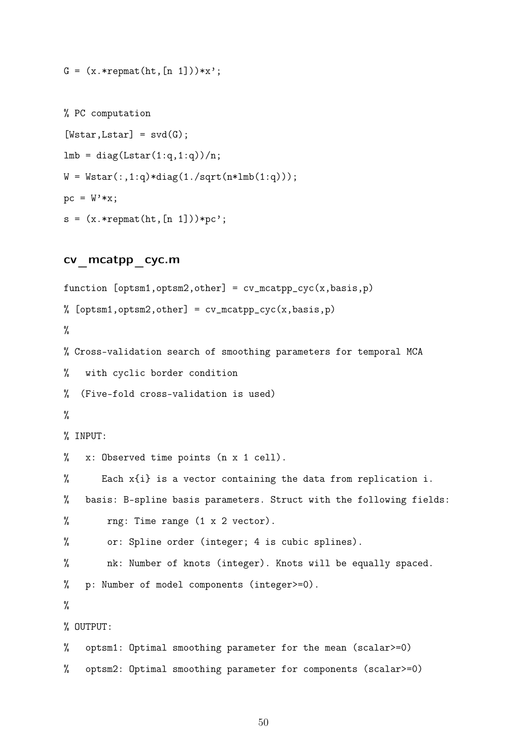```
G = (x.*repmat(ht,[n 1]))*x';

% PC computation
[Wstar,Lstar] = svd(G);
lmb = diag(Lstar(1:q,1:q))/n;
W = Wstar(:,1:q)*diag(1./sqrt(n*lmb(1:q)));
pc = W'*x;
s = (x.*repmat(ht,[n 1]))*pc';
```

### cv_mcatpp_cyc.m

```
function [optsm1,optsm2,other] = cv_mcatpp_cyc(x,basis,p)
% [optsm1,optsm2,other] = cv_mcatpp_cyc(x,basis,p)
%
% Cross-validation search of smoothing parameters for temporal MCA
%   with cyclic border condition
%  (Five-fold cross-validation is used)
%
% INPUT:
%   x: Observed time points (n x 1 cell).
%      Each x{i} is a vector containing the data from replication i.
%   basis: B-spline basis parameters. Struct with the following fields:
%       rng: Time range (1 x 2 vector).
%       or: Spline order (integer; 4 is cubic splines).
%       nk: Number of knots (integer). Knots will be equally spaced.
%   p: Number of model components (integer>=0).
%
% OUTPUT:
%   optsm1: Optimal smoothing parameter for the mean (scalar>=0)
%   optsm2: Optimal smoothing parameter for components (scalar>=0)
```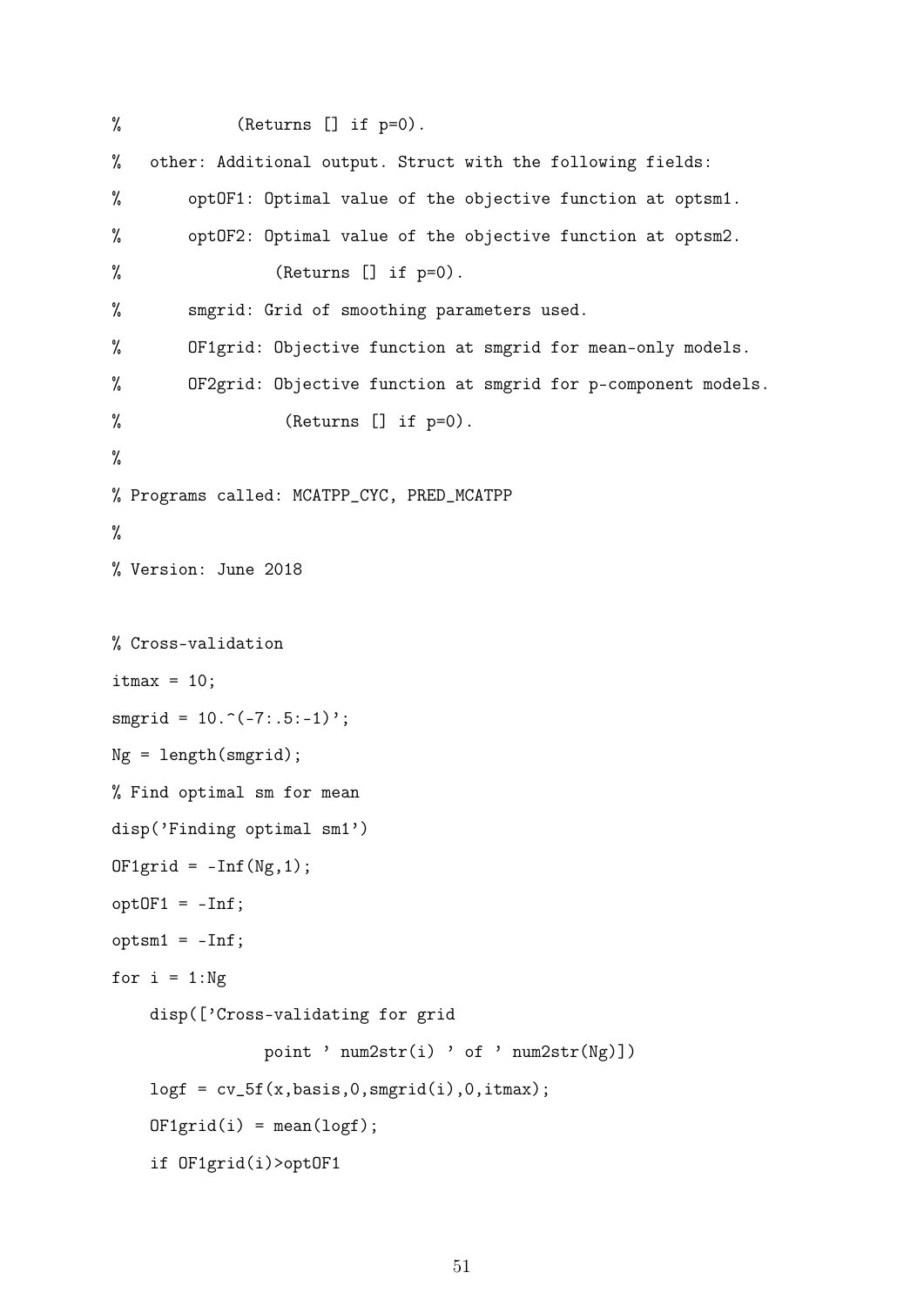```
%           (Returns [] if p=0).
%   other: Additional output. Struct with the following fields:
%       optOF1: Optimal value of the objective function at optsm1.
%       optOF2: Optimal value of the objective function at optsm2.
%               (Returns [] if p=0).
%       smgrid: Grid of smoothing parameters used.
%       OF1grid: Objective function at smgrid for mean-only models.
%       OF2grid: Objective function at smgrid for p-component models.
%                (Returns [] if p=0).
%
% Programs called: MCATPP_CYC, PRED_MCATPP
%
% Version: June 2018

% Cross-validation
itmax = 10;
smgrid = 10.^(-7:.5:-1)';
Ng = length(smgrid);
% Find optimal sm for mean
disp('Finding optimal sm1')
OF1grid = -Inf(Ng,1);
optOF1 = -Inf;
optsm1 = -Inf;
for i = 1:Ng
    disp(['Cross-validating for grid
              point ' num2str(i) ' of ' num2str(Ng)])
    logf = cv_5f(x,basis,0,smgrid(i),0,itmax);
    OF1grid(i) = mean(logf);
    if OF1grid(i)>optOF1
```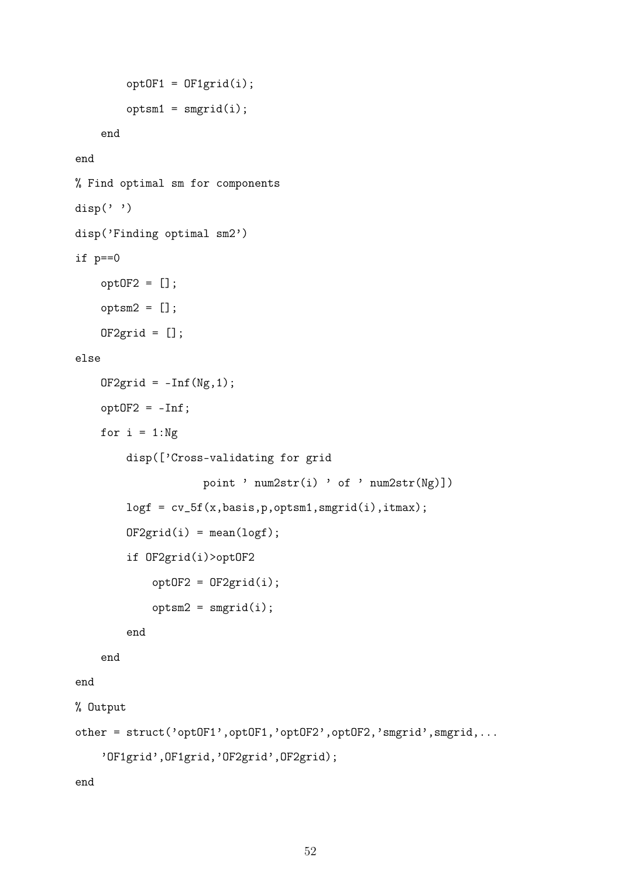```
        optOF1 = OF1grid(i);
        optsm1 = smgrid(i);
    end
end
% Find optimal sm for components
disp(' ')
disp('Finding optimal sm2')
if p==0
    optOF2 = [];
    optsm2 = [];
    OF2grid = [];
else
    OF2grid = -Inf(Ng,1);
    optOF2 = -Inf;
    for i = 1:Ng
        disp(['Cross-validating for grid
                    point ' num2str(i) ' of ' num2str(Ng)])
        logf = cv_5f(x,basis,p,optsm1,smgrid(i),itmax);
        OF2grid(i) = mean(logf);
        if OF2grid(i)>optOF2
            optOF2 = OF2grid(i);
            optsm2 = smgrid(i);
        end
    end
end
% Output
other = struct('optOF1',optOF1,'optOF2',optOF2,'smgrid',smgrid,...
    'OF1grid',OF1grid,'OF2grid',OF2grid);
end
```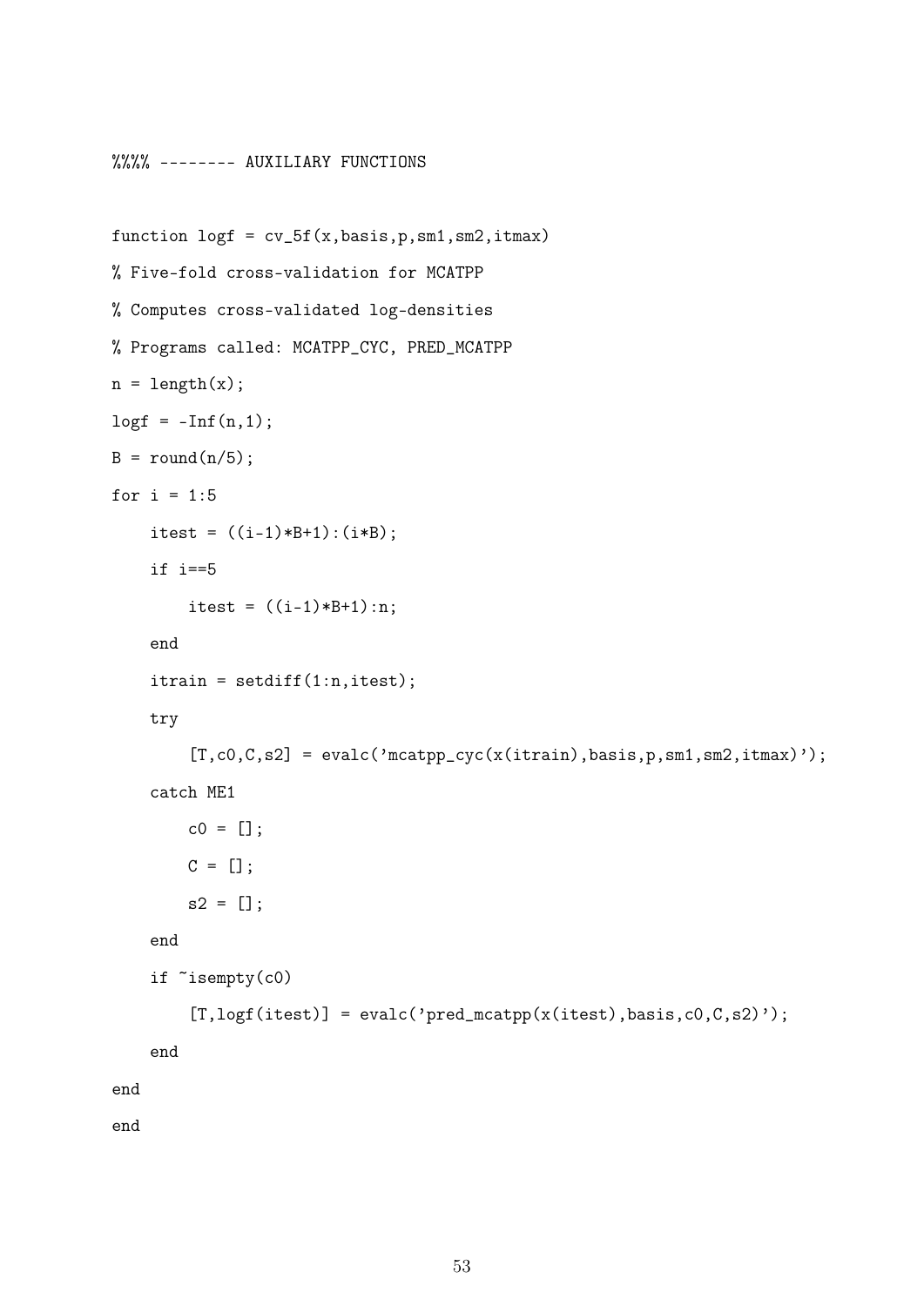```
%%%% -------- AUXILIARY FUNCTIONS

function logf = cv_5f(x,basis,p,sm1,sm2,itmax)
% Five-fold cross-validation for MCATPP
% Computes cross-validated log-densities
% Programs called: MCATPP_CYC, PRED_MCATPP
n = length(x);
logf = -Inf(n,1);
B = round(n/5);
for i = 1:5
    itest = ((i-1)*B+1):(i*B);
    if i==5
        itest = ((i-1)*B+1):n;
    end
    itrain = setdiff(1:n,itest);
    try
        [T,c0,C,s2] = evalc('mcatpp_cyc(x(itrain),basis,p,sm1,sm2,itmax)');
    catch ME1
        c0 = [];
        C = [];
        s2 = [];
    end
    if ~isempty(c0)
        [T,logf(itest)] = evalc('pred_mcatpp(x(itest),basis,c0,C,s2)');
    end
end
end
```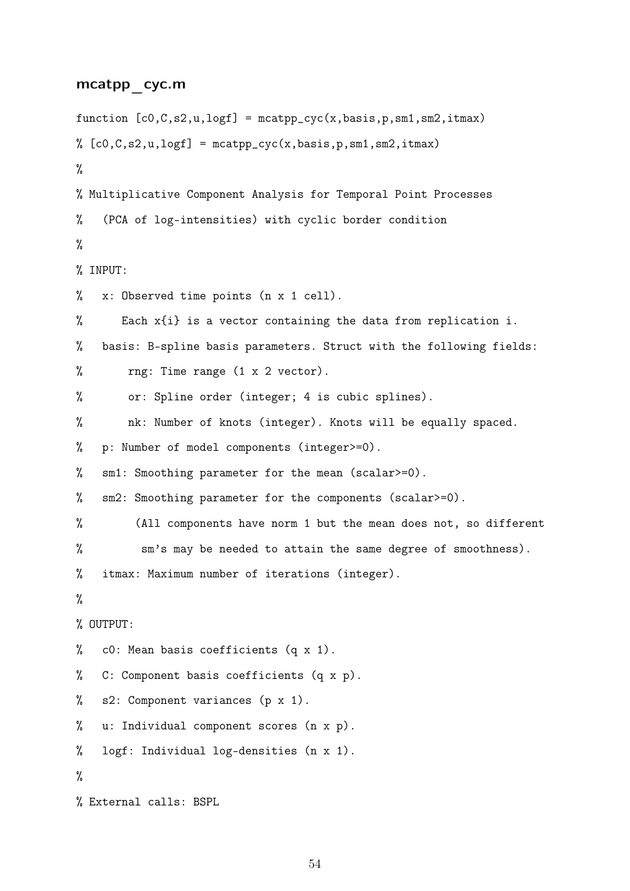### mcatpp_cyc.m

```
function [c0,C,s2,u,logf] = mcatpp_cyc(x,basis,p,sm1,sm2,itmax)
% [c0,C,s2,u,logf] = mcatpp_cyc(x,basis,p,sm1,sm2,itmax)
%
% Multiplicative Component Analysis for Temporal Point Processes
%   (PCA of log-intensities) with cyclic border condition
%
% INPUT:
%   x: Observed time points (n x 1 cell).
%      Each x{i} is a vector containing the data from replication i.
%   basis: B-spline basis parameters. Struct with the following fields:
%       rng: Time range (1 x 2 vector).
%       or: Spline order (integer; 4 is cubic splines).
%       nk: Number of knots (integer). Knots will be equally spaced.
%   p: Number of model components (integer>=0).
%   sm1: Smoothing parameter for the mean (scalar>=0).
%   sm2: Smoothing parameter for the components (scalar>=0).
%        (All components have norm 1 but the mean does not, so different
%         sm's may be needed to attain the same degree of smoothness).
%   itmax: Maximum number of iterations (integer).
%
% OUTPUT:
%   c0: Mean basis coefficients (q x 1).
%   C: Component basis coefficients (q x p).
%   s2: Component variances (p x 1).
%   u: Individual component scores (n x p).
%   logf: Individual log-densities (n x 1).
%
% External calls: BSPL
```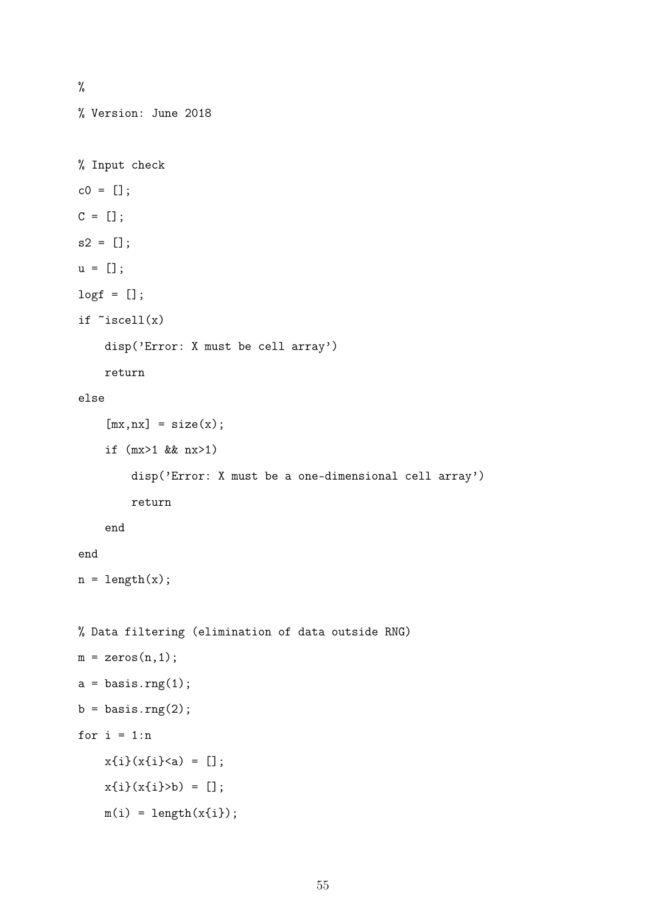```
%
% Version: June 2018

% Input check
c0 = [];
C = [];
s2 = [];
u = [];
logf = [];
if ~iscell(x)
    disp('Error: X must be cell array')
    return
else
    [mx,nx] = size(x);
    if (mx>1 && nx>1)
        disp('Error: X must be a one-dimensional cell array')
        return
    end
end
n = length(x);

% Data filtering (elimination of data outside RNG)
m = zeros(n,1);
a = basis.rng(1);
b = basis.rng(2);
for i = 1:n
    x{i}(x{i}<a) = [];
    x{i}(x{i}>b) = [];
    m(i) = length(x{i});
```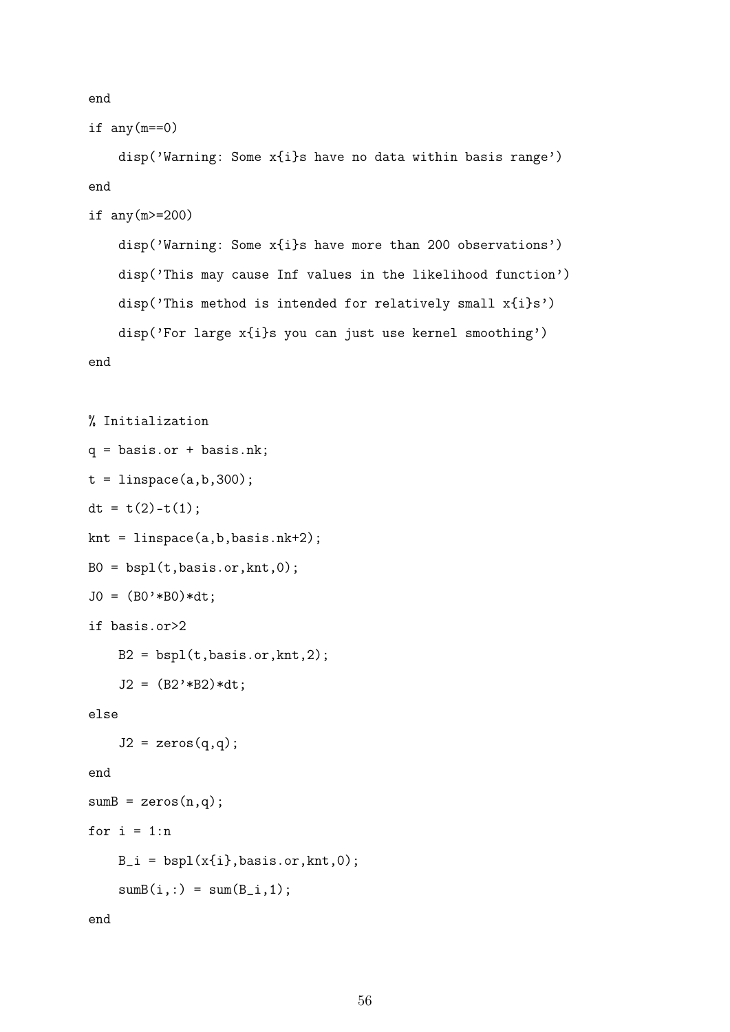```
end
if any(m==0)
    disp('Warning: Some x{i}s have no data within basis range')
end
if any(m>=200)
    disp('Warning: Some x{i}s have more than 200 observations')
    disp('This may cause Inf values in the likelihood function')
    disp('This method is intended for relatively small x{i}s')
    disp('For large x{i}s you can just use kernel smoothing')
end

% Initialization
q = basis.or + basis.nk;
t = linspace(a,b,300);
dt = t(2)-t(1);
knt = linspace(a,b,basis.nk+2);
B0 = bspl(t,basis.or,knt,0);
J0 = (B0'*B0)*dt;
if basis.or>2
    B2 = bspl(t,basis.or,knt,2);
    J2 = (B2'*B2)*dt;
else
    J2 = zeros(q,q);
end
sumB = zeros(n,q);
for i = 1:n
    B_i = bspl(x{i},basis.or,knt,0);
    sumB(i,:) = sum(B_i,1);
end
```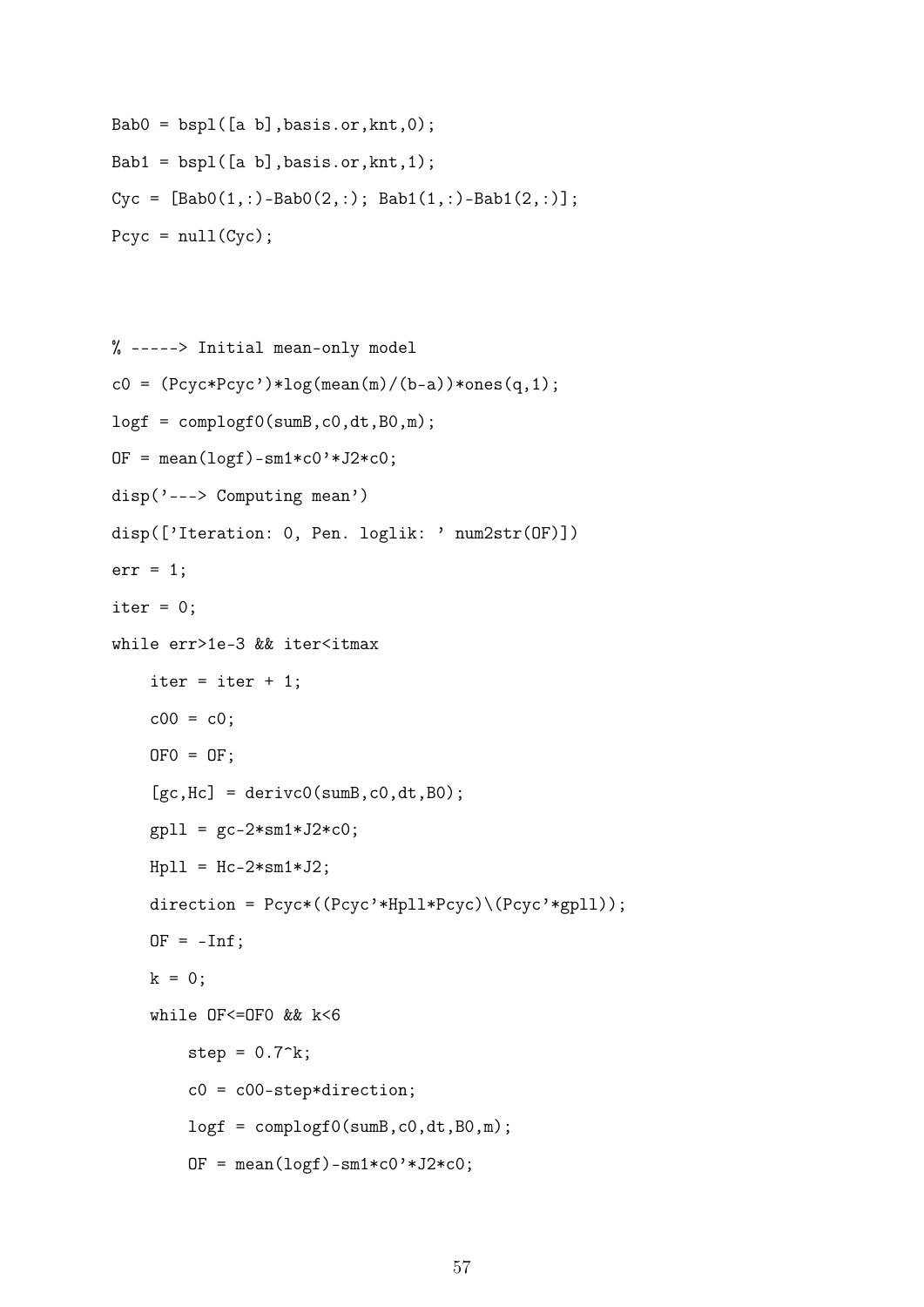```
Bab0 = bspl([a b],basis.or,knt,0);
Bab1 = bspl([a b],basis.or,knt,1);
Cyc = [Bab0(1,:)-Bab0(2,:); Bab1(1,:)-Bab1(2,:)];
Pcyc = null(Cyc);



% -----> Initial mean-only model
c0 = (Pcyc*Pcyc')*log(mean(m)/(b-a))*ones(q,1);
logf = complogf0(sumB,c0,dt,B0,m);
OF = mean(logf)-sm1*c0'*J2*c0;
disp('---> Computing mean')
disp(['Iteration: 0, Pen. loglik: ' num2str(OF)])
err = 1;
iter = 0;
while err>1e-3 && iter<itmax
    iter = iter + 1;
    c00 = c0;
    OF0 = OF;
    [gc,Hc] = derivc0(sumB,c0,dt,B0);
    gpll = gc-2*sm1*J2*c0;
    Hpll = Hc-2*sm1*J2;
    direction = Pcyc*((Pcyc'*Hpll*Pcyc)\(Pcyc'*gpll));
    OF = -Inf;
    k = 0;
    while OF<=OF0 && k<6
        step = 0.7^k;
        c0 = c00-step*direction;
        logf = complogf0(sumB,c0,dt,B0,m);
        OF = mean(logf)-sm1*c0'*J2*c0;
```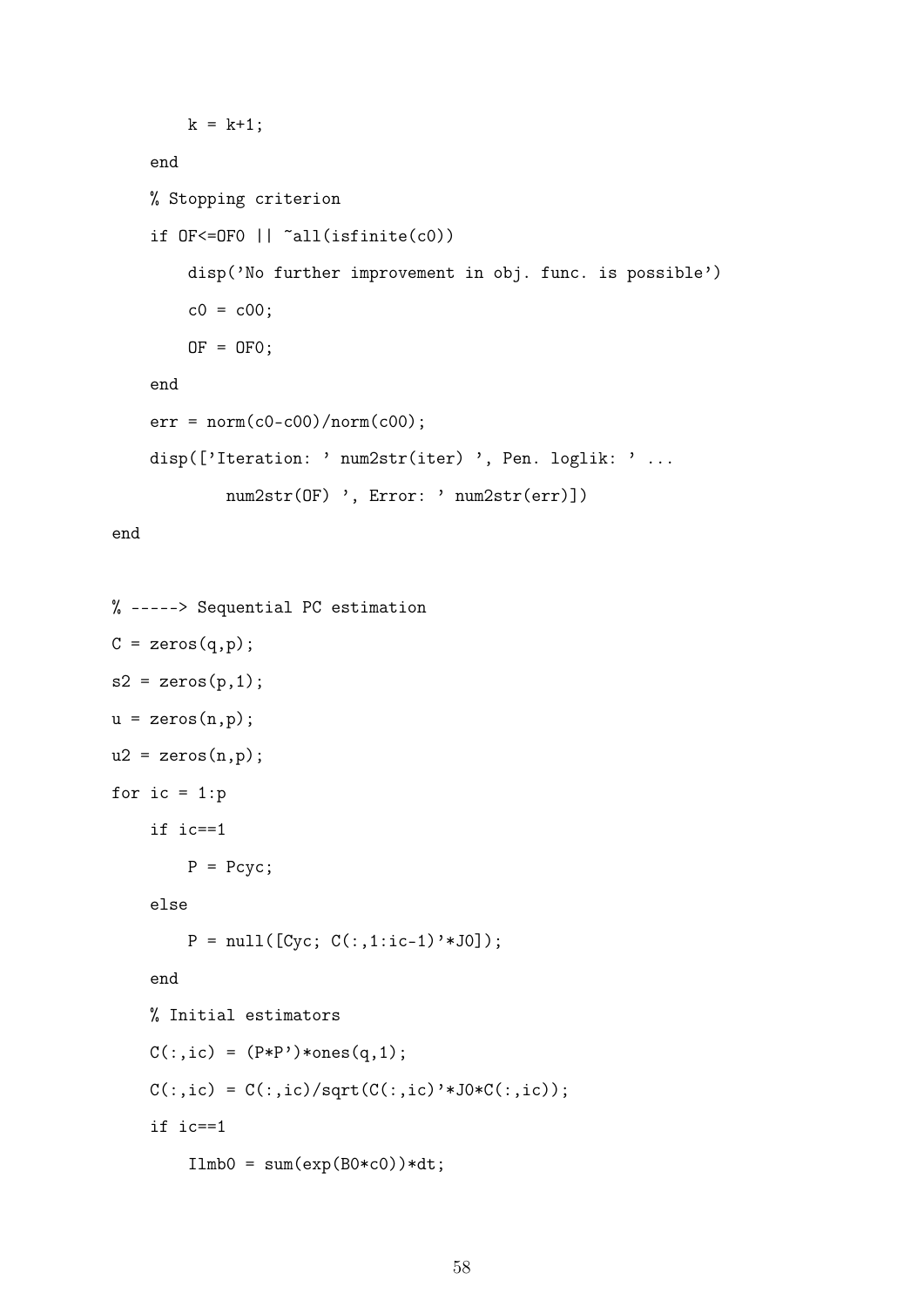```
        k = k+1;
    end
    % Stopping criterion
    if OF<=OF0 || ~all(isfinite(c0))
        disp('No further improvement in obj. func. is possible')
        c0 = c00;
        OF = OF0;
    end
    err = norm(c0-c00)/norm(c00);
    disp(['Iteration: ' num2str(iter) ', Pen. loglik: ' ...
          num2str(OF) ', Error: ' num2str(err)])
end

% -----> Sequential PC estimation
C = zeros(q,p);
s2 = zeros(p,1);
u = zeros(n,p);
u2 = zeros(n,p);
for ic = 1:p
    if ic==1
        P = Pcyc;
    else
        P = null([Cyc; C(:,1:ic-1)'*J0]);
    end
    % Initial estimators
    C(:,ic) = (P*P')*ones(q,1);
    C(:,ic) = C(:,ic)/sqrt(C(:,ic)'*J0*C(:,ic));
    if ic==1
        Ilmb0 = sum(exp(B0*c0))*dt;
```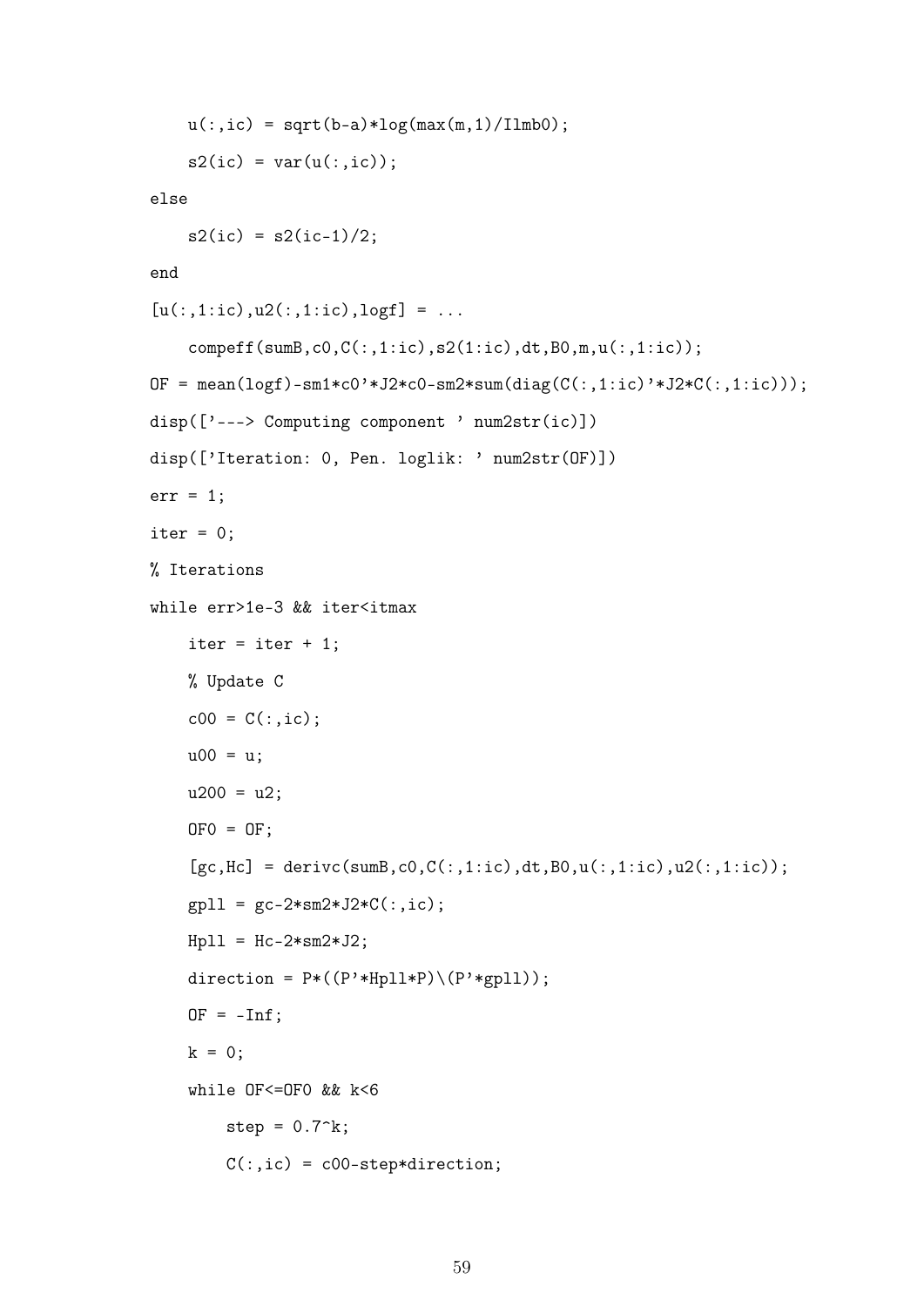```
    u(:,ic) = sqrt(b-a)*log(max(m,1)/Ilmb0);
    s2(ic) = var(u(:,ic));
else
    s2(ic) = s2(ic-1)/2;
end
[u(:,1:ic),u2(:,1:ic),logf] = ...
    compeff(sumB,c0,C(:,1:ic),s2(1:ic),dt,B0,m,u(:,1:ic));
OF = mean(logf)-sm1*c0'*J2*c0-sm2*sum(diag(C(:,1:ic)'*J2*C(:,1:ic)));
disp(['---> Computing component ' num2str(ic)])
disp(['Iteration: 0, Pen. loglik: ' num2str(OF)])
err = 1;
iter = 0;
% Iterations
while err>1e-3 && iter<itmax
    iter = iter + 1;
    % Update C
    c00 = C(:,ic);
    u00 = u;
    u200 = u2;
    OF0 = OF;
    [gc,Hc] = derivc(sumB,c0,C(:,1:ic),dt,B0,u(:,1:ic),u2(:,1:ic));
    gpll = gc-2*sm2*J2*C(:,ic);
    Hpll = Hc-2*sm2*J2;
    direction = P*((P'*Hpll*P)\(P'*gpll));
    OF = -Inf;
    k = 0;
    while OF<=OF0 && k<6
        step = 0.7^k;
        C(:,ic) = c00-step*direction;
```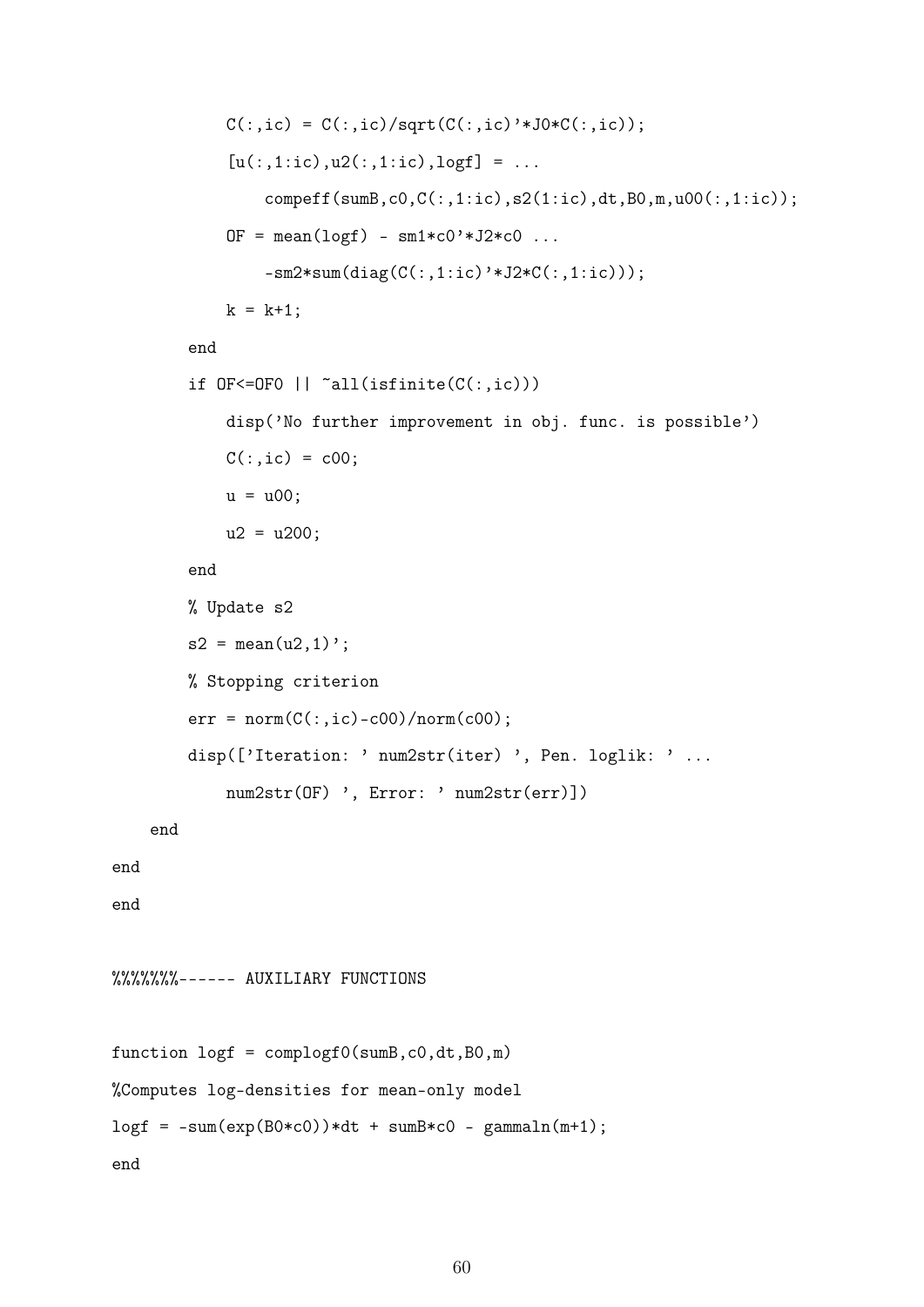```
            C(:,ic) = C(:,ic)/sqrt(C(:,ic)'*J0*C(:,ic));
            [u(:,1:ic),u2(:,1:ic),logf] = ...
                compeff(sumB,c0,C(:,1:ic),s2(1:ic),dt,B0,m,u00(:,1:ic));
            OF = mean(logf) - sm1*c0'*J2*c0 ...
                -sm2*sum(diag(C(:,1:ic)'*J2*C(:,1:ic)));
            k = k+1;
        end
        if OF<=OF0 || ~all(isfinite(C(:,ic)))
            disp('No further improvement in obj. func. is possible')
            C(:,ic) = c00;
            u = u00;
            u2 = u200;
        end
        % Update s2
        s2 = mean(u2,1)';
        % Stopping criterion
        err = norm(C(:,ic)-c00)/norm(c00);
        disp(['Iteration: ' num2str(iter) ', Pen. loglik: ' ...
            num2str(OF) ', Error: ' num2str(err)])
    end
end
end

%%%%%%%------ AUXILIARY FUNCTIONS

function logf = complogf0(sumB,c0,dt,B0,m)
%Computes log-densities for mean-only model
logf = -sum(exp(B0*c0))*dt + sumB*c0 - gammaln(m+1);
end
```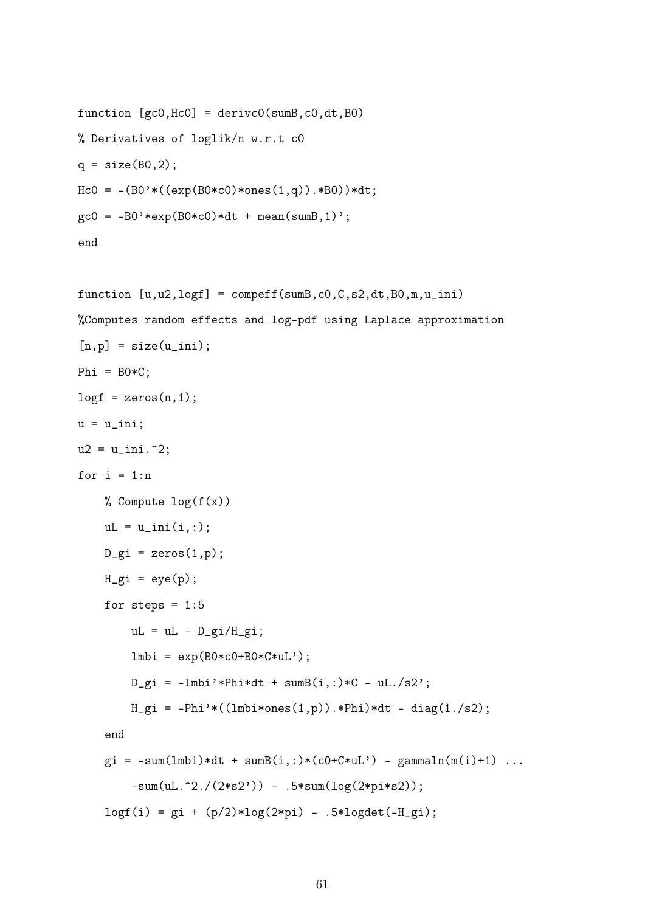```
function [gc0,Hc0] = derivc0(sumB,c0,dt,B0)
% Derivatives of loglik/n w.r.t c0
q = size(B0,2);
Hc0 = -(B0'*((exp(B0*c0)*ones(1,q)).*B0))*dt;
gc0 = -B0'*exp(B0*c0)*dt + mean(sumB,1)';
end


function [u,u2,logf] = compeff(sumB,c0,C,s2,dt,B0,m,u_ini)
%Computes random effects and log-pdf using Laplace approximation
[n,p] = size(u_ini);
Phi = B0*C;
logf = zeros(n,1);
u = u_ini;
u2 = u_ini.^2;
for i = 1:n
    % Compute log(f(x))
    uL = u_ini(i,:);
    D_gi = zeros(1,p);
    H_gi = eye(p);
    for steps = 1:5
        uL = uL - D_gi/H_gi;
        lmbi = exp(B0*c0+B0*C*uL');
        D_gi = -lmbi'*Phi*dt + sumB(i,:)*C - uL./s2';
        H_gi = -Phi'*((lmbi*ones(1,p)).*Phi)*dt - diag(1./s2);
    end
    gi = -sum(lmbi)*dt + sumB(i,:)*(c0+C*uL') - gammaln(m(i)+1) ...
        -sum(uL.^2./(2*s2')) - .5*sum(log(2*pi*s2));
    logf(i) = gi + (p/2)*log(2*pi) - .5*logdet(-H_gi);
```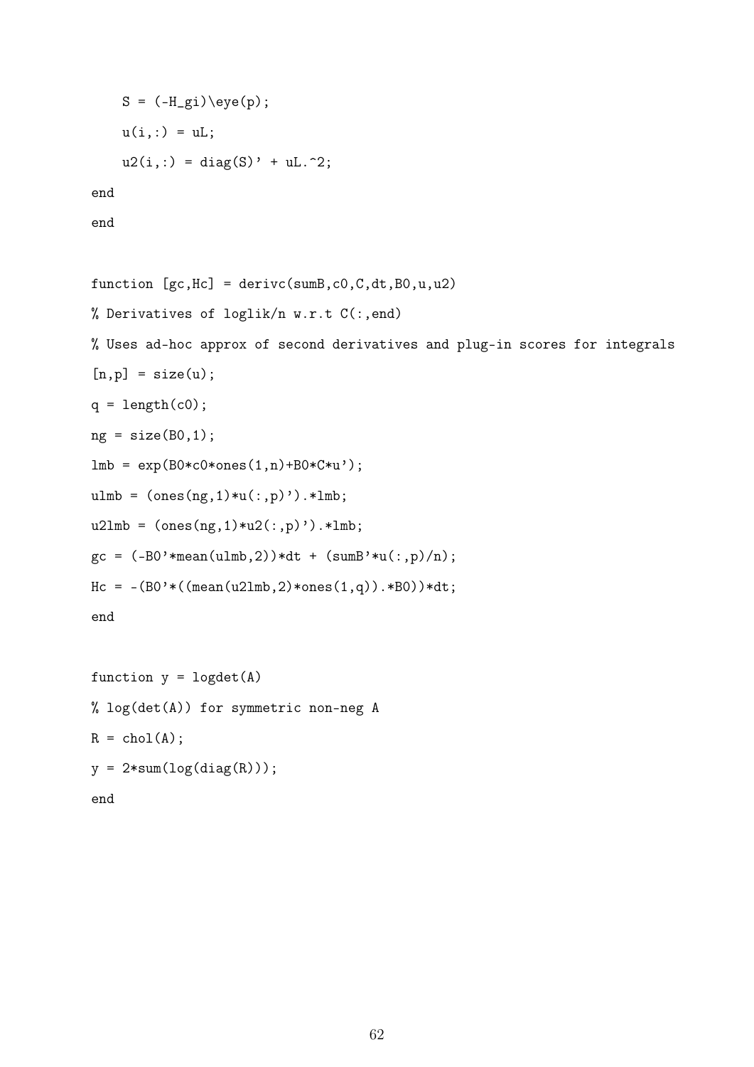```
    S = (-H_gi)\eye(p);
    u(i,:) = uL;
    u2(i,:) = diag(S)' + uL.^2;
end
end

function [gc,Hc] = derivc(sumB,c0,C,dt,B0,u,u2)
% Derivatives of loglik/n w.r.t C(:,end)
% Uses ad-hoc approx of second derivatives and plug-in scores for integrals
[n,p] = size(u);
q = length(c0);
ng = size(B0,1);
lmb = exp(B0*c0*ones(1,n)+B0*C*u');
ulmb = (ones(ng,1)*u(:,p)').*lmb;
u2lmb = (ones(ng,1)*u2(:,p)').*lmb;
gc = (-B0'*mean(ulmb,2))*dt + (sumB'*u(:,p)/n);
Hc = -(B0'*((mean(u2lmb,2)*ones(1,q)).*B0))*dt;
end

function y = logdet(A)
% log(det(A)) for symmetric non-neg A
R = chol(A);
y = 2*sum(log(diag(R)));
end
```